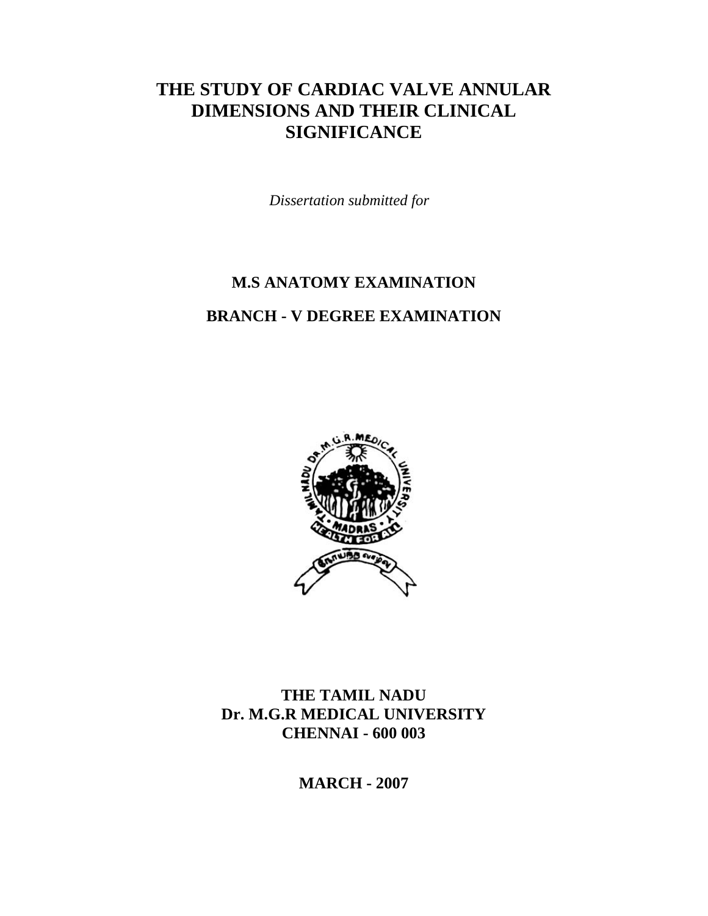# THE STUDY OF CARDIAC VALVE ANNULAR DIMENSIONS AND THEIR CLINICAL SIGNIFICANCE

*Dissertation submitted for*

**M.S ANATOMY EXAMINATION**

**BRANCH - V DEGREE EXAMINATION**

**THE TAMIL NADU**
**Dr. M.G.R MEDICAL UNIVERSITY**
**CHENNAI - 600 003**

**MARCH - 2007**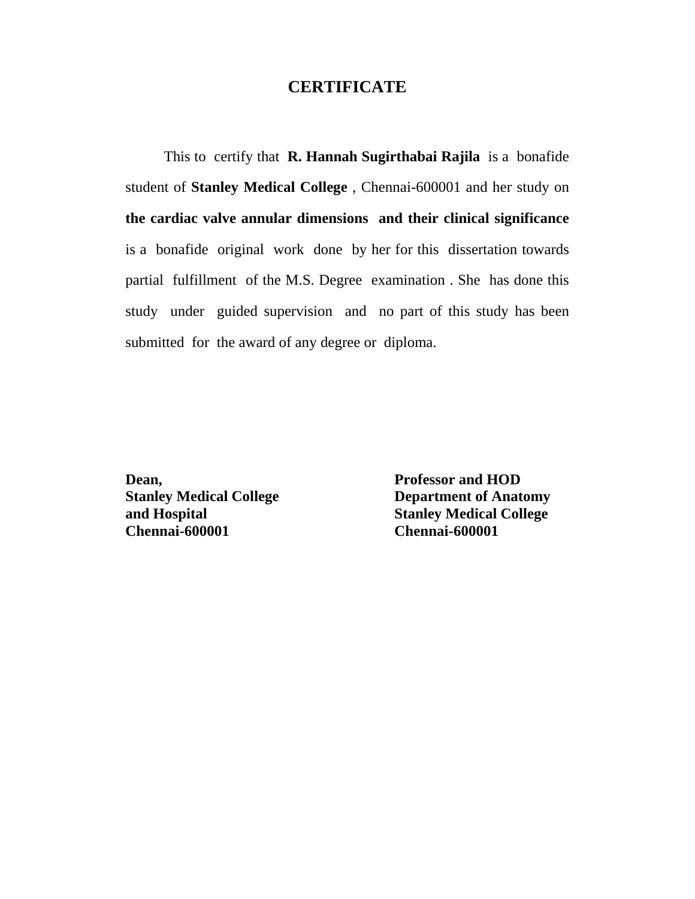# CERTIFICATE

This to certify that **R. Hannah Sugirthabai Rajila** is a bonafide student of **Stanley Medical College** , Chennai-600001 and her study on **the cardiac valve annular dimensions and their clinical significance** is a bonafide original work done by her for this dissertation towards partial fulfillment of the M.S. Degree examination . She has done this study under guided supervision and no part of this study has been submitted for the award of any degree or diploma.

**Dean,**
**Stanley Medical College**
**and Hospital**
**Chennai-600001**

**Professor and HOD**
**Department of Anatomy**
**Stanley Medical College**
**Chennai-600001**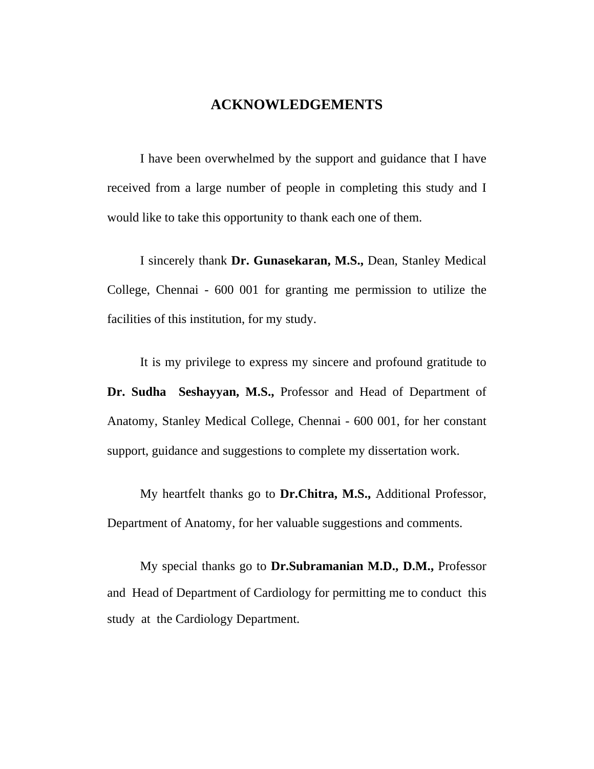# ACKNOWLEDGEMENTS

I have been overwhelmed by the support and guidance that I have received from a large number of people in completing this study and I would like to take this opportunity to thank each one of them.

I sincerely thank **Dr. Gunasekaran, M.S.,** Dean, Stanley Medical College, Chennai - 600 001 for granting me permission to utilize the facilities of this institution, for my study.

It is my privilege to express my sincere and profound gratitude to **Dr. Sudha Seshayyan, M.S.,** Professor and Head of Department of Anatomy, Stanley Medical College, Chennai - 600 001, for her constant support, guidance and suggestions to complete my dissertation work.

My heartfelt thanks go to **Dr.Chitra, M.S.,** Additional Professor, Department of Anatomy, for her valuable suggestions and comments.

My special thanks go to **Dr.Subramanian M.D., D.M.,** Professor and Head of Department of Cardiology for permitting me to conduct this study at the Cardiology Department.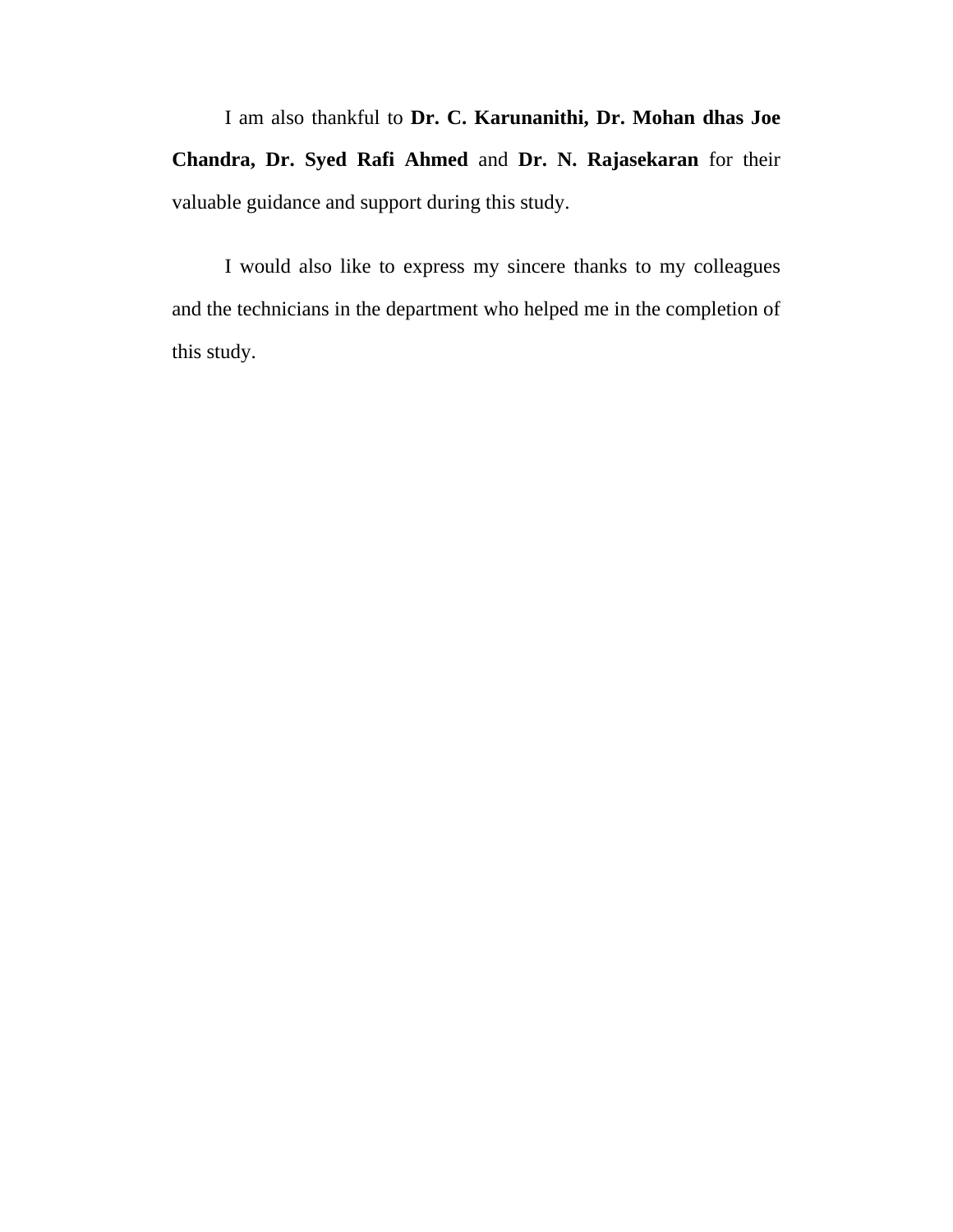I am also thankful to **Dr. C. Karunanithi, Dr. Mohan dhas Joe Chandra, Dr. Syed Rafi Ahmed** and **Dr. N. Rajasekaran** for their valuable guidance and support during this study.

I would also like to express my sincere thanks to my colleagues and the technicians in the department who helped me in the completion of this study.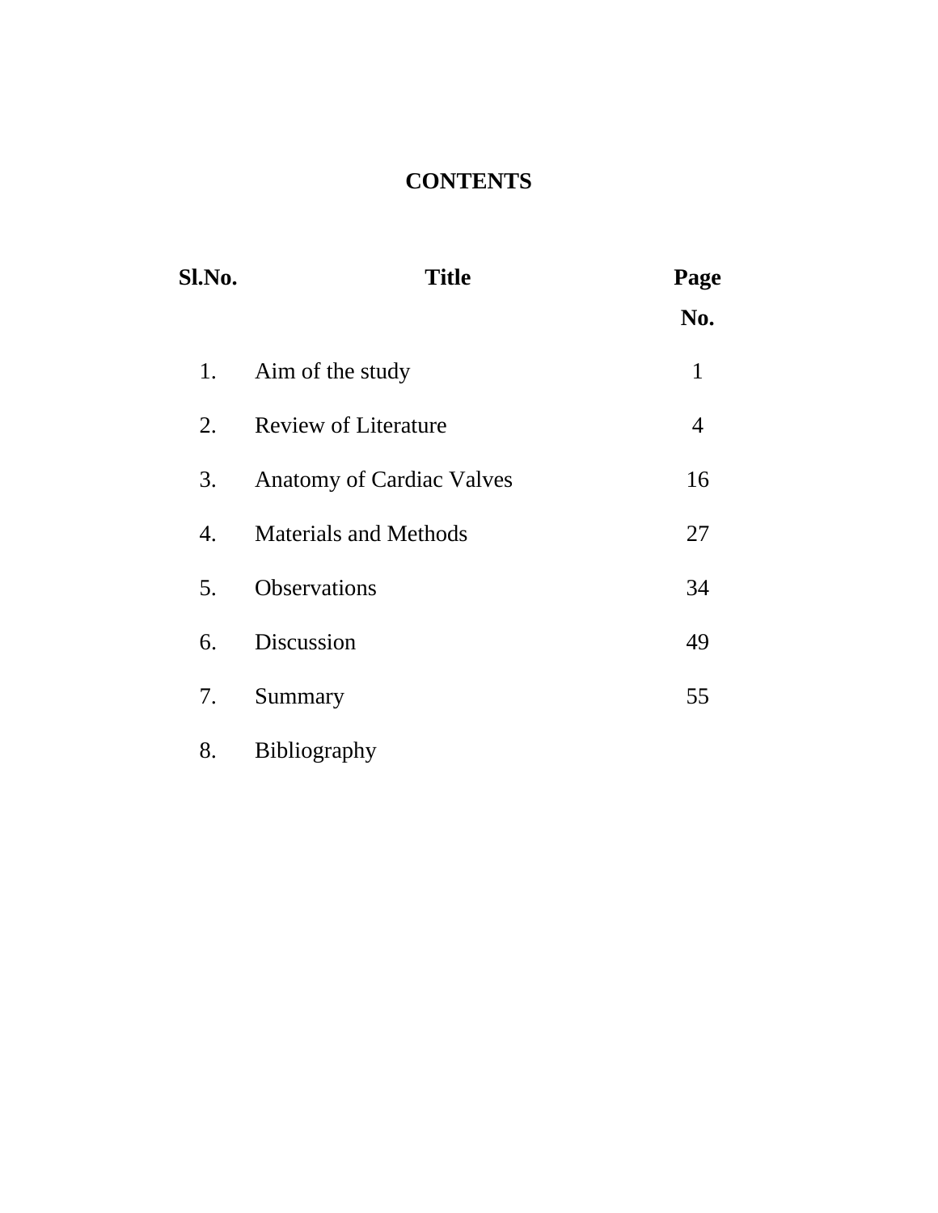# CONTENTS

| Sl.No. | Title | Page No. |
|---|---|---|
| 1. | Aim of the study | 1 |
| 2. | Review of Literature | 4 |
| 3. | Anatomy of Cardiac Valves | 16 |
| 4. | Materials and Methods | 27 |
| 5. | Observations | 34 |
| 6. | Discussion | 49 |
| 7. | Summary | 55 |
| 8. | Bibliography | |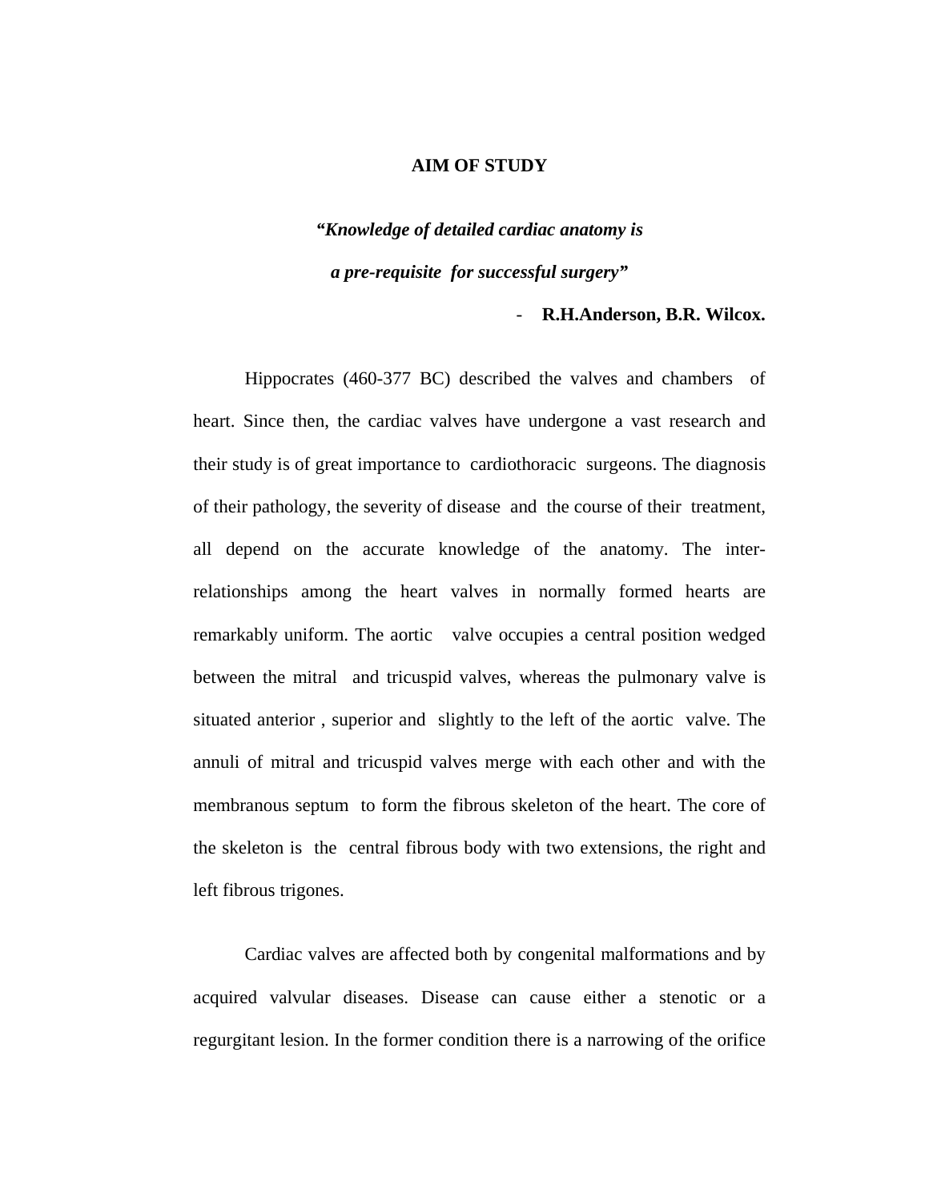# AIM OF STUDY

***"Knowledge of detailed cardiac anatomy is a pre-requisite for successful surgery"***

- **R.H.Anderson, B.R. Wilcox.**

Hippocrates (460-377 BC) described the valves and chambers of heart. Since then, the cardiac valves have undergone a vast research and their study is of great importance to cardiothoracic surgeons. The diagnosis of their pathology, the severity of disease and the course of their treatment, all depend on the accurate knowledge of the anatomy. The inter-relationships among the heart valves in normally formed hearts are remarkably uniform. The aortic valve occupies a central position wedged between the mitral and tricuspid valves, whereas the pulmonary valve is situated anterior , superior and slightly to the left of the aortic valve. The annuli of mitral and tricuspid valves merge with each other and with the membranous septum to form the fibrous skeleton of the heart. The core of the skeleton is the central fibrous body with two extensions, the right and left fibrous trigones.

Cardiac valves are affected both by congenital malformations and by acquired valvular diseases. Disease can cause either a stenotic or a regurgitant lesion. In the former condition there is a narrowing of the orifice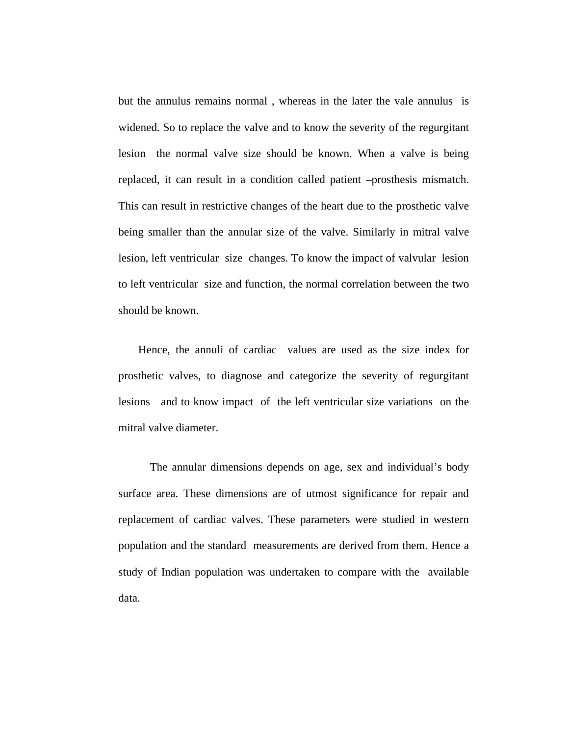but the annulus remains normal , whereas in the later the vale annulus is widened. So to replace the valve and to know the severity of the regurgitant lesion the normal valve size should be known. When a valve is being replaced, it can result in a condition called patient –prosthesis mismatch. This can result in restrictive changes of the heart due to the prosthetic valve being smaller than the annular size of the valve. Similarly in mitral valve lesion, left ventricular size changes. To know the impact of valvular lesion to left ventricular size and function, the normal correlation between the two should be known.

Hence, the annuli of cardiac values are used as the size index for prosthetic valves, to diagnose and categorize the severity of regurgitant lesions and to know impact of the left ventricular size variations on the mitral valve diameter.

The annular dimensions depends on age, sex and individual's body surface area. These dimensions are of utmost significance for repair and replacement of cardiac valves. These parameters were studied in western population and the standard measurements are derived from them. Hence a study of Indian population was undertaken to compare with the available data.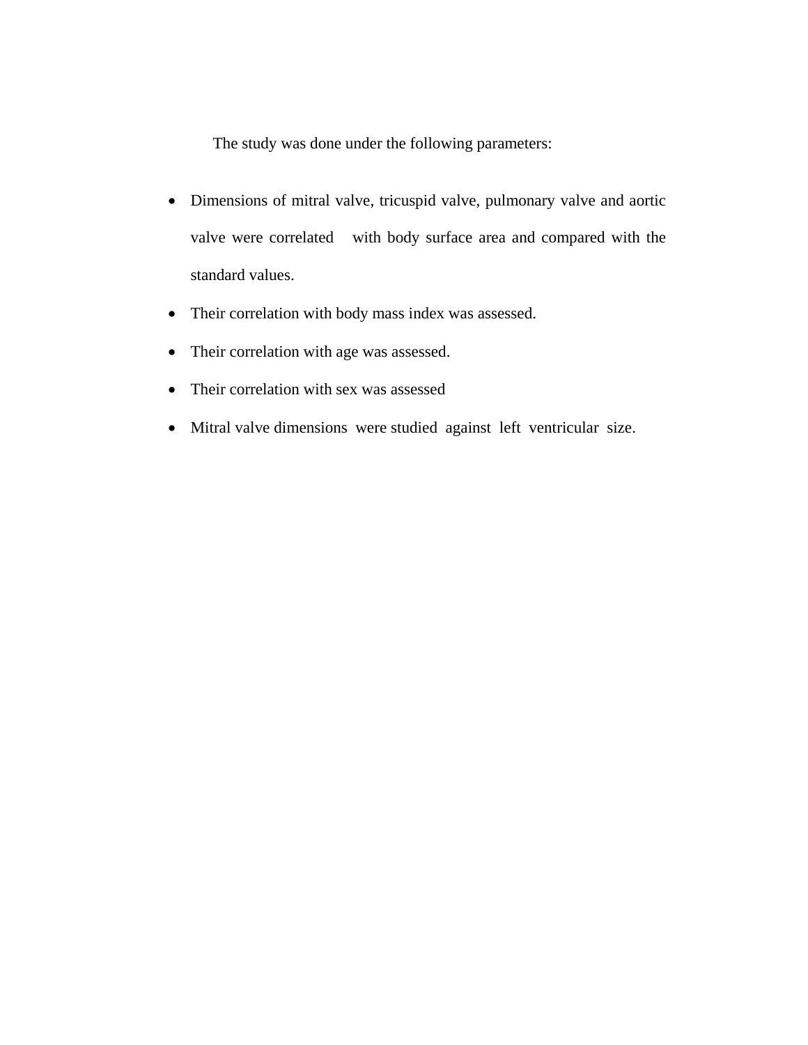The study was done under the following parameters:

- Dimensions of mitral valve, tricuspid valve, pulmonary valve and aortic valve were correlated with body surface area and compared with the standard values.
- Their correlation with body mass index was assessed.
- Their correlation with age was assessed.
- Their correlation with sex was assessed
- Mitral valve dimensions were studied against left ventricular size.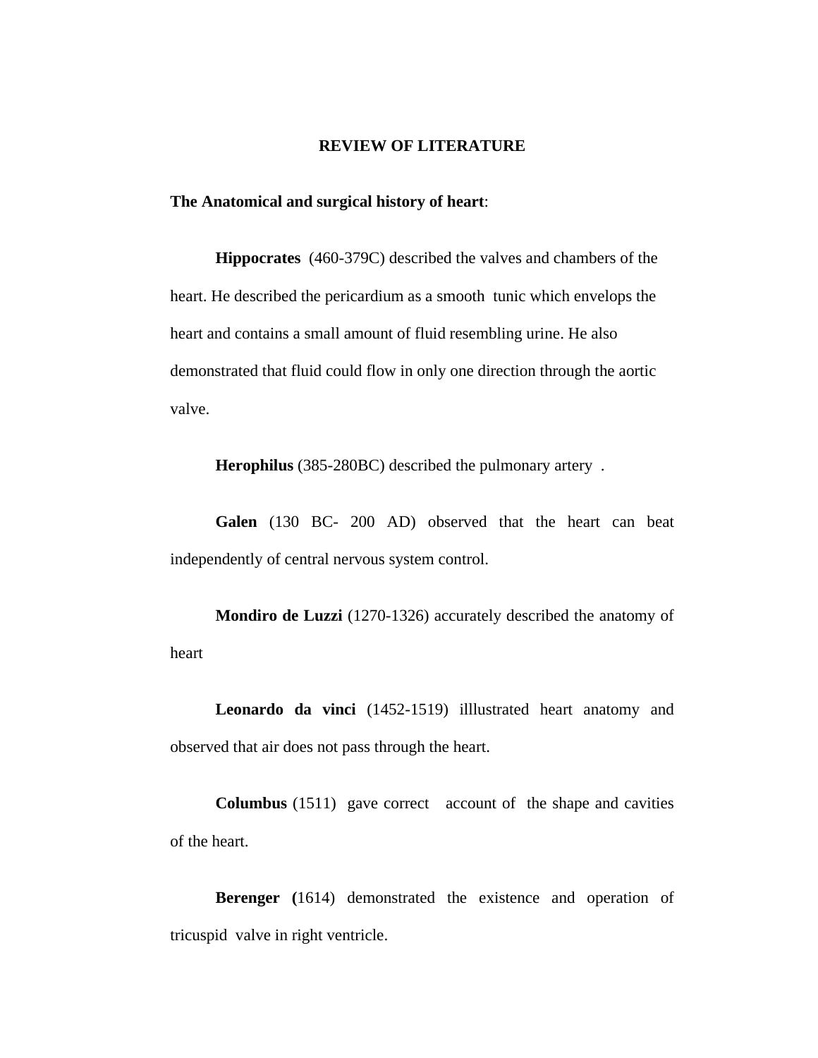# REVIEW OF LITERATURE

**The Anatomical and surgical history of heart**:

**Hippocrates** (460-379C) described the valves and chambers of the heart. He described the pericardium as a smooth tunic which envelops the heart and contains a small amount of fluid resembling urine. He also demonstrated that fluid could flow in only one direction through the aortic valve.

**Herophilus** (385-280BC) described the pulmonary artery .

**Galen** (130 BC- 200 AD) observed that the heart can beat independently of central nervous system control.

**Mondiro de Luzzi** (1270-1326) accurately described the anatomy of heart

**Leonardo da vinci** (1452-1519) illlustrated heart anatomy and observed that air does not pass through the heart.

**Columbus** (1511) gave correct account of the shape and cavities of the heart.

**Berenger (**1614) demonstrated the existence and operation of tricuspid valve in right ventricle.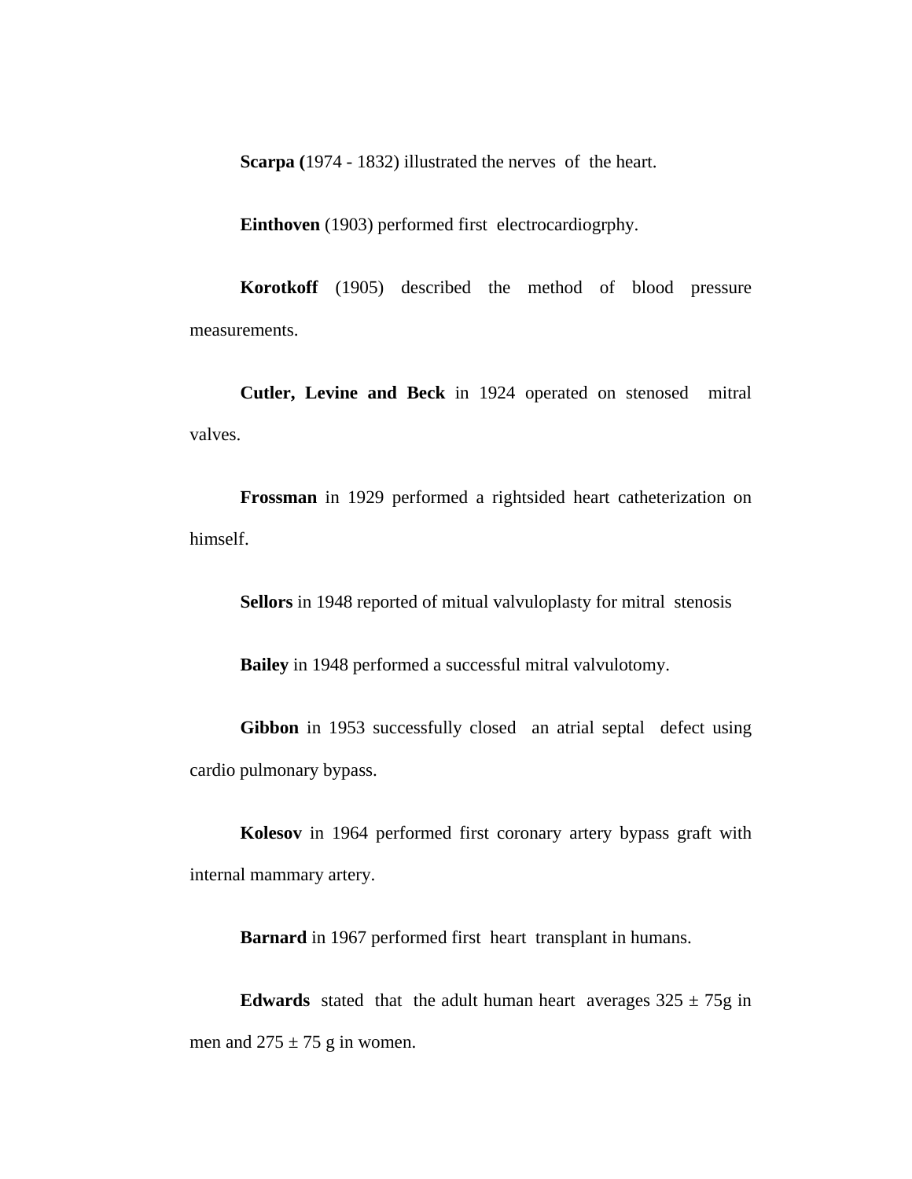**Scarpa (**1974 - 1832) illustrated the nerves of the heart.

**Einthoven** (1903) performed first electrocardiogrphy.

**Korotkoff** (1905) described the method of blood pressure measurements.

**Cutler, Levine and Beck** in 1924 operated on stenosed mitral valves.

**Frossman** in 1929 performed a rightsided heart catheterization on himself.

**Sellors** in 1948 reported of mitual valvuloplasty for mitral stenosis

**Bailey** in 1948 performed a successful mitral valvulotomy.

**Gibbon** in 1953 successfully closed an atrial septal defect using cardio pulmonary bypass.

**Kolesov** in 1964 performed first coronary artery bypass graft with internal mammary artery.

**Barnard** in 1967 performed first heart transplant in humans.

**Edwards** stated that the adult human heart averages 325 ± 75g in men and 275 ± 75 g in women.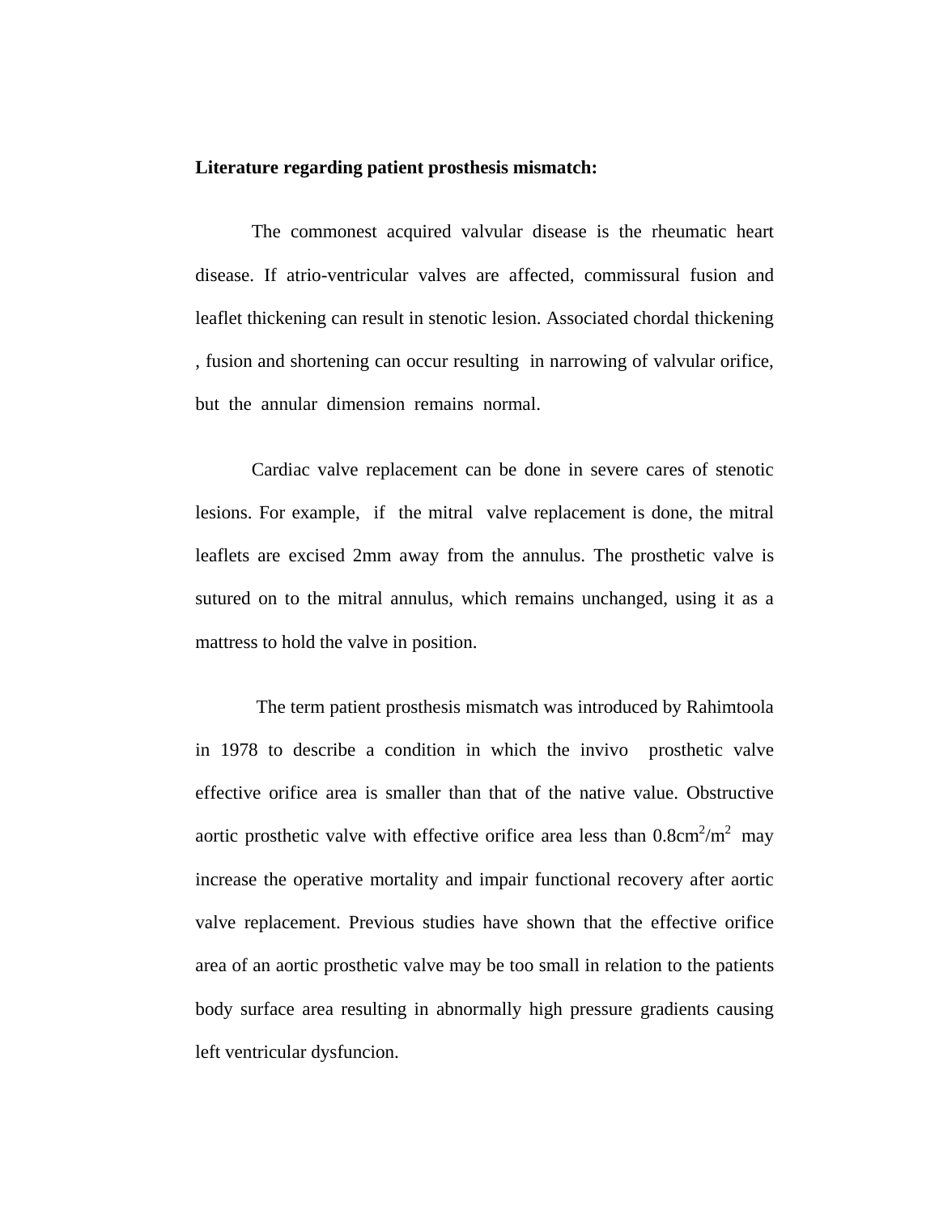**Literature regarding patient prosthesis mismatch:**

The commonest acquired valvular disease is the rheumatic heart disease. If atrio-ventricular valves are affected, commissural fusion and leaflet thickening can result in stenotic lesion. Associated chordal thickening , fusion and shortening can occur resulting in narrowing of valvular orifice, but the annular dimension remains normal.

Cardiac valve replacement can be done in severe cares of stenotic lesions. For example, if the mitral valve replacement is done, the mitral leaflets are excised 2mm away from the annulus. The prosthetic valve is sutured on to the mitral annulus, which remains unchanged, using it as a mattress to hold the valve in position.

The term patient prosthesis mismatch was introduced by Rahimtoola in 1978 to describe a condition in which the invivo prosthetic valve effective orifice area is smaller than that of the native value. Obstructive aortic prosthetic valve with effective orifice area less than $0.8cm^2/m^2$ may increase the operative mortality and impair functional recovery after aortic valve replacement. Previous studies have shown that the effective orifice area of an aortic prosthetic valve may be too small in relation to the patients body surface area resulting in abnormally high pressure gradients causing left ventricular dysfuncion.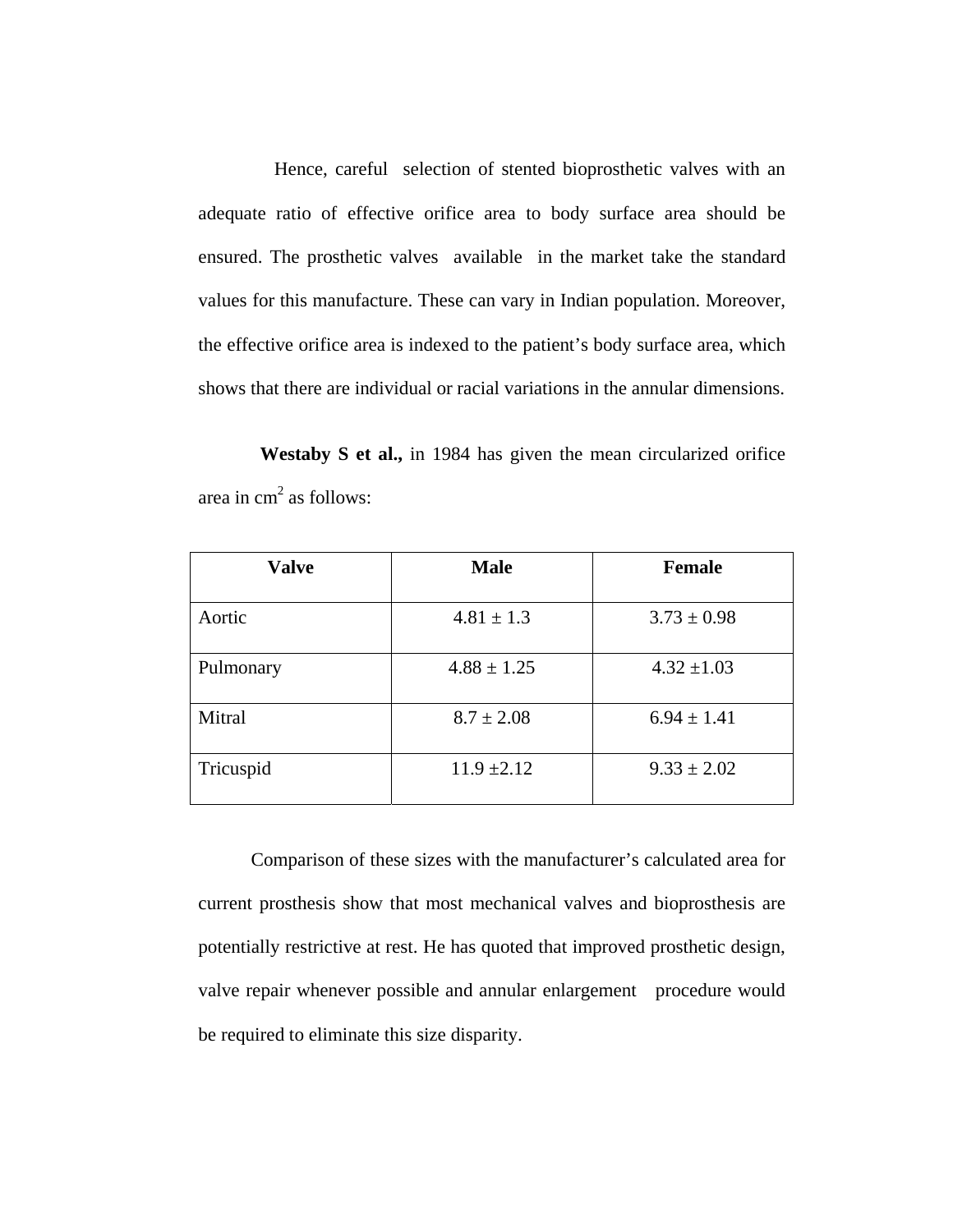Hence, careful selection of stented bioprosthetic valves with an adequate ratio of effective orifice area to body surface area should be ensured. The prosthetic valves available in the market take the standard values for this manufacture. These can vary in Indian population. Moreover, the effective orifice area is indexed to the patient's body surface area, which shows that there are individual or racial variations in the annular dimensions.

**Westaby S et al.,** in 1984 has given the mean circularized orifice area in $cm^2$ as follows:

| Valve | Male | Female |
|---|---|---|
| Aortic | 4.81 ± 1.3 | 3.73 ± 0.98 |
| Pulmonary | 4.88 ± 1.25 | 4.32 ±1.03 |
| Mitral | 8.7 ± 2.08 | 6.94 ± 1.41 |
| Tricuspid | 11.9 ±2.12 | 9.33 ± 2.02 |

Comparison of these sizes with the manufacturer's calculated area for current prosthesis show that most mechanical valves and bioprosthesis are potentially restrictive at rest. He has quoted that improved prosthetic design, valve repair whenever possible and annular enlargement procedure would be required to eliminate this size disparity.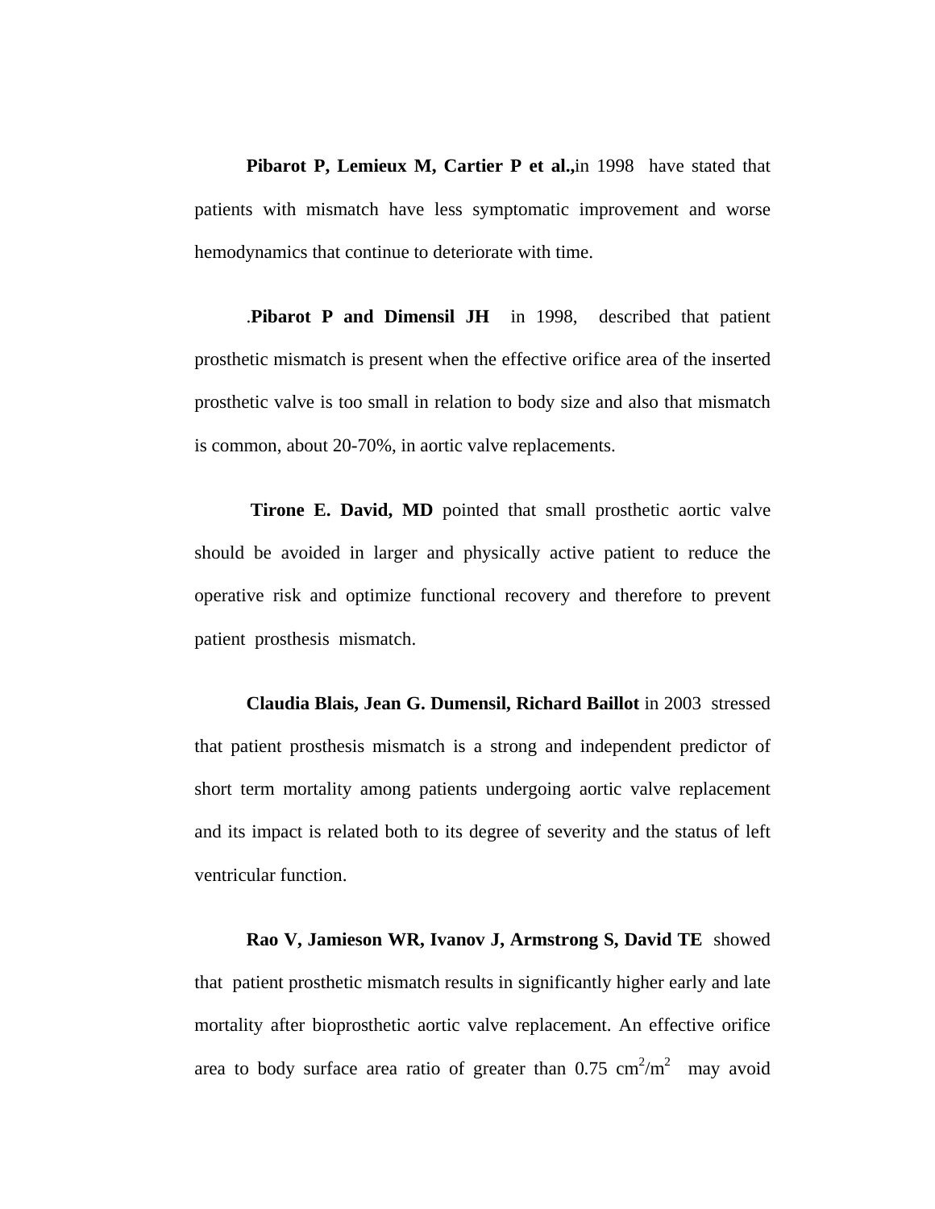**Pibarot P, Lemieux M, Cartier P et al.,**in 1998 have stated that patients with mismatch have less symptomatic improvement and worse hemodynamics that continue to deteriorate with time.

.**Pibarot P and Dimensil JH** in 1998, described that patient prosthetic mismatch is present when the effective orifice area of the inserted prosthetic valve is too small in relation to body size and also that mismatch is common, about 20-70%, in aortic valve replacements.

**Tirone E. David, MD** pointed that small prosthetic aortic valve should be avoided in larger and physically active patient to reduce the operative risk and optimize functional recovery and therefore to prevent patient prosthesis mismatch.

**Claudia Blais, Jean G. Dumensil, Richard Baillot** in 2003 stressed that patient prosthesis mismatch is a strong and independent predictor of short term mortality among patients undergoing aortic valve replacement and its impact is related both to its degree of severity and the status of left ventricular function.

**Rao V, Jamieson WR, Ivanov J, Armstrong S, David TE** showed that patient prosthetic mismatch results in significantly higher early and late mortality after bioprosthetic aortic valve replacement. An effective orifice area to body surface area ratio of greater than 0.75 $cm^2/m^2$ may avoid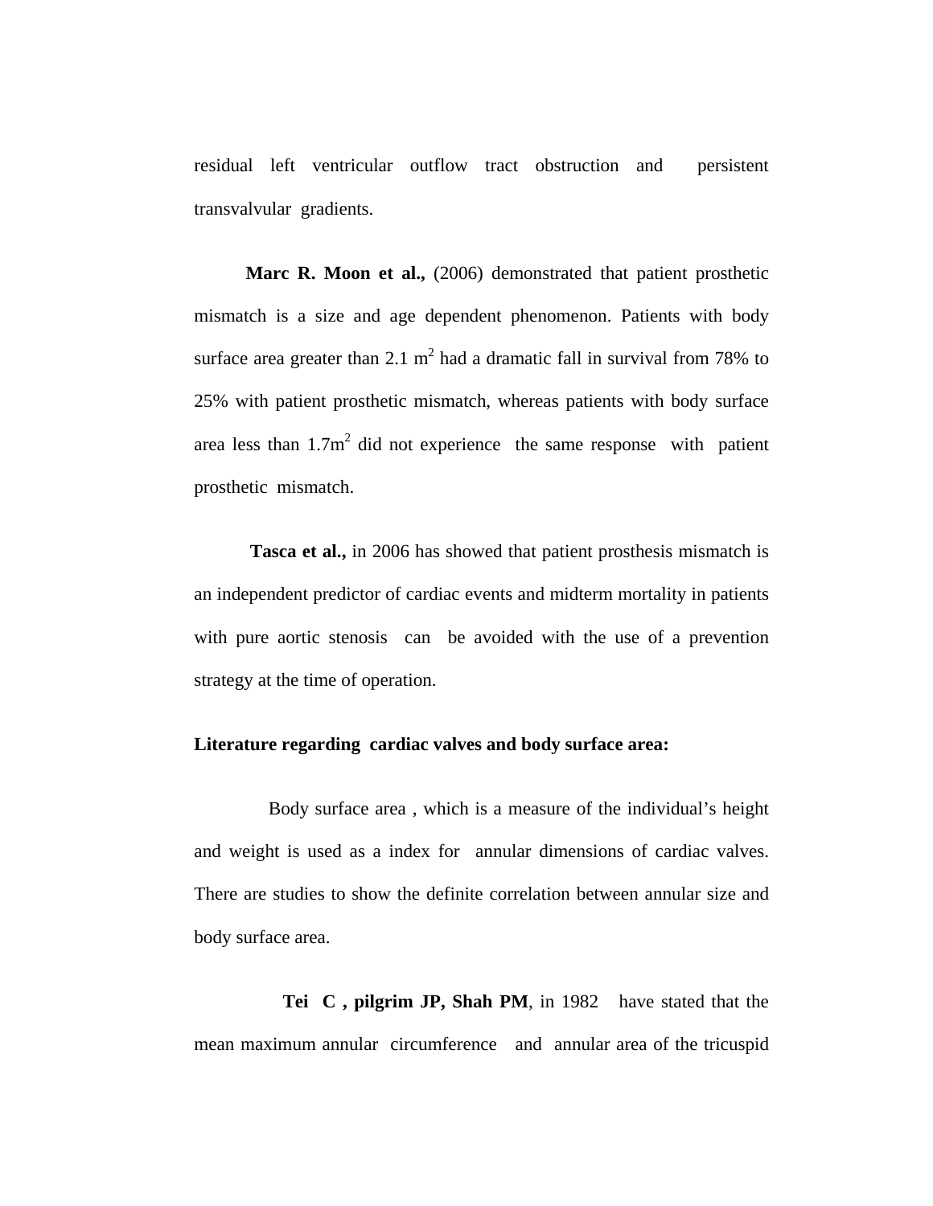residual left ventricular outflow tract obstruction and persistent transvalvular gradients.

**Marc R. Moon et al.,** (2006) demonstrated that patient prosthetic mismatch is a size and age dependent phenomenon. Patients with body surface area greater than 2.1 $m^2$ had a dramatic fall in survival from 78% to 25% with patient prosthetic mismatch, whereas patients with body surface area less than 1.7$m^2$ did not experience the same response with patient prosthetic mismatch.

**Tasca et al.,** in 2006 has showed that patient prosthesis mismatch is an independent predictor of cardiac events and midterm mortality in patients with pure aortic stenosis can be avoided with the use of a prevention strategy at the time of operation.

**Literature regarding cardiac valves and body surface area:**

Body surface area , which is a measure of the individual's height and weight is used as a index for annular dimensions of cardiac valves. There are studies to show the definite correlation between annular size and body surface area.

**Tei C , pilgrim JP, Shah PM**, in 1982 have stated that the mean maximum annular circumference and annular area of the tricuspid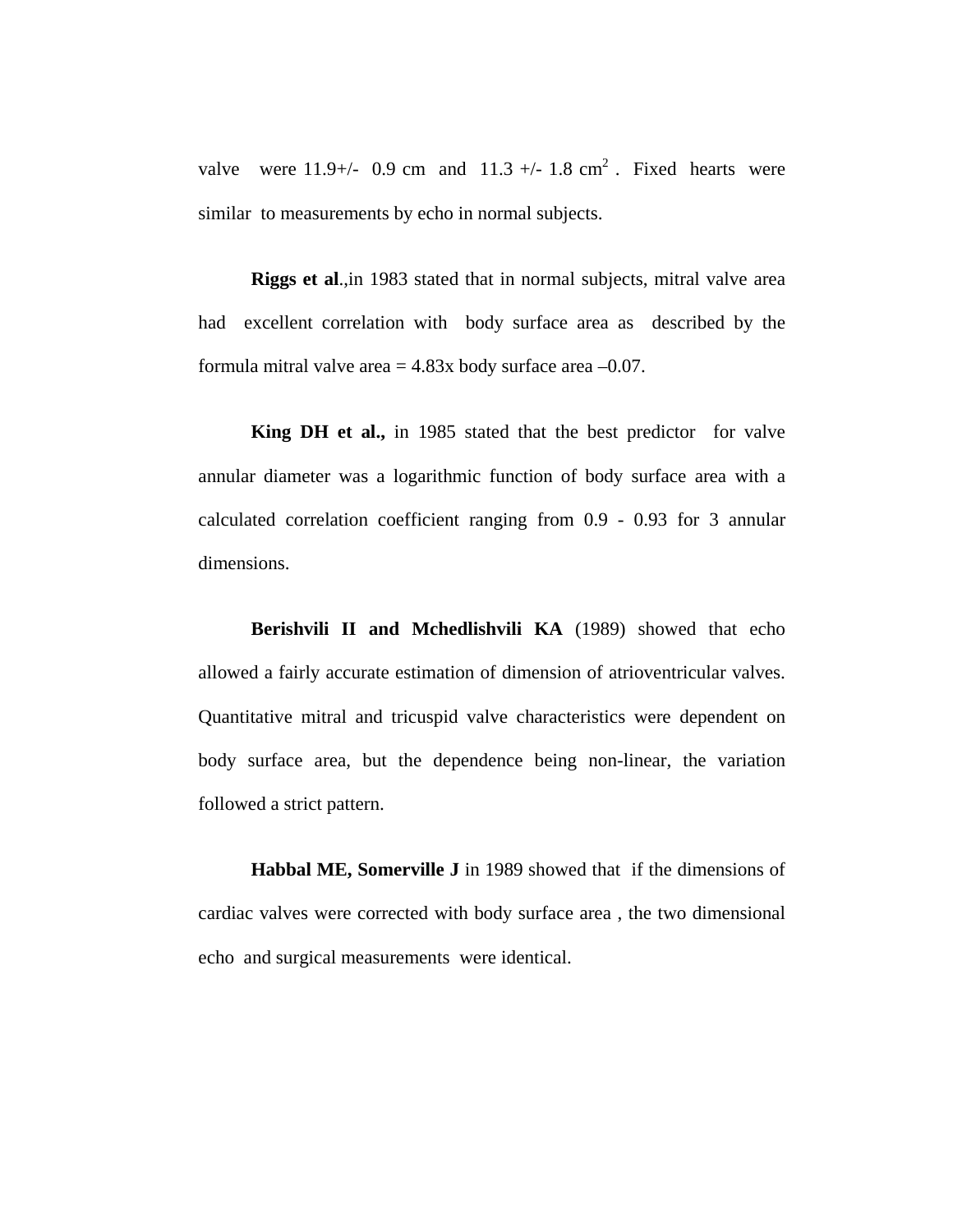valve were 11.9+/- 0.9 cm and 11.3 +/- 1.8 $cm^2$ . Fixed hearts were similar to measurements by echo in normal subjects.

**Riggs et al**.,in 1983 stated that in normal subjects, mitral valve area had excellent correlation with body surface area as described by the formula mitral valve area = 4.83x body surface area –0.07.

**King DH et al.,** in 1985 stated that the best predictor for valve annular diameter was a logarithmic function of body surface area with a calculated correlation coefficient ranging from 0.9 - 0.93 for 3 annular dimensions.

**Berishvili II and Mchedlishvili KA** (1989) showed that echo allowed a fairly accurate estimation of dimension of atrioventricular valves. Quantitative mitral and tricuspid valve characteristics were dependent on body surface area, but the dependence being non-linear, the variation followed a strict pattern.

**Habbal ME, Somerville J** in 1989 showed that if the dimensions of cardiac valves were corrected with body surface area , the two dimensional echo and surgical measurements were identical.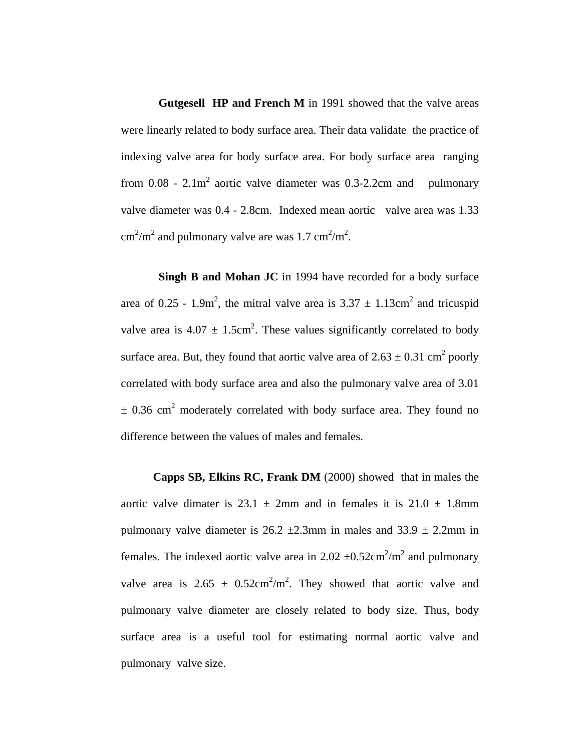**Gutgesell HP and French M** in 1991 showed that the valve areas were linearly related to body surface area. Their data validate the practice of indexing valve area for body surface area. For body surface area ranging from 0.08 - 2.1m$^2$ aortic valve diameter was 0.3-2.2cm and pulmonary valve diameter was 0.4 - 2.8cm. Indexed mean aortic valve area was 1.33 cm$^2$/m$^2$ and pulmonary valve are was 1.7 cm$^2$/m$^2$.

**Singh B and Mohan JC** in 1994 have recorded for a body surface area of 0.25 - 1.9m$^2$, the mitral valve area is 3.37 ± 1.13cm$^2$ and tricuspid valve area is 4.07 ± 1.5cm$^2$. These values significantly correlated to body surface area. But, they found that aortic valve area of 2.63 ± 0.31 cm$^2$ poorly correlated with body surface area and also the pulmonary valve area of 3.01 ± 0.36 cm$^2$ moderately correlated with body surface area. They found no difference between the values of males and females.

**Capps SB, Elkins RC, Frank DM** (2000) showed that in males the aortic valve dimater is 23.1 ± 2mm and in females it is 21.0 ± 1.8mm pulmonary valve diameter is 26.2 ±2.3mm in males and 33.9 ± 2.2mm in females. The indexed aortic valve area in 2.02 ±0.52cm$^2$/m$^2$ and pulmonary valve area is 2.65 ± 0.52cm$^2$/m$^2$. They showed that aortic valve and pulmonary valve diameter are closely related to body size. Thus, body surface area is a useful tool for estimating normal aortic valve and pulmonary valve size.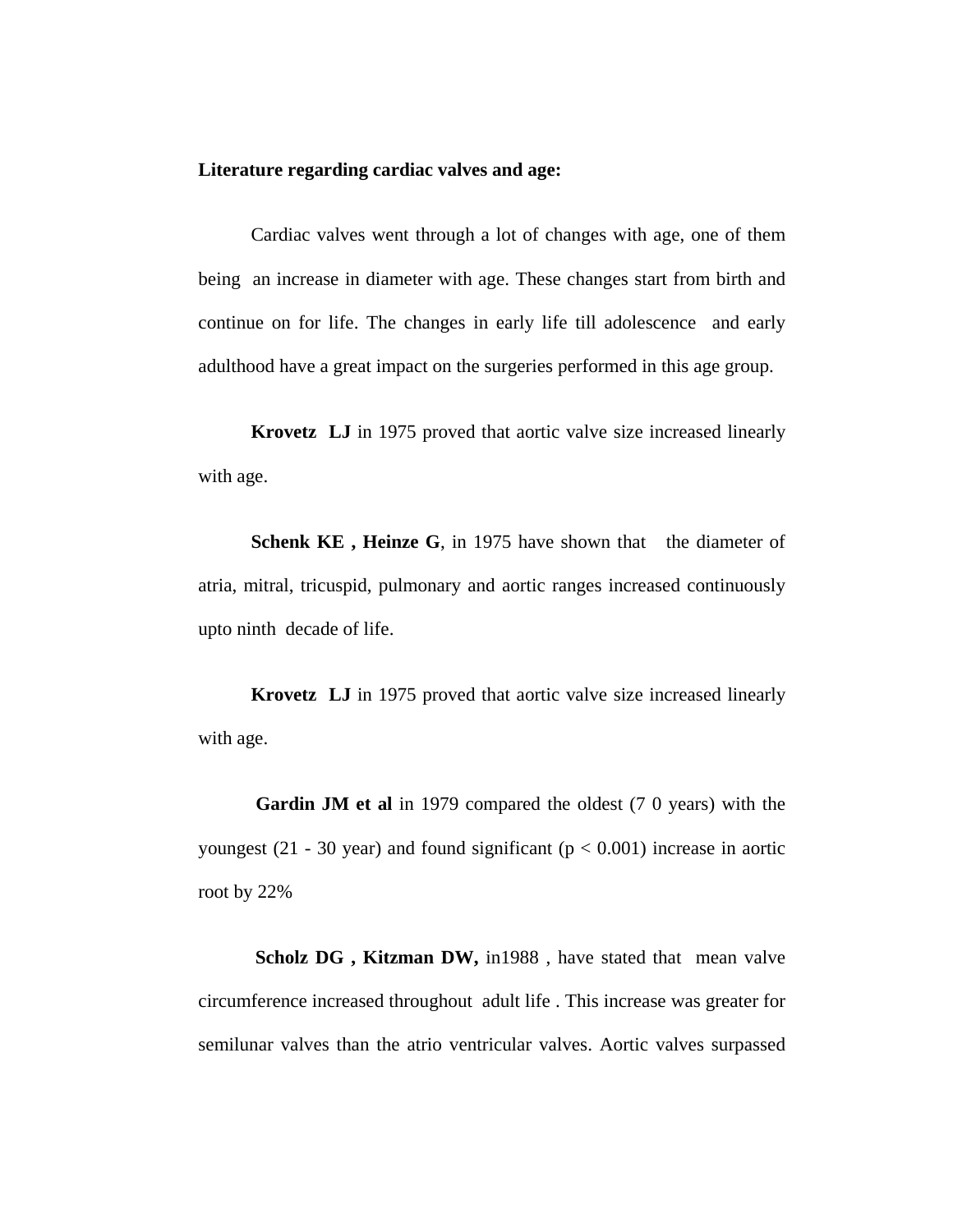**Literature regarding cardiac valves and age:**

Cardiac valves went through a lot of changes with age, one of them being an increase in diameter with age. These changes start from birth and continue on for life. The changes in early life till adolescence and early adulthood have a great impact on the surgeries performed in this age group.

**Krovetz LJ** in 1975 proved that aortic valve size increased linearly with age.

**Schenk KE , Heinze G**, in 1975 have shown that the diameter of atria, mitral, tricuspid, pulmonary and aortic ranges increased continuously upto ninth decade of life.

**Krovetz LJ** in 1975 proved that aortic valve size increased linearly with age.

**Gardin JM et al** in 1979 compared the oldest (7 0 years) with the youngest (21 - 30 year) and found significant ($p < 0.001$) increase in aortic root by 22%

**Scholz DG , Kitzman DW,** in1988 , have stated that mean valve circumference increased throughout adult life . This increase was greater for semilunar valves than the atrio ventricular valves. Aortic valves surpassed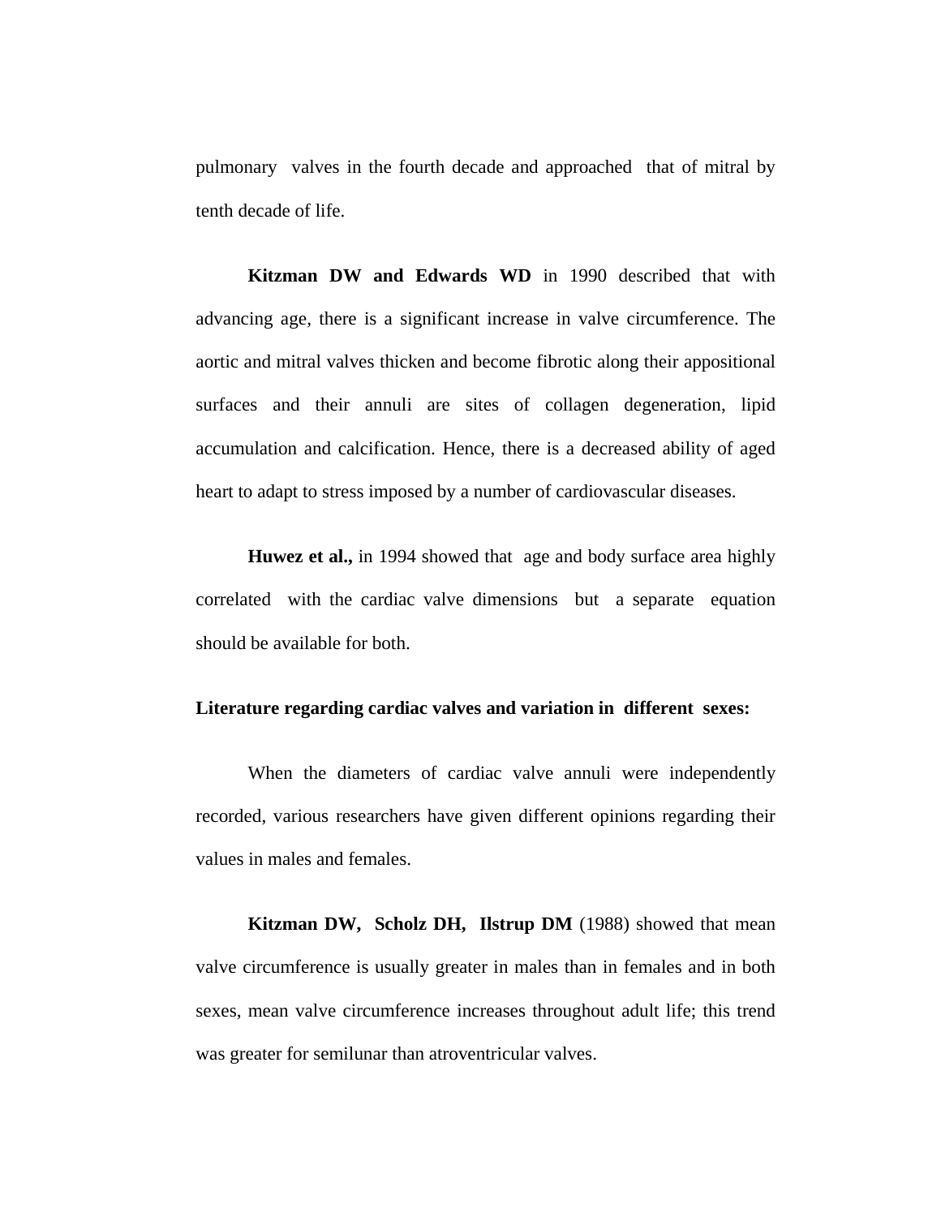pulmonary valves in the fourth decade and approached that of mitral by tenth decade of life.

**Kitzman DW and Edwards WD** in 1990 described that with advancing age, there is a significant increase in valve circumference. The aortic and mitral valves thicken and become fibrotic along their appositional surfaces and their annuli are sites of collagen degeneration, lipid accumulation and calcification. Hence, there is a decreased ability of aged heart to adapt to stress imposed by a number of cardiovascular diseases.

**Huwez et al.,** in 1994 showed that age and body surface area highly correlated with the cardiac valve dimensions but a separate equation should be available for both.

**Literature regarding cardiac valves and variation in different sexes:**

When the diameters of cardiac valve annuli were independently recorded, various researchers have given different opinions regarding their values in males and females.

**Kitzman DW, Scholz DH, Ilstrup DM** (1988) showed that mean valve circumference is usually greater in males than in females and in both sexes, mean valve circumference increases throughout adult life; this trend was greater for semilunar than atroventricular valves.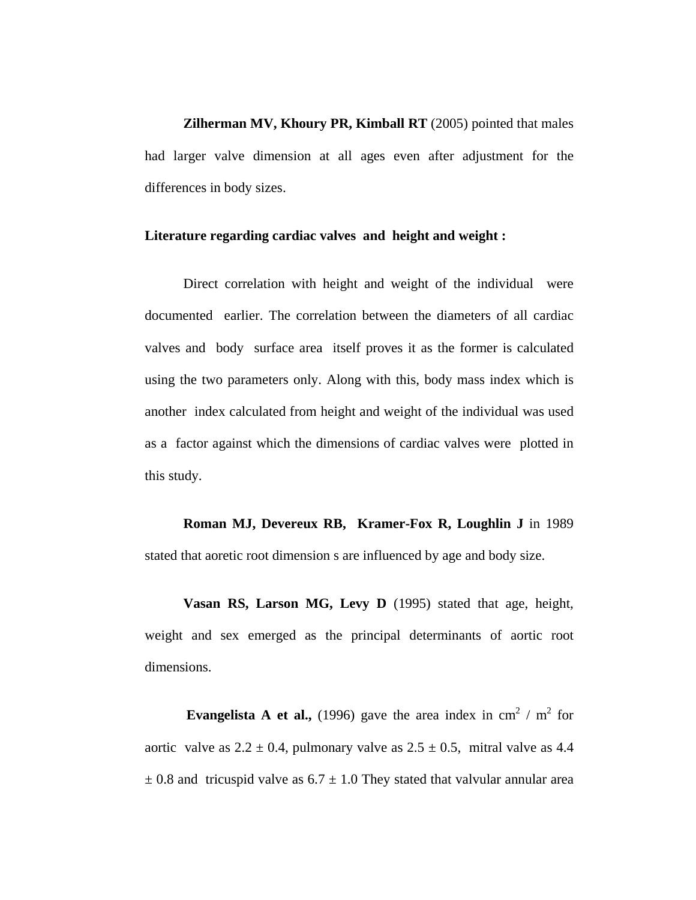**Zilherman MV, Khoury PR, Kimball RT** (2005) pointed that males had larger valve dimension at all ages even after adjustment for the differences in body sizes.

**Literature regarding cardiac valves and height and weight :**

Direct correlation with height and weight of the individual were documented earlier. The correlation between the diameters of all cardiac valves and body surface area itself proves it as the former is calculated using the two parameters only. Along with this, body mass index which is another index calculated from height and weight of the individual was used as a factor against which the dimensions of cardiac valves were plotted in this study.

**Roman MJ, Devereux RB, Kramer-Fox R, Loughlin J** in 1989 stated that aoretic root dimension s are influenced by age and body size.

**Vasan RS, Larson MG, Levy D** (1995) stated that age, height, weight and sex emerged as the principal determinants of aortic root dimensions.

**Evangelista A et al.,** (1996) gave the area index in $cm^2$ / $m^2$ for aortic valve as $2.2 \pm 0.4$, pulmonary valve as $2.5 \pm 0.5$, mitral valve as $4.4 \pm 0.8$ and tricuspid valve as $6.7 \pm 1.0$ They stated that valvular annular area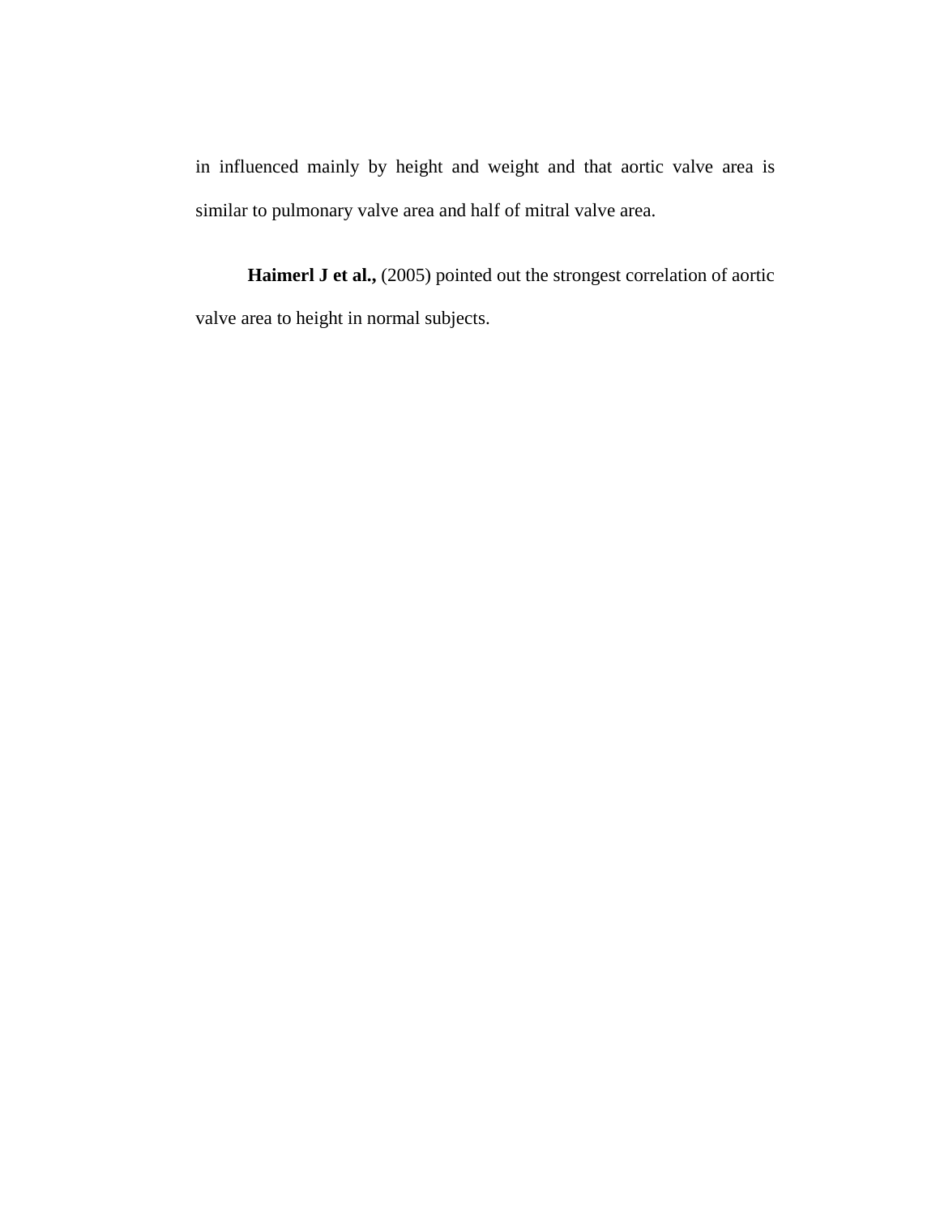in influenced mainly by height and weight and that aortic valve area is similar to pulmonary valve area and half of mitral valve area.

**Haimerl J et al.,** (2005) pointed out the strongest correlation of aortic valve area to height in normal subjects.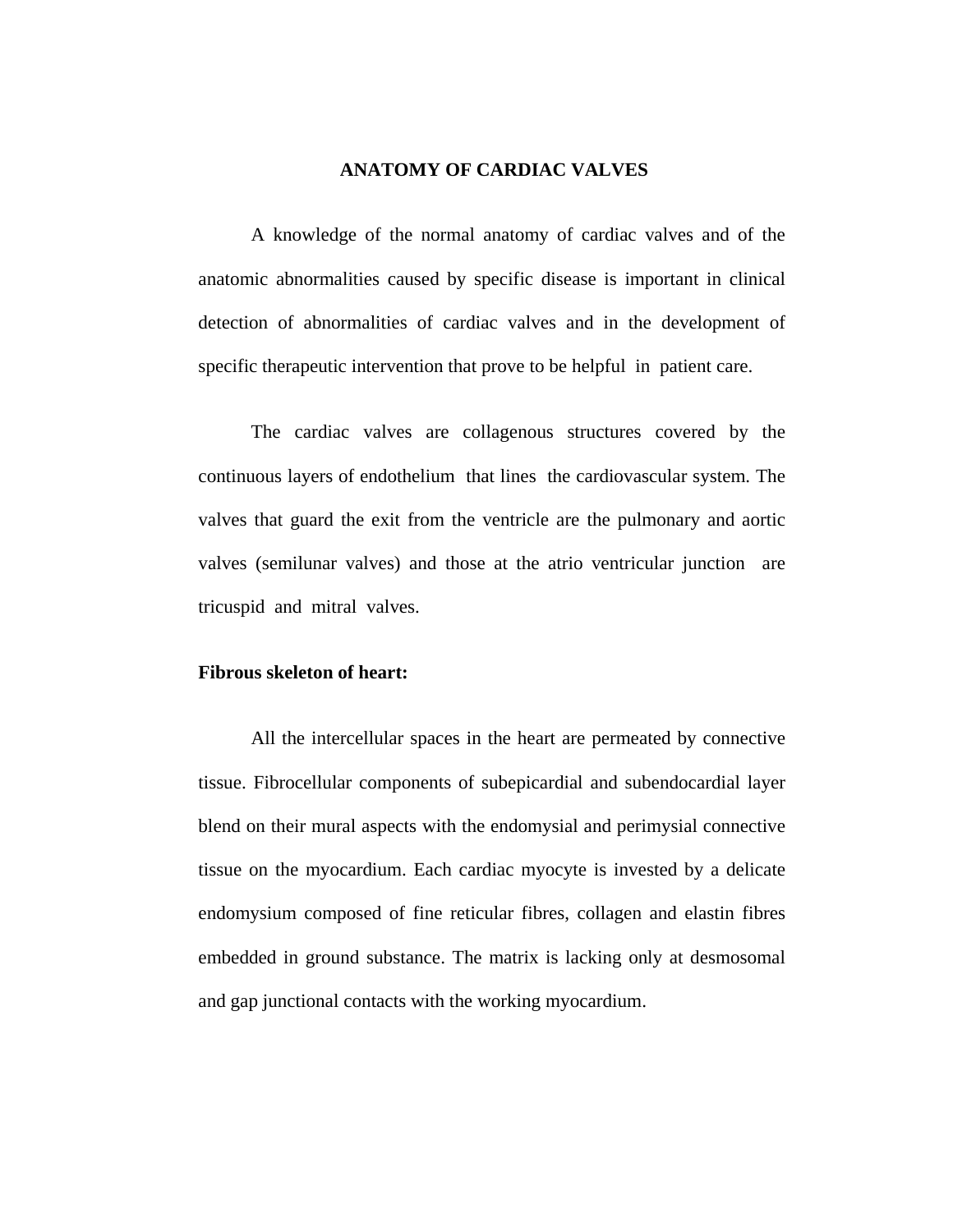# ANATOMY OF CARDIAC VALVES

A knowledge of the normal anatomy of cardiac valves and of the anatomic abnormalities caused by specific disease is important in clinical detection of abnormalities of cardiac valves and in the development of specific therapeutic intervention that prove to be helpful in patient care.

The cardiac valves are collagenous structures covered by the continuous layers of endothelium that lines the cardiovascular system. The valves that guard the exit from the ventricle are the pulmonary and aortic valves (semilunar valves) and those at the atrio ventricular junction are tricuspid and mitral valves.

**Fibrous skeleton of heart:**

All the intercellular spaces in the heart are permeated by connective tissue. Fibrocellular components of subepicardial and subendocardial layer blend on their mural aspects with the endomysial and perimysial connective tissue on the myocardium. Each cardiac myocyte is invested by a delicate endomysium composed of fine reticular fibres, collagen and elastin fibres embedded in ground substance. The matrix is lacking only at desmosomal and gap junctional contacts with the working myocardium.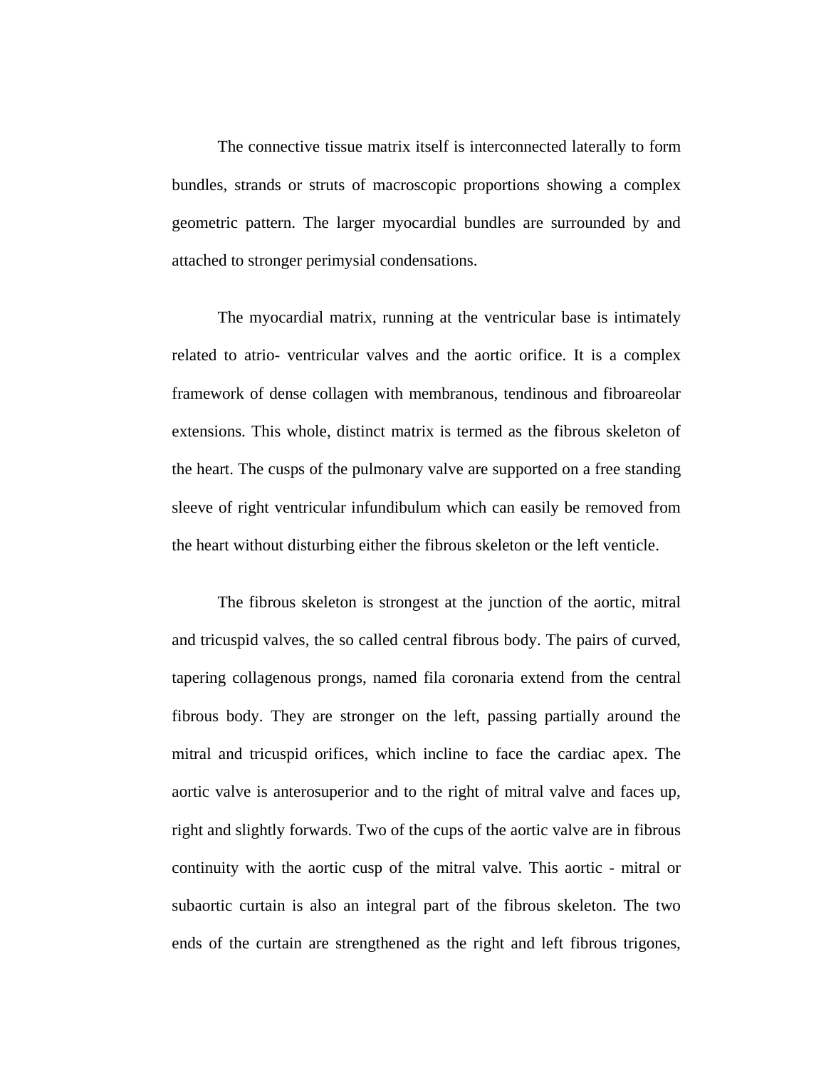The connective tissue matrix itself is interconnected laterally to form bundles, strands or struts of macroscopic proportions showing a complex geometric pattern. The larger myocardial bundles are surrounded by and attached to stronger perimysial condensations.

The myocardial matrix, running at the ventricular base is intimately related to atrio- ventricular valves and the aortic orifice. It is a complex framework of dense collagen with membranous, tendinous and fibroareolar extensions. This whole, distinct matrix is termed as the fibrous skeleton of the heart. The cusps of the pulmonary valve are supported on a free standing sleeve of right ventricular infundibulum which can easily be removed from the heart without disturbing either the fibrous skeleton or the left venticle.

The fibrous skeleton is strongest at the junction of the aortic, mitral and tricuspid valves, the so called central fibrous body. The pairs of curved, tapering collagenous prongs, named fila coronaria extend from the central fibrous body. They are stronger on the left, passing partially around the mitral and tricuspid orifices, which incline to face the cardiac apex. The aortic valve is anterosuperior and to the right of mitral valve and faces up, right and slightly forwards. Two of the cups of the aortic valve are in fibrous continuity with the aortic cusp of the mitral valve. This aortic - mitral or subaortic curtain is also an integral part of the fibrous skeleton. The two ends of the curtain are strengthened as the right and left fibrous trigones,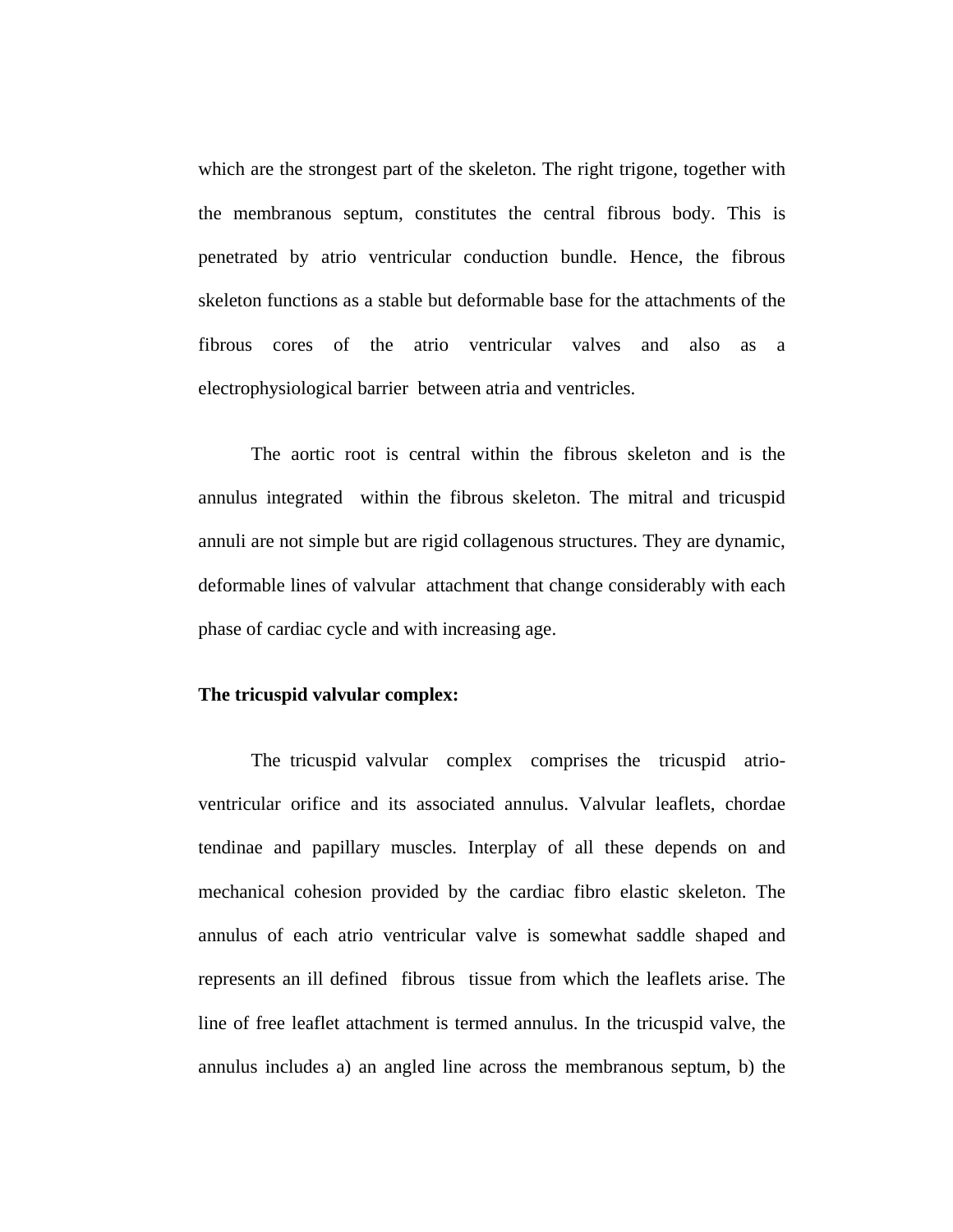which are the strongest part of the skeleton. The right trigone, together with the membranous septum, constitutes the central fibrous body. This is penetrated by atrio ventricular conduction bundle. Hence, the fibrous skeleton functions as a stable but deformable base for the attachments of the fibrous cores of the atrio ventricular valves and also as a electrophysiological barrier between atria and ventricles.

The aortic root is central within the fibrous skeleton and is the annulus integrated within the fibrous skeleton. The mitral and tricuspid annuli are not simple but are rigid collagenous structures. They are dynamic, deformable lines of valvular attachment that change considerably with each phase of cardiac cycle and with increasing age.

**The tricuspid valvular complex:**

The tricuspid valvular complex comprises the tricuspid atrio-ventricular orifice and its associated annulus. Valvular leaflets, chordae tendinae and papillary muscles. Interplay of all these depends on and mechanical cohesion provided by the cardiac fibro elastic skeleton. The annulus of each atrio ventricular valve is somewhat saddle shaped and represents an ill defined fibrous tissue from which the leaflets arise. The line of free leaflet attachment is termed annulus. In the tricuspid valve, the annulus includes a) an angled line across the membranous septum, b) the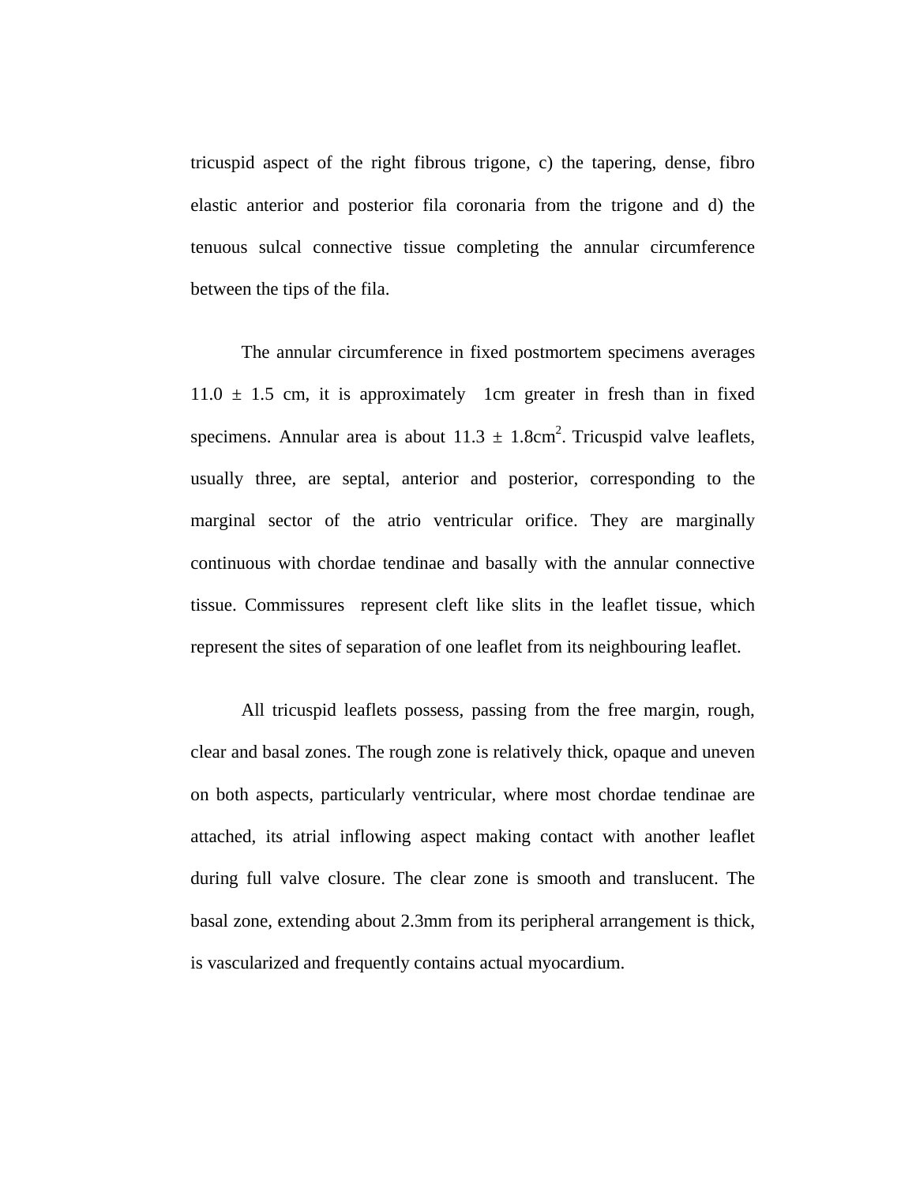tricuspid aspect of the right fibrous trigone, c) the tapering, dense, fibro elastic anterior and posterior fila coronaria from the trigone and d) the tenuous sulcal connective tissue completing the annular circumference between the tips of the fila.

The annular circumference in fixed postmortem specimens averages 11.0 ± 1.5 cm, it is approximately 1cm greater in fresh than in fixed specimens. Annular area is about 11.3 ± 1.8cm$^2$. Tricuspid valve leaflets, usually three, are septal, anterior and posterior, corresponding to the marginal sector of the atrio ventricular orifice. They are marginally continuous with chordae tendinae and basally with the annular connective tissue. Commissures represent cleft like slits in the leaflet tissue, which represent the sites of separation of one leaflet from its neighbouring leaflet.

All tricuspid leaflets possess, passing from the free margin, rough, clear and basal zones. The rough zone is relatively thick, opaque and uneven on both aspects, particularly ventricular, where most chordae tendinae are attached, its atrial inflowing aspect making contact with another leaflet during full valve closure. The clear zone is smooth and translucent. The basal zone, extending about 2.3mm from its peripheral arrangement is thick, is vascularized and frequently contains actual myocardium.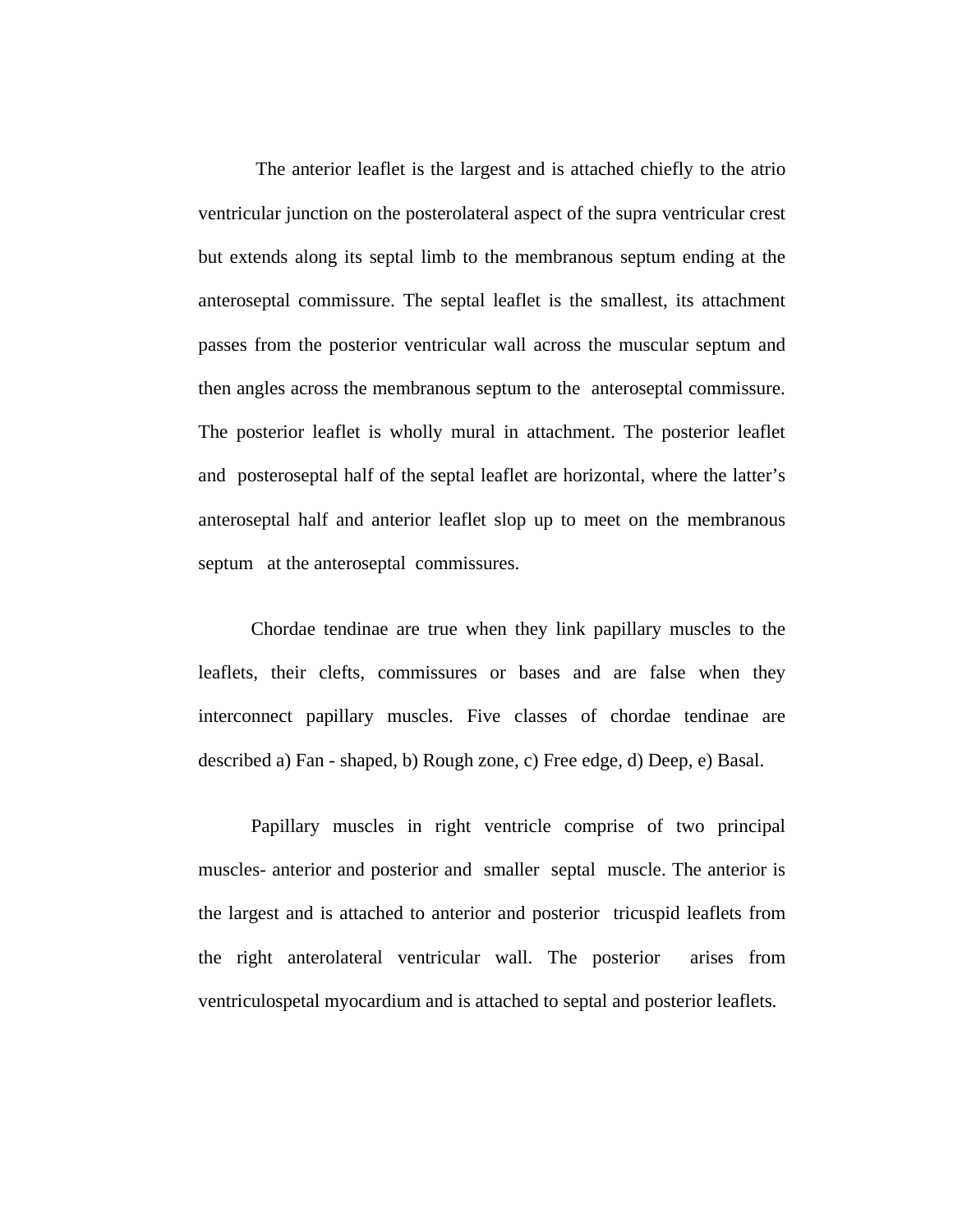The anterior leaflet is the largest and is attached chiefly to the atrio ventricular junction on the posterolateral aspect of the supra ventricular crest but extends along its septal limb to the membranous septum ending at the anteroseptal commissure. The septal leaflet is the smallest, its attachment passes from the posterior ventricular wall across the muscular septum and then angles across the membranous septum to the anteroseptal commissure. The posterior leaflet is wholly mural in attachment. The posterior leaflet and posteroseptal half of the septal leaflet are horizontal, where the latter's anteroseptal half and anterior leaflet slop up to meet on the membranous septum at the anteroseptal commissures.

Chordae tendinae are true when they link papillary muscles to the leaflets, their clefts, commissures or bases and are false when they interconnect papillary muscles. Five classes of chordae tendinae are described a) Fan - shaped, b) Rough zone, c) Free edge, d) Deep, e) Basal.

Papillary muscles in right ventricle comprise of two principal muscles- anterior and posterior and smaller septal muscle. The anterior is the largest and is attached to anterior and posterior tricuspid leaflets from the right anterolateral ventricular wall. The posterior arises from ventriculospetal myocardium and is attached to septal and posterior leaflets.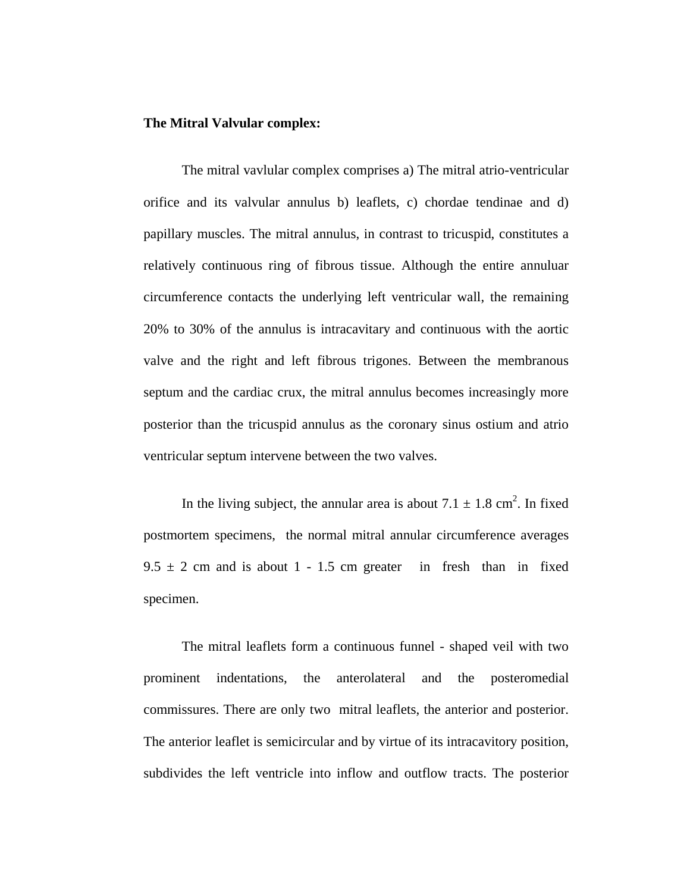**The Mitral Valvular complex:**

The mitral vavlular complex comprises a) The mitral atrio-ventricular orifice and its valvular annulus b) leaflets, c) chordae tendinae and d) papillary muscles. The mitral annulus, in contrast to tricuspid, constitutes a relatively continuous ring of fibrous tissue. Although the entire annuluar circumference contacts the underlying left ventricular wall, the remaining 20% to 30% of the annulus is intracavitary and continuous with the aortic valve and the right and left fibrous trigones. Between the membranous septum and the cardiac crux, the mitral annulus becomes increasingly more posterior than the tricuspid annulus as the coronary sinus ostium and atrio ventricular septum intervene between the two valves.

In the living subject, the annular area is about 7.1 ± 1.8 $cm^2$. In fixed postmortem specimens, the normal mitral annular circumference averages 9.5 ± 2 cm and is about 1 - 1.5 cm greater in fresh than in fixed specimen.

The mitral leaflets form a continuous funnel - shaped veil with two prominent indentations, the anterolateral and the posteromedial commissures. There are only two mitral leaflets, the anterior and posterior. The anterior leaflet is semicircular and by virtue of its intracavitory position, subdivides the left ventricle into inflow and outflow tracts. The posterior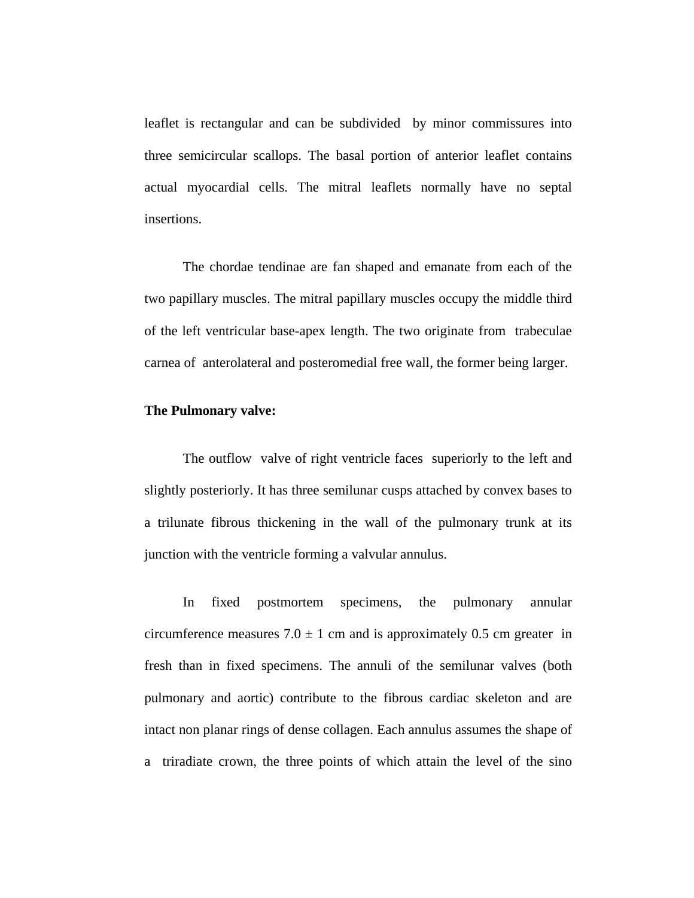leaflet is rectangular and can be subdivided by minor commissures into three semicircular scallops. The basal portion of anterior leaflet contains actual myocardial cells. The mitral leaflets normally have no septal insertions.

The chordae tendinae are fan shaped and emanate from each of the two papillary muscles. The mitral papillary muscles occupy the middle third of the left ventricular base-apex length. The two originate from trabeculae carnea of anterolateral and posteromedial free wall, the former being larger.

**The Pulmonary valve:**

The outflow valve of right ventricle faces superiorly to the left and slightly posteriorly. It has three semilunar cusps attached by convex bases to a trilunate fibrous thickening in the wall of the pulmonary trunk at its junction with the ventricle forming a valvular annulus.

In fixed postmortem specimens, the pulmonary annular circumference measures 7.0 ± 1 cm and is approximately 0.5 cm greater in fresh than in fixed specimens. The annuli of the semilunar valves (both pulmonary and aortic) contribute to the fibrous cardiac skeleton and are intact non planar rings of dense collagen. Each annulus assumes the shape of a triradiate crown, the three points of which attain the level of the sino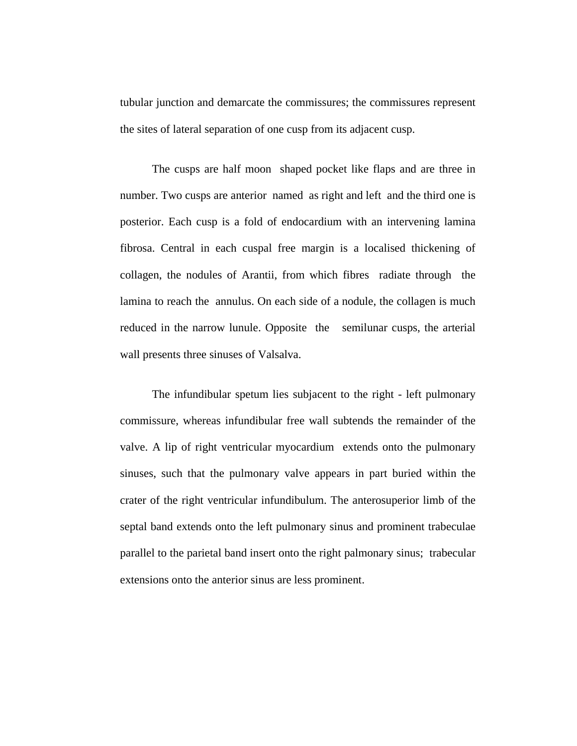tubular junction and demarcate the commissures; the commissures represent the sites of lateral separation of one cusp from its adjacent cusp.

The cusps are half moon shaped pocket like flaps and are three in number. Two cusps are anterior named as right and left and the third one is posterior. Each cusp is a fold of endocardium with an intervening lamina fibrosa. Central in each cuspal free margin is a localised thickening of collagen, the nodules of Arantii, from which fibres radiate through the lamina to reach the annulus. On each side of a nodule, the collagen is much reduced in the narrow lunule. Opposite the semilunar cusps, the arterial wall presents three sinuses of Valsalva.

The infundibular spetum lies subjacent to the right - left pulmonary commissure, whereas infundibular free wall subtends the remainder of the valve. A lip of right ventricular myocardium extends onto the pulmonary sinuses, such that the pulmonary valve appears in part buried within the crater of the right ventricular infundibulum. The anterosuperior limb of the septal band extends onto the left pulmonary sinus and prominent trabeculae parallel to the parietal band insert onto the right palmonary sinus; trabecular extensions onto the anterior sinus are less prominent.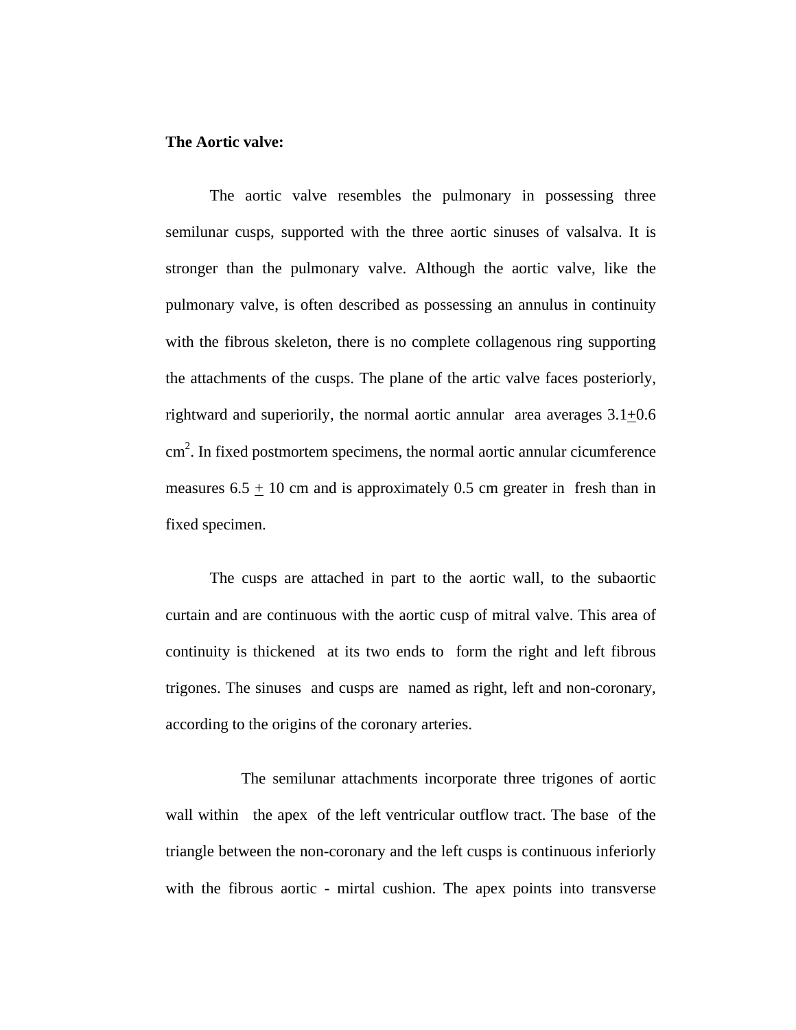**The Aortic valve:**

The aortic valve resembles the pulmonary in possessing three semilunar cusps, supported with the three aortic sinuses of valsalva. It is stronger than the pulmonary valve. Although the aortic valve, like the pulmonary valve, is often described as possessing an annulus in continuity with the fibrous skeleton, there is no complete collagenous ring supporting the attachments of the cusps. The plane of the artic valve faces posteriorly, rightward and superiorily, the normal aortic annular area averages $3.1 \pm 0.6$ $cm^2$. In fixed postmortem specimens, the normal aortic annular cicumference measures $6.5 \pm 10$ cm and is approximately 0.5 cm greater in fresh than in fixed specimen.

The cusps are attached in part to the aortic wall, to the subaortic curtain and are continuous with the aortic cusp of mitral valve. This area of continuity is thickened at its two ends to form the right and left fibrous trigones. The sinuses and cusps are named as right, left and non-coronary, according to the origins of the coronary arteries.

The semilunar attachments incorporate three trigones of aortic wall within the apex of the left ventricular outflow tract. The base of the triangle between the non-coronary and the left cusps is continuous inferiorly with the fibrous aortic - mirtal cushion. The apex points into transverse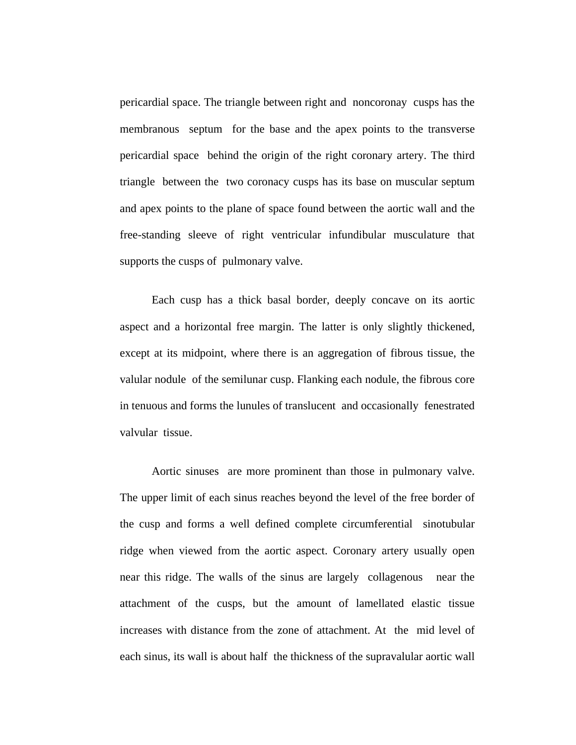pericardial space. The triangle between right and noncoronay cusps has the membranous septum for the base and the apex points to the transverse pericardial space behind the origin of the right coronary artery. The third triangle between the two coronacy cusps has its base on muscular septum and apex points to the plane of space found between the aortic wall and the free-standing sleeve of right ventricular infundibular musculature that supports the cusps of pulmonary valve.

Each cusp has a thick basal border, deeply concave on its aortic aspect and a horizontal free margin. The latter is only slightly thickened, except at its midpoint, where there is an aggregation of fibrous tissue, the valular nodule of the semilunar cusp. Flanking each nodule, the fibrous core in tenuous and forms the lunules of translucent and occasionally fenestrated valvular tissue.

Aortic sinuses are more prominent than those in pulmonary valve. The upper limit of each sinus reaches beyond the level of the free border of the cusp and forms a well defined complete circumferential sinotubular ridge when viewed from the aortic aspect. Coronary artery usually open near this ridge. The walls of the sinus are largely collagenous near the attachment of the cusps, but the amount of lamellated elastic tissue increases with distance from the zone of attachment. At the mid level of each sinus, its wall is about half the thickness of the supravalular aortic wall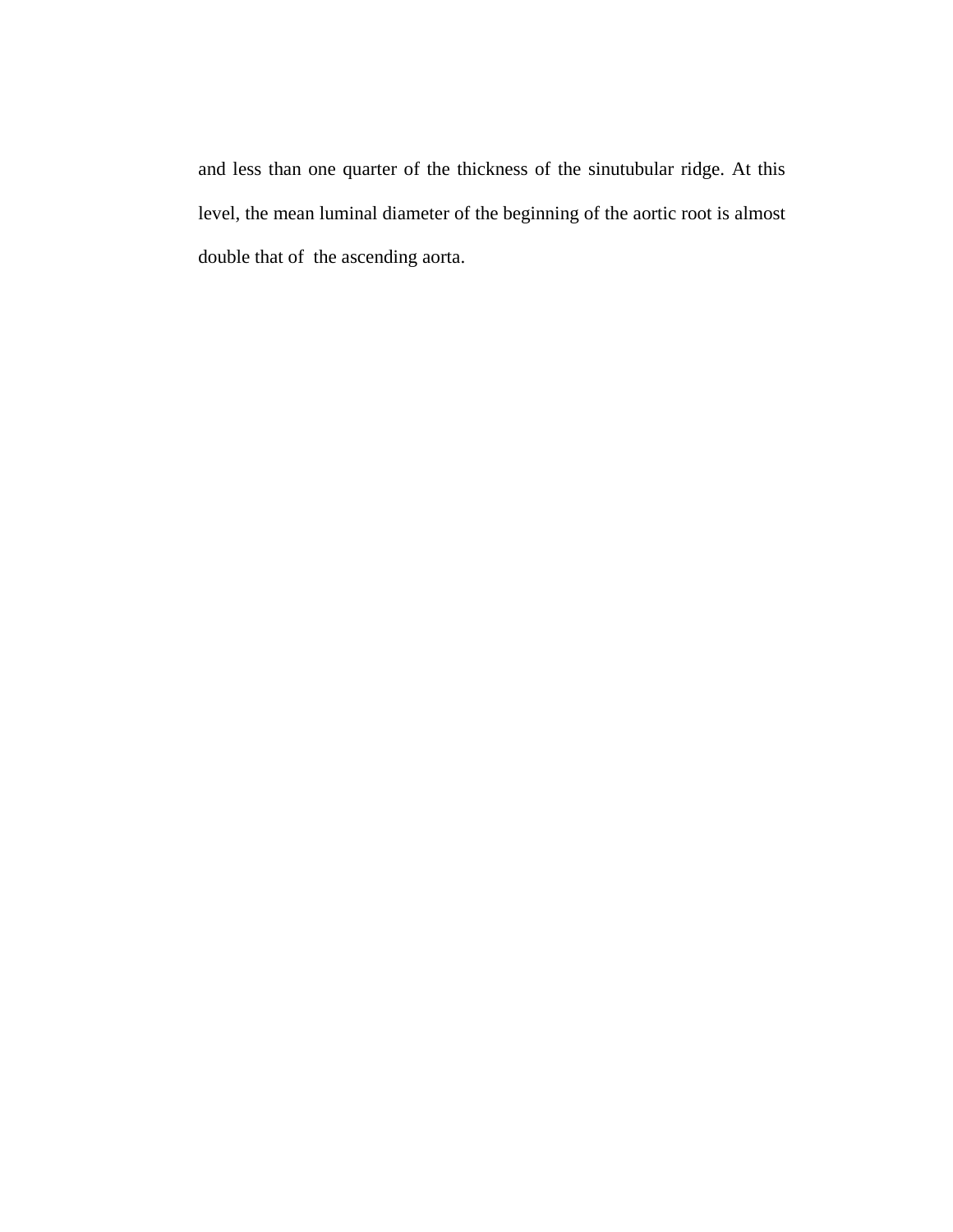and less than one quarter of the thickness of the sinutubular ridge. At this level, the mean luminal diameter of the beginning of the aortic root is almost double that of the ascending aorta.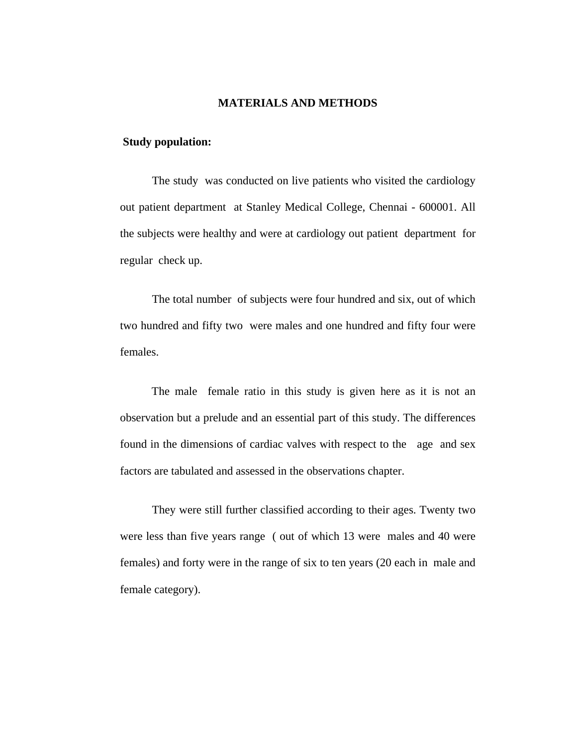# MATERIALS AND METHODS

**Study population:**

The study was conducted on live patients who visited the cardiology out patient department at Stanley Medical College, Chennai - 600001. All the subjects were healthy and were at cardiology out patient department for regular check up.

The total number of subjects were four hundred and six, out of which two hundred and fifty two were males and one hundred and fifty four were females.

The male female ratio in this study is given here as it is not an observation but a prelude and an essential part of this study. The differences found in the dimensions of cardiac valves with respect to the age and sex factors are tabulated and assessed in the observations chapter.

They were still further classified according to their ages. Twenty two were less than five years range ( out of which 13 were males and 40 were females) and forty were in the range of six to ten years (20 each in male and female category).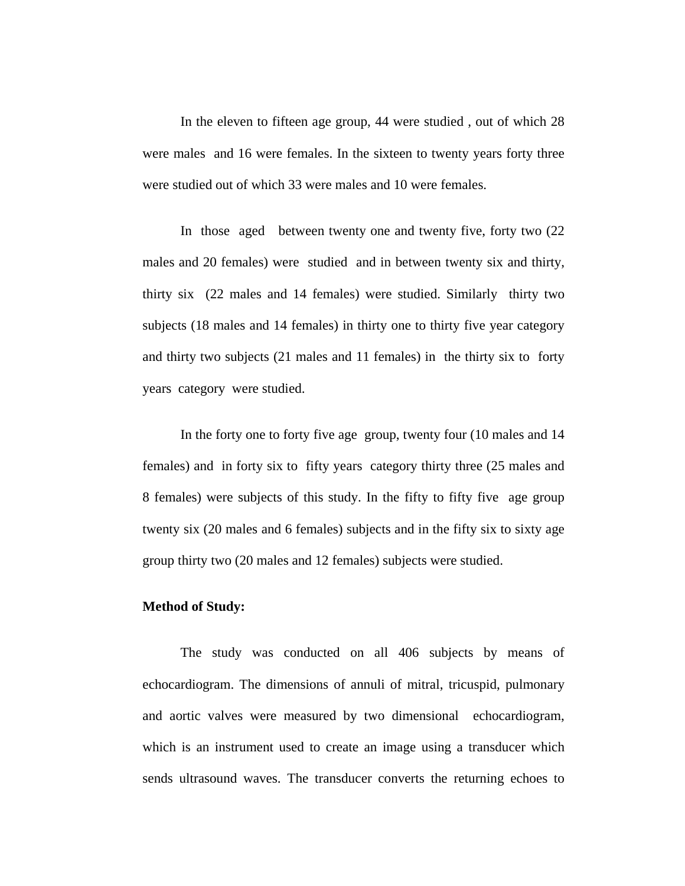In the eleven to fifteen age group, 44 were studied , out of which 28 were males and 16 were females. In the sixteen to twenty years forty three were studied out of which 33 were males and 10 were females.

In those aged between twenty one and twenty five, forty two (22 males and 20 females) were studied and in between twenty six and thirty, thirty six (22 males and 14 females) were studied. Similarly thirty two subjects (18 males and 14 females) in thirty one to thirty five year category and thirty two subjects (21 males and 11 females) in the thirty six to forty years category were studied.

In the forty one to forty five age group, twenty four (10 males and 14 females) and in forty six to fifty years category thirty three (25 males and 8 females) were subjects of this study. In the fifty to fifty five age group twenty six (20 males and 6 females) subjects and in the fifty six to sixty age group thirty two (20 males and 12 females) subjects were studied.

**Method of Study:**

The study was conducted on all 406 subjects by means of echocardiogram. The dimensions of annuli of mitral, tricuspid, pulmonary and aortic valves were measured by two dimensional echocardiogram, which is an instrument used to create an image using a transducer which sends ultrasound waves. The transducer converts the returning echoes to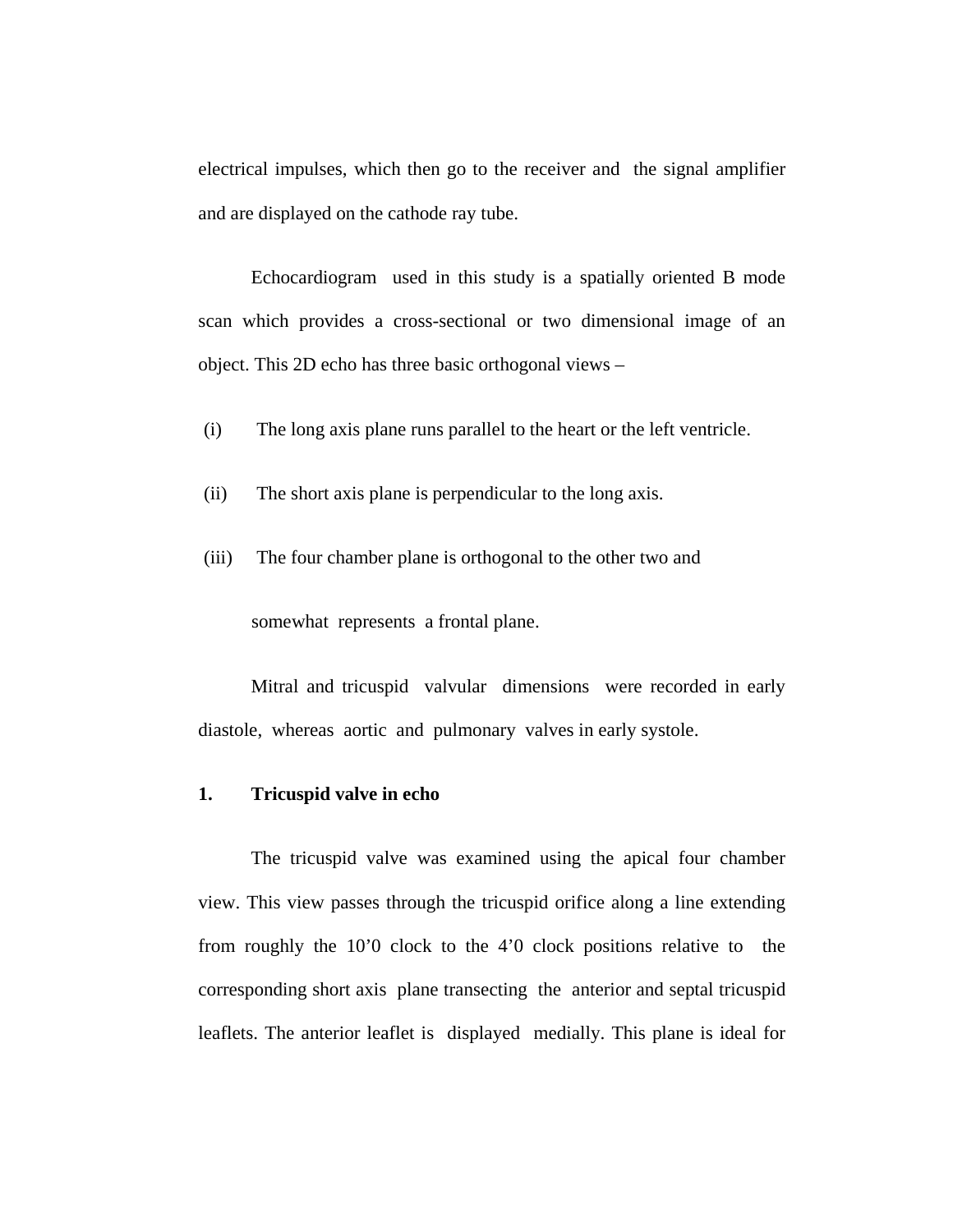electrical impulses, which then go to the receiver and the signal amplifier and are displayed on the cathode ray tube.

Echocardiogram used in this study is a spatially oriented B mode scan which provides a cross-sectional or two dimensional image of an object. This 2D echo has three basic orthogonal views –

(i) The long axis plane runs parallel to the heart or the left ventricle.

(ii) The short axis plane is perpendicular to the long axis.

(iii) The four chamber plane is orthogonal to the other two and somewhat represents a frontal plane.

Mitral and tricuspid valvular dimensions were recorded in early diastole, whereas aortic and pulmonary valves in early systole.

**1. Tricuspid valve in echo**

The tricuspid valve was examined using the apical four chamber view. This view passes through the tricuspid orifice along a line extending from roughly the 10’0 clock to the 4’0 clock positions relative to the corresponding short axis plane transecting the anterior and septal tricuspid leaflets. The anterior leaflet is displayed medially. This plane is ideal for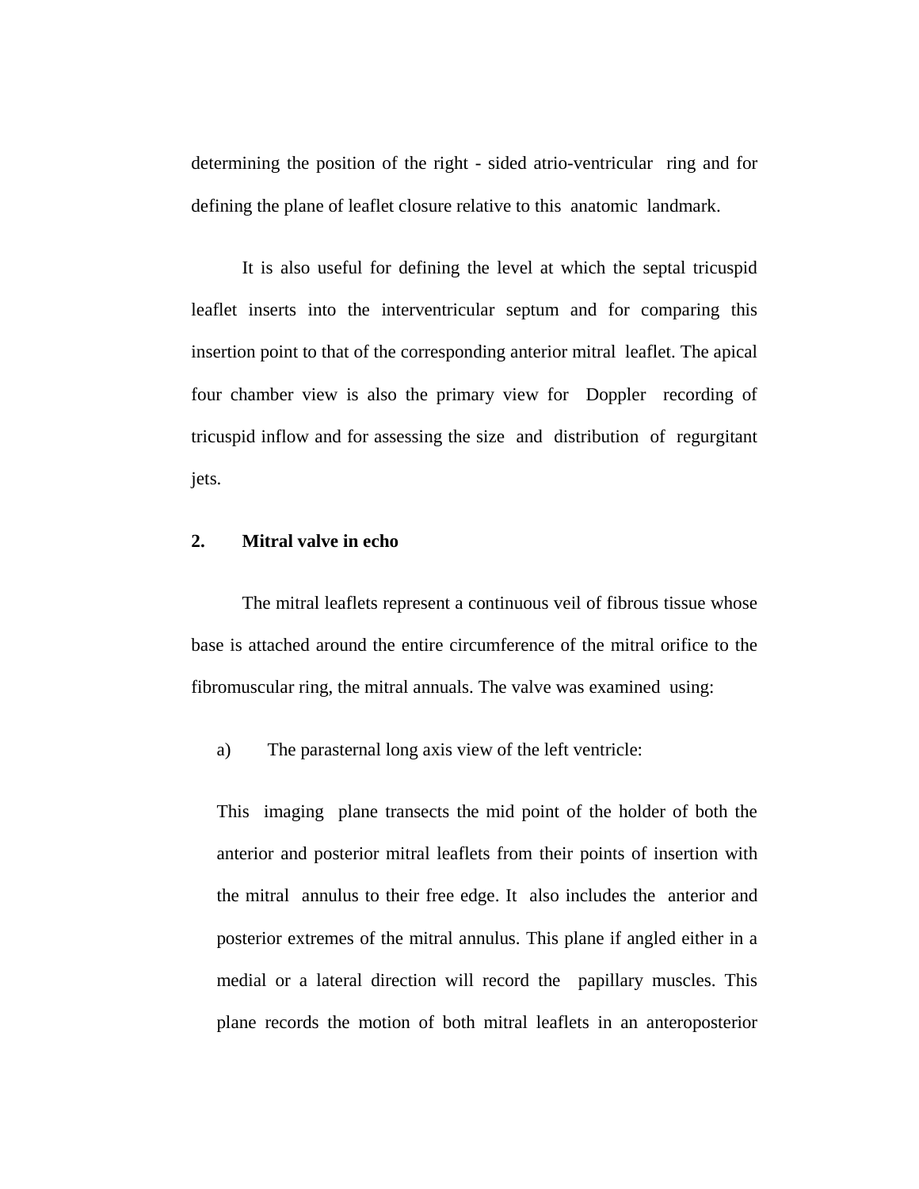determining the position of the right - sided atrio-ventricular ring and for defining the plane of leaflet closure relative to this anatomic landmark.

It is also useful for defining the level at which the septal tricuspid leaflet inserts into the interventricular septum and for comparing this insertion point to that of the corresponding anterior mitral leaflet. The apical four chamber view is also the primary view for Doppler recording of tricuspid inflow and for assessing the size and distribution of regurgitant jets.

**2. Mitral valve in echo**

The mitral leaflets represent a continuous veil of fibrous tissue whose base is attached around the entire circumference of the mitral orifice to the fibromuscular ring, the mitral annuals. The valve was examined using:

a) The parasternal long axis view of the left ventricle:

This imaging plane transects the mid point of the holder of both the anterior and posterior mitral leaflets from their points of insertion with the mitral annulus to their free edge. It also includes the anterior and posterior extremes of the mitral annulus. This plane if angled either in a medial or a lateral direction will record the papillary muscles. This plane records the motion of both mitral leaflets in an anteroposterior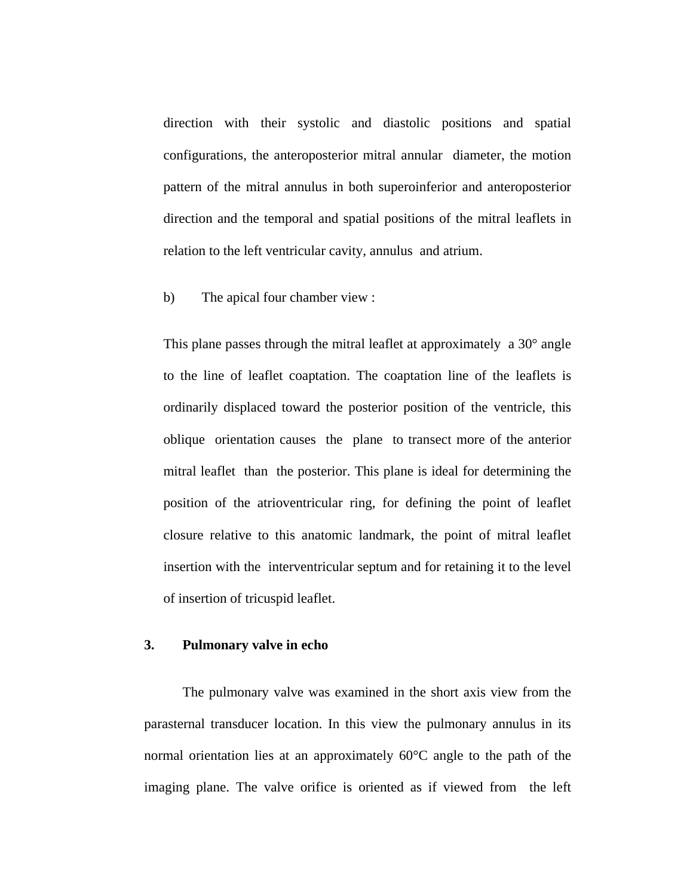direction with their systolic and diastolic positions and spatial configurations, the anteroposterior mitral annular diameter, the motion pattern of the mitral annulus in both superoinferior and anteroposterior direction and the temporal and spatial positions of the mitral leaflets in relation to the left ventricular cavity, annulus and atrium.

b) The apical four chamber view :

This plane passes through the mitral leaflet at approximately a 30° angle to the line of leaflet coaptation. The coaptation line of the leaflets is ordinarily displaced toward the posterior position of the ventricle, this oblique orientation causes the plane to transect more of the anterior mitral leaflet than the posterior. This plane is ideal for determining the position of the atrioventricular ring, for defining the point of leaflet closure relative to this anatomic landmark, the point of mitral leaflet insertion with the interventricular septum and for retaining it to the level of insertion of tricuspid leaflet.

## 3. Pulmonary valve in echo

The pulmonary valve was examined in the short axis view from the parasternal transducer location. In this view the pulmonary annulus in its normal orientation lies at an approximately 60°C angle to the path of the imaging plane. The valve orifice is oriented as if viewed from the left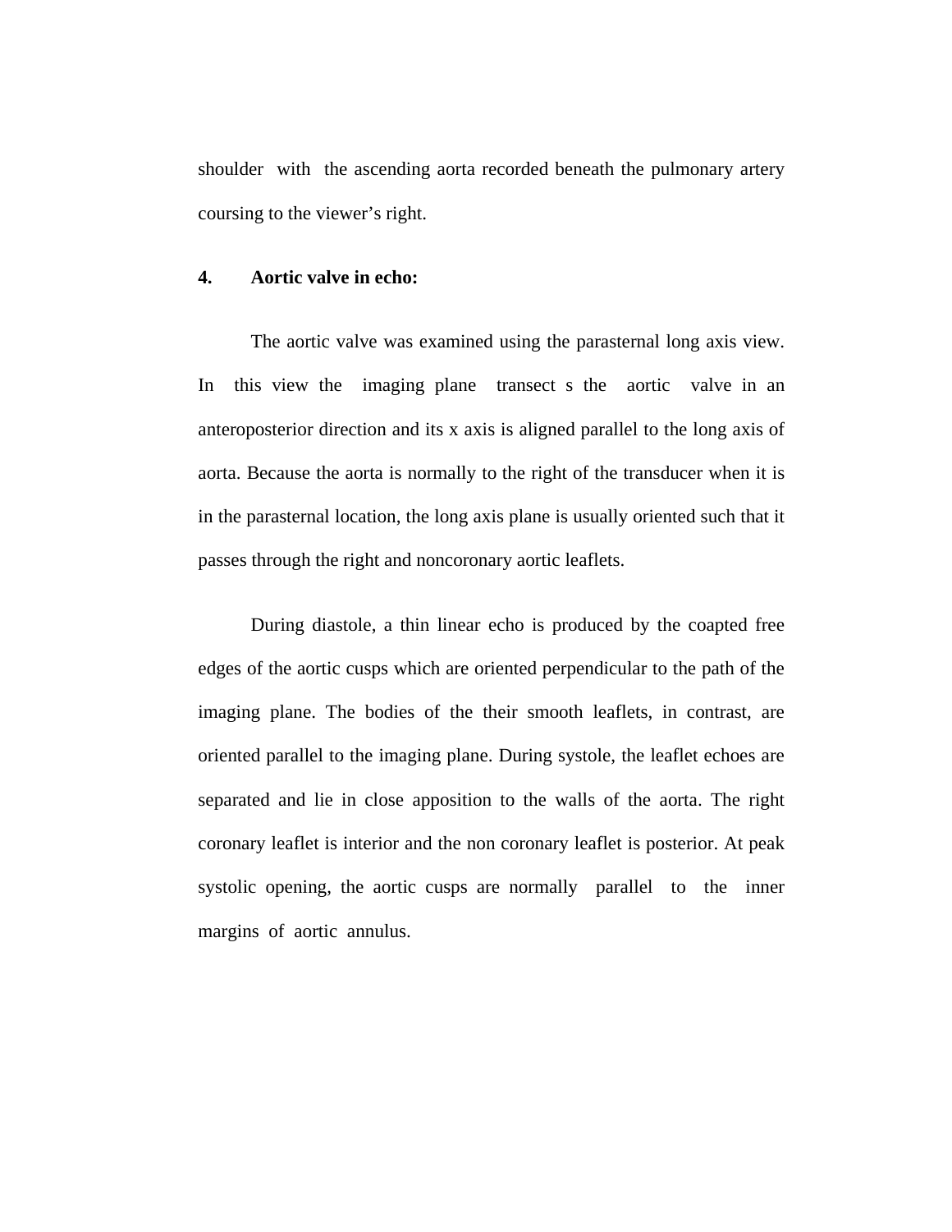shoulder with the ascending aorta recorded beneath the pulmonary artery coursing to the viewer's right.

**4. Aortic valve in echo:**

The aortic valve was examined using the parasternal long axis view. In this view the imaging plane transect s the aortic valve in an anteroposterior direction and its x axis is aligned parallel to the long axis of aorta. Because the aorta is normally to the right of the transducer when it is in the parasternal location, the long axis plane is usually oriented such that it passes through the right and noncoronary aortic leaflets.

During diastole, a thin linear echo is produced by the coapted free edges of the aortic cusps which are oriented perpendicular to the path of the imaging plane. The bodies of the their smooth leaflets, in contrast, are oriented parallel to the imaging plane. During systole, the leaflet echoes are separated and lie in close apposition to the walls of the aorta. The right coronary leaflet is interior and the non coronary leaflet is posterior. At peak systolic opening, the aortic cusps are normally parallel to the inner margins of aortic annulus.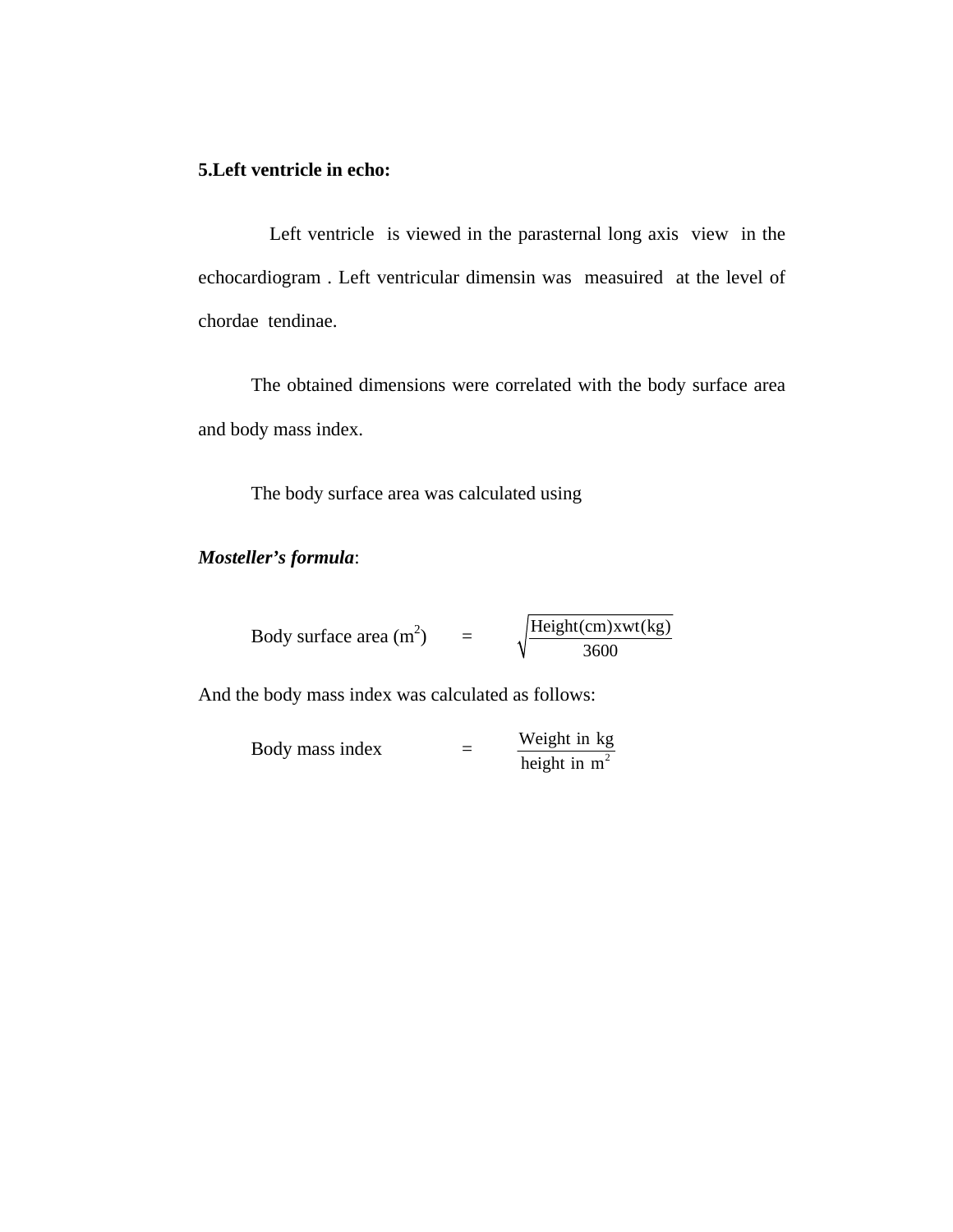**5.Left ventricle in echo:**

Left ventricle is viewed in the parasternal long axis view in the echocardiogram . Left ventricular dimensin was measuired at the level of chordae tendinae.

The obtained dimensions were correlated with the body surface area and body mass index.

The body surface area was calculated using

***Mosteller's formula***:

$$\text{Body surface area (m}^2\text{)} = \sqrt{\frac{\text{Height(cm)xwt(kg)}}{3600}}$$

And the body mass index was calculated as follows:

$$\text{Body mass index} = \frac{\text{Weight in kg}}{\text{height in m}^2}$$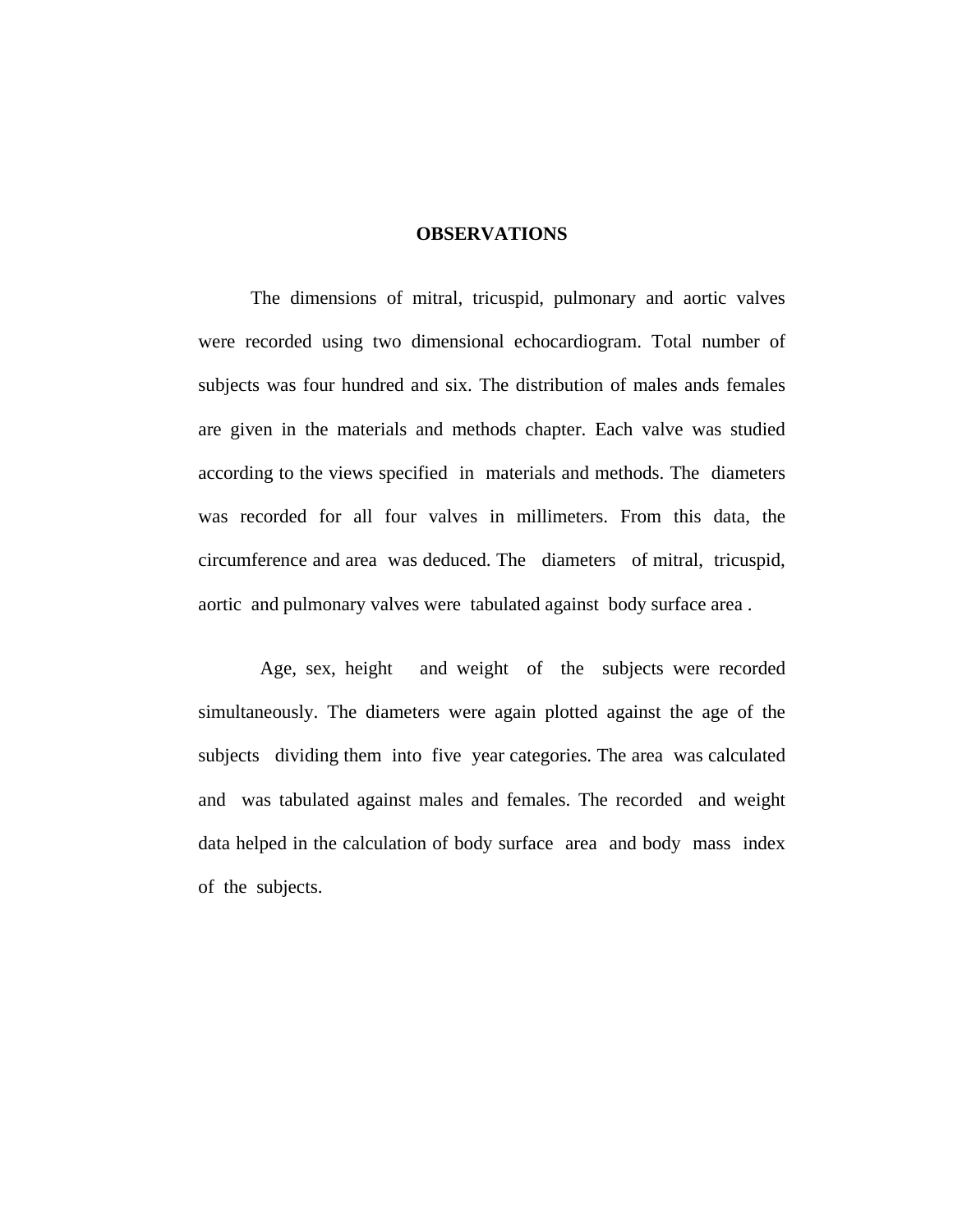# OBSERVATIONS

The dimensions of mitral, tricuspid, pulmonary and aortic valves were recorded using two dimensional echocardiogram. Total number of subjects was four hundred and six. The distribution of males ands females are given in the materials and methods chapter. Each valve was studied according to the views specified in materials and methods. The diameters was recorded for all four valves in millimeters. From this data, the circumference and area was deduced. The diameters of mitral, tricuspid, aortic and pulmonary valves were tabulated against body surface area .

Age, sex, height and weight of the subjects were recorded simultaneously. The diameters were again plotted against the age of the subjects dividing them into five year categories. The area was calculated and was tabulated against males and females. The recorded and weight data helped in the calculation of body surface area and body mass index of the subjects.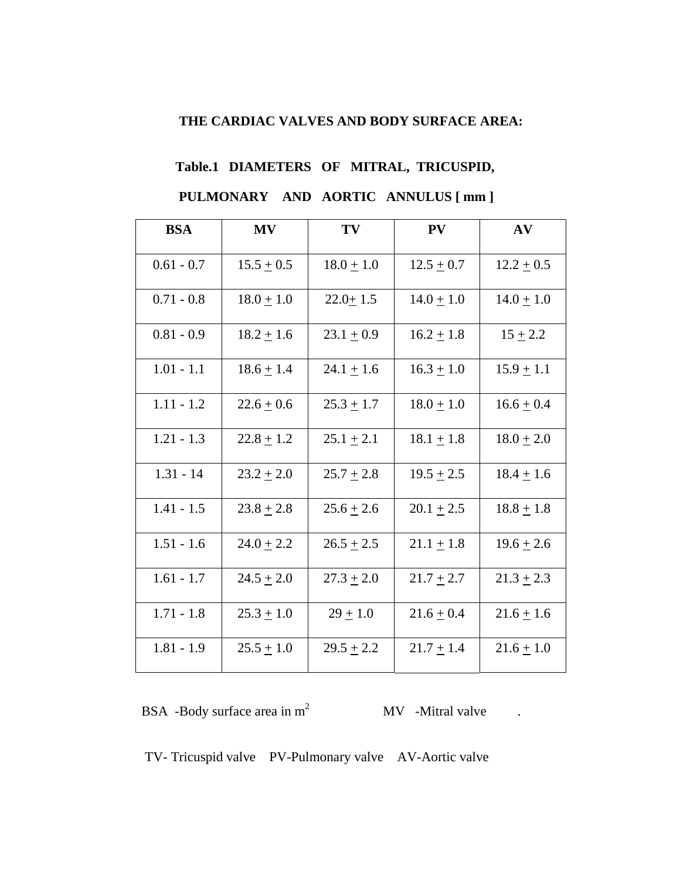**THE CARDIAC VALVES AND BODY SURFACE AREA:**

**Table.1 DIAMETERS OF MITRAL, TRICUSPID, PULMONARY AND AORTIC ANNULUS [ mm ]**

| BSA | MV | TV | PV | AV |
|---|---|---|---|---|
| 0.61 - 0.7 | 15.5 ± 0.5 | 18.0 ± 1.0 | 12.5 ± 0.7 | 12.2 ± 0.5 |
| 0.71 - 0.8 | 18.0 ± 1.0 | 22.0± 1.5 | 14.0 ± 1.0 | 14.0 ± 1.0 |
| 0.81 - 0.9 | 18.2 ± 1.6 | 23.1 ± 0.9 | 16.2 ± 1.8 | 15 ± 2.2 |
| 1.01 - 1.1 | 18.6 ± 1.4 | 24.1 ± 1.6 | 16.3 ± 1.0 | 15.9 ± 1.1 |
| 1.11 - 1.2 | 22.6 ± 0.6 | 25.3 ± 1.7 | 18.0 ± 1.0 | 16.6 ± 0.4 |
| 1.21 - 1.3 | 22.8 ± 1.2 | 25.1 ± 2.1 | 18.1 ± 1.8 | 18.0 ± 2.0 |
| 1.31 - 14 | 23.2 ± 2.0 | 25.7 ± 2.8 | 19.5 ± 2.5 | 18.4 ± 1.6 |
| 1.41 - 1.5 | 23.8 ± 2.8 | 25.6 ± 2.6 | 20.1 ± 2.5 | 18.8 ± 1.8 |
| 1.51 - 1.6 | 24.0 ± 2.2 | 26.5 ± 2.5 | 21.1 ± 1.8 | 19.6 ± 2.6 |
| 1.61 - 1.7 | 24.5 ± 2.0 | 27.3 ± 2.0 | 21.7 ± 2.7 | 21.3 ± 2.3 |
| 1.71 - 1.8 | 25.3 ± 1.0 | 29 ± 1.0 | 21.6 ± 0.4 | 21.6 ± 1.6 |
| 1.81 - 1.9 | 25.5 ± 1.0 | 29.5 ± 2.2 | 21.7 ± 1.4 | 21.6 ± 1.0 |

BSA -Body surface area in $m^2$ MV -Mitral valve .

TV- Tricuspid valve PV-Pulmonary valve AV-Aortic valve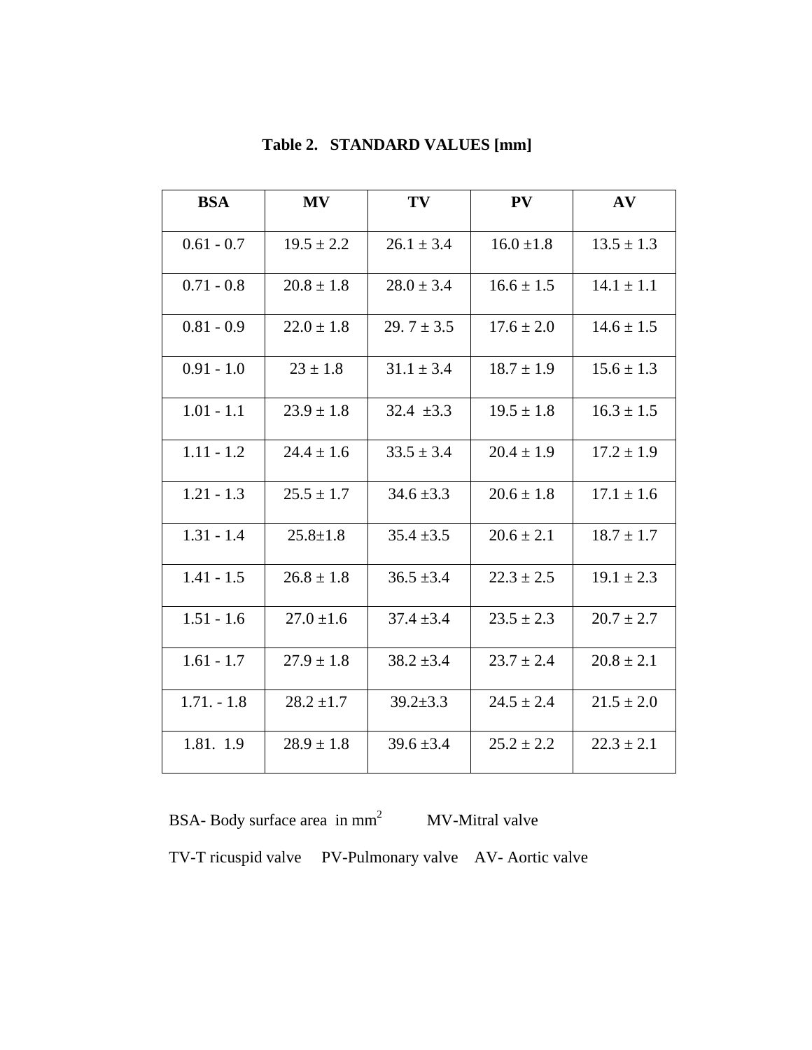**Table 2. STANDARD VALUES [mm]**

| BSA | MV | TV | PV | AV |
|---|---|---|---|---|
| 0.61 - 0.7 | 19.5 ± 2.2 | 26.1 ± 3.4 | 16.0 ±1.8 | 13.5 ± 1.3 |
| 0.71 - 0.8 | 20.8 ± 1.8 | 28.0 ± 3.4 | 16.6 ± 1.5 | 14.1 ± 1.1 |
| 0.81 - 0.9 | 22.0 ± 1.8 | 29. 7 ± 3.5 | 17.6 ± 2.0 | 14.6 ± 1.5 |
| 0.91 - 1.0 | 23 ± 1.8 | 31.1 ± 3.4 | 18.7 ± 1.9 | 15.6 ± 1.3 |
| 1.01 - 1.1 | 23.9 ± 1.8 | 32.4 ±3.3 | 19.5 ± 1.8 | 16.3 ± 1.5 |
| 1.11 - 1.2 | 24.4 ± 1.6 | 33.5 ± 3.4 | 20.4 ± 1.9 | 17.2 ± 1.9 |
| 1.21 - 1.3 | 25.5 ± 1.7 | 34.6 ±3.3 | 20.6 ± 1.8 | 17.1 ± 1.6 |
| 1.31 - 1.4 | 25.8±1.8 | 35.4 ±3.5 | 20.6 ± 2.1 | 18.7 ± 1.7 |
| 1.41 - 1.5 | 26.8 ± 1.8 | 36.5 ±3.4 | 22.3 ± 2.5 | 19.1 ± 2.3 |
| 1.51 - 1.6 | 27.0 ±1.6 | 37.4 ±3.4 | 23.5 ± 2.3 | 20.7 ± 2.7 |
| 1.61 - 1.7 | 27.9 ± 1.8 | 38.2 ±3.4 | 23.7 ± 2.4 | 20.8 ± 2.1 |
| 1.71. - 1.8 | 28.2 ±1.7 | 39.2±3.3 | 24.5 ± 2.4 | 21.5 ± 2.0 |
| 1.81. 1.9 | 28.9 ± 1.8 | 39.6 ±3.4 | 25.2 ± 2.2 | 22.3 ± 2.1 |

BSA- Body surface area in $mm^2$ MV-Mitral valve

TV-T ricuspid valve PV-Pulmonary valve AV- Aortic valve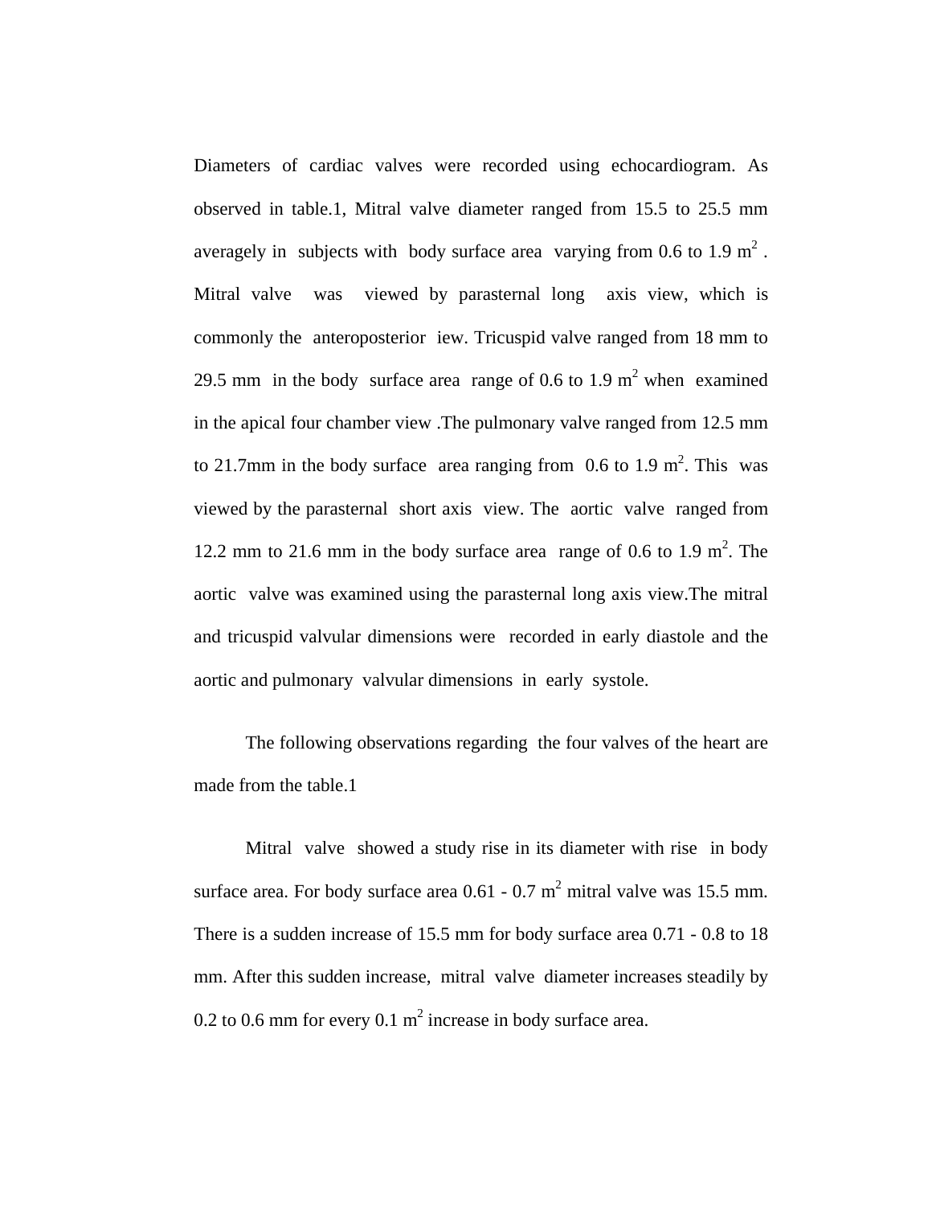Diameters of cardiac valves were recorded using echocardiogram. As observed in table.1, Mitral valve diameter ranged from 15.5 to 25.5 mm averagely in subjects with body surface area varying from 0.6 to 1.9 $m^2$ . Mitral valve was viewed by parasternal long axis view, which is commonly the anteroposterior iew. Tricuspid valve ranged from 18 mm to 29.5 mm in the body surface area range of 0.6 to 1.9 $m^2$ when examined in the apical four chamber view .The pulmonary valve ranged from 12.5 mm to 21.7mm in the body surface area ranging from 0.6 to 1.9 $m^2$. This was viewed by the parasternal short axis view. The aortic valve ranged from 12.2 mm to 21.6 mm in the body surface area range of 0.6 to 1.9 $m^2$. The aortic valve was examined using the parasternal long axis view.The mitral and tricuspid valvular dimensions were recorded in early diastole and the aortic and pulmonary valvular dimensions in early systole.

The following observations regarding the four valves of the heart are made from the table.1

Mitral valve showed a study rise in its diameter with rise in body surface area. For body surface area 0.61 - 0.7 $m^2$ mitral valve was 15.5 mm. There is a sudden increase of 15.5 mm for body surface area 0.71 - 0.8 to 18 mm. After this sudden increase, mitral valve diameter increases steadily by 0.2 to 0.6 mm for every 0.1 $m^2$ increase in body surface area.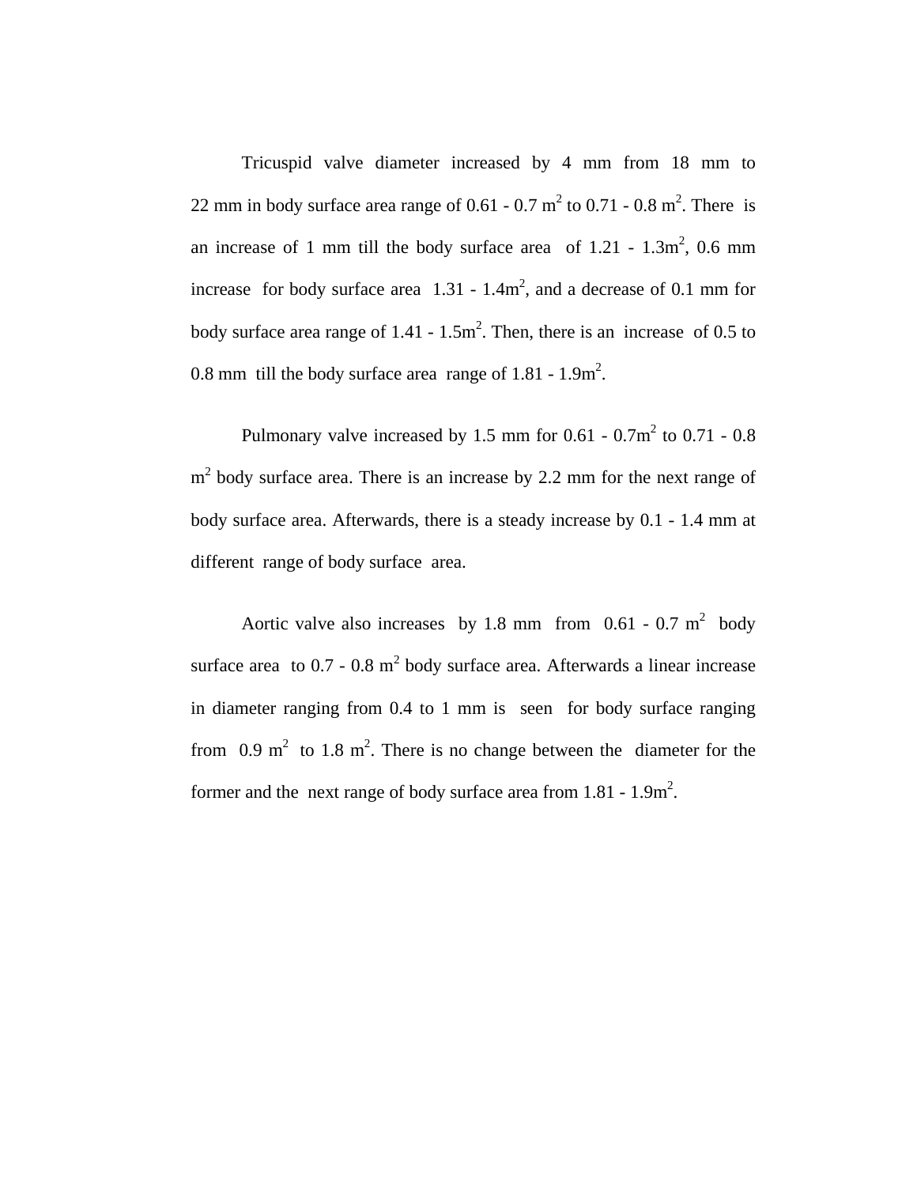Tricuspid valve diameter increased by 4 mm from 18 mm to 22 mm in body surface area range of 0.61 - 0.7 $m^2$ to 0.71 - 0.8 $m^2$. There is an increase of 1 mm till the body surface area of 1.21 - 1.3$m^2$, 0.6 mm increase for body surface area 1.31 - 1.4$m^2$, and a decrease of 0.1 mm for body surface area range of 1.41 - 1.5$m^2$. Then, there is an increase of 0.5 to 0.8 mm till the body surface area range of 1.81 - 1.9$m^2$.

Pulmonary valve increased by 1.5 mm for 0.61 - 0.7$m^2$ to 0.71 - 0.8 $m^2$ body surface area. There is an increase by 2.2 mm for the next range of body surface area. Afterwards, there is a steady increase by 0.1 - 1.4 mm at different range of body surface area.

Aortic valve also increases by 1.8 mm from 0.61 - 0.7 $m^2$ body surface area to 0.7 - 0.8 $m^2$ body surface area. Afterwards a linear increase in diameter ranging from 0.4 to 1 mm is seen for body surface ranging from 0.9 $m^2$ to 1.8 $m^2$. There is no change between the diameter for the former and the next range of body surface area from 1.81 - 1.9$m^2$.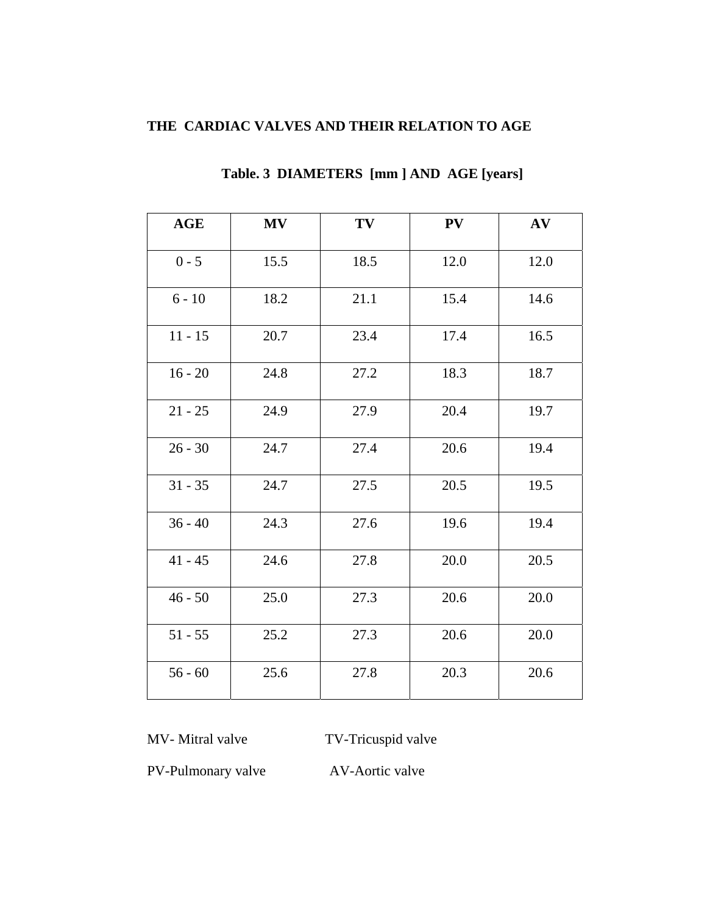**THE CARDIAC VALVES AND THEIR RELATION TO AGE**

**Table. 3 DIAMETERS [mm ] AND AGE [years]**

| AGE | MV | TV | PV | AV |
|---|---|---|---|---|
| 0 - 5 | 15.5 | 18.5 | 12.0 | 12.0 |
| 6 - 10 | 18.2 | 21.1 | 15.4 | 14.6 |
| 11 - 15 | 20.7 | 23.4 | 17.4 | 16.5 |
| 16 - 20 | 24.8 | 27.2 | 18.3 | 18.7 |
| 21 - 25 | 24.9 | 27.9 | 20.4 | 19.7 |
| 26 - 30 | 24.7 | 27.4 | 20.6 | 19.4 |
| 31 - 35 | 24.7 | 27.5 | 20.5 | 19.5 |
| 36 - 40 | 24.3 | 27.6 | 19.6 | 19.4 |
| 41 - 45 | 24.6 | 27.8 | 20.0 | 20.5 |
| 46 - 50 | 25.0 | 27.3 | 20.6 | 20.0 |
| 51 - 55 | 25.2 | 27.3 | 20.6 | 20.0 |
| 56 - 60 | 25.6 | 27.8 | 20.3 | 20.6 |

MV- Mitral valve TV-Tricuspid valve

PV-Pulmonary valve AV-Aortic valve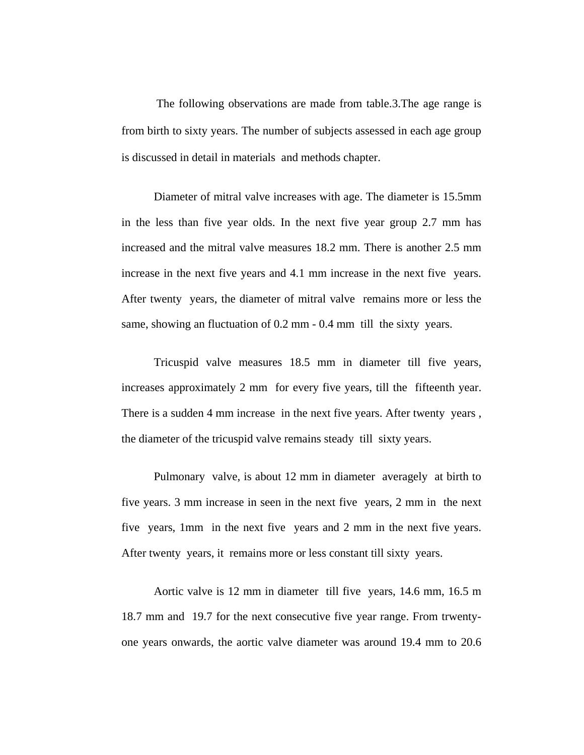The following observations are made from table.3.The age range is from birth to sixty years. The number of subjects assessed in each age group is discussed in detail in materials and methods chapter.

Diameter of mitral valve increases with age. The diameter is 15.5mm in the less than five year olds. In the next five year group 2.7 mm has increased and the mitral valve measures 18.2 mm. There is another 2.5 mm increase in the next five years and 4.1 mm increase in the next five years. After twenty years, the diameter of mitral valve remains more or less the same, showing an fluctuation of 0.2 mm - 0.4 mm till the sixty years.

Tricuspid valve measures 18.5 mm in diameter till five years, increases approximately 2 mm for every five years, till the fifteenth year. There is a sudden 4 mm increase in the next five years. After twenty years , the diameter of the tricuspid valve remains steady till sixty years.

Pulmonary valve, is about 12 mm in diameter averagely at birth to five years. 3 mm increase in seen in the next five years, 2 mm in the next five years, 1mm in the next five years and 2 mm in the next five years. After twenty years, it remains more or less constant till sixty years.

Aortic valve is 12 mm in diameter till five years, 14.6 mm, 16.5 m 18.7 mm and 19.7 for the next consecutive five year range. From trwenty-one years onwards, the aortic valve diameter was around 19.4 mm to 20.6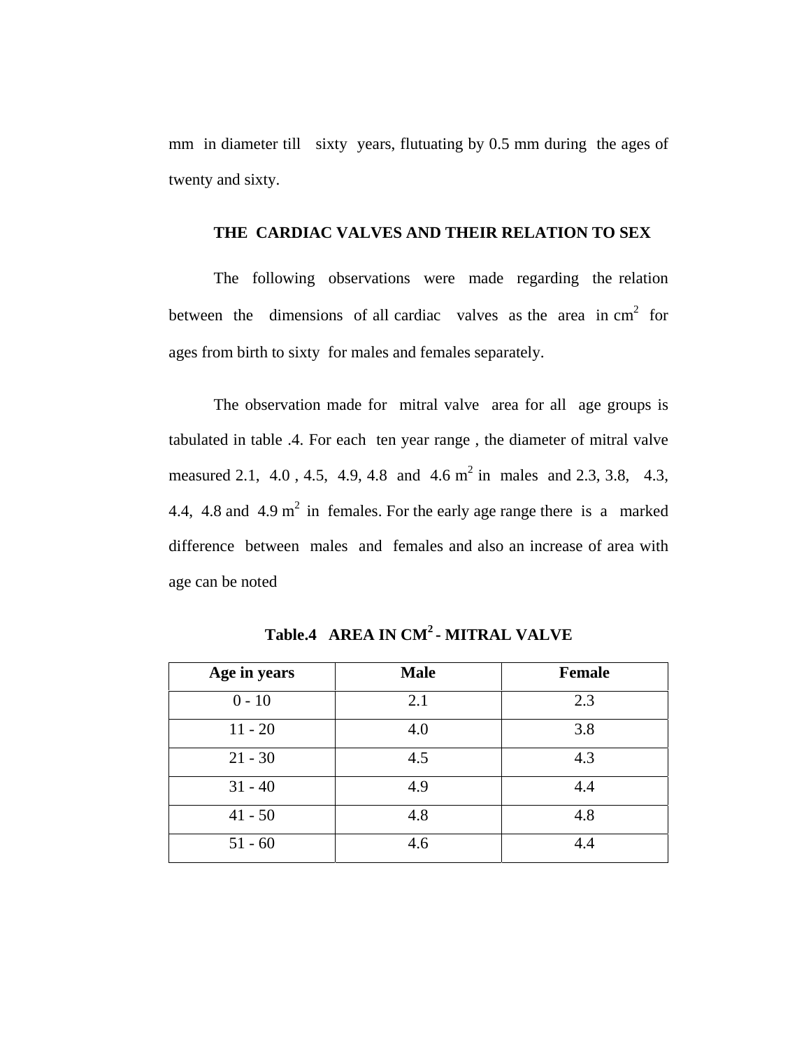mm in diameter till sixty years, flutuating by 0.5 mm during the ages of twenty and sixty.

### THE CARDIAC VALVES AND THEIR RELATION TO SEX

The following observations were made regarding the relation between the dimensions of all cardiac valves as the area in $cm^2$ for ages from birth to sixty for males and females separately.

The observation made for mitral valve area for all age groups is tabulated in table .4. For each ten year range , the diameter of mitral valve measured 2.1, 4.0 , 4.5, 4.9, 4.8 and 4.6 $m^2$ in males and 2.3, 3.8, 4.3, 4.4, 4.8 and 4.9 $m^2$ in females. For the early age range there is a marked difference between males and females and also an increase of area with age can be noted

**Table.4 AREA IN $CM^2$ - MITRAL VALVE**

| Age in years | Male | Female |
|---|---|---|
| 0 - 10 | 2.1 | 2.3 |
| 11 - 20 | 4.0 | 3.8 |
| 21 - 30 | 4.5 | 4.3 |
| 31 - 40 | 4.9 | 4.4 |
| 41 - 50 | 4.8 | 4.8 |
| 51 - 60 | 4.6 | 4.4 |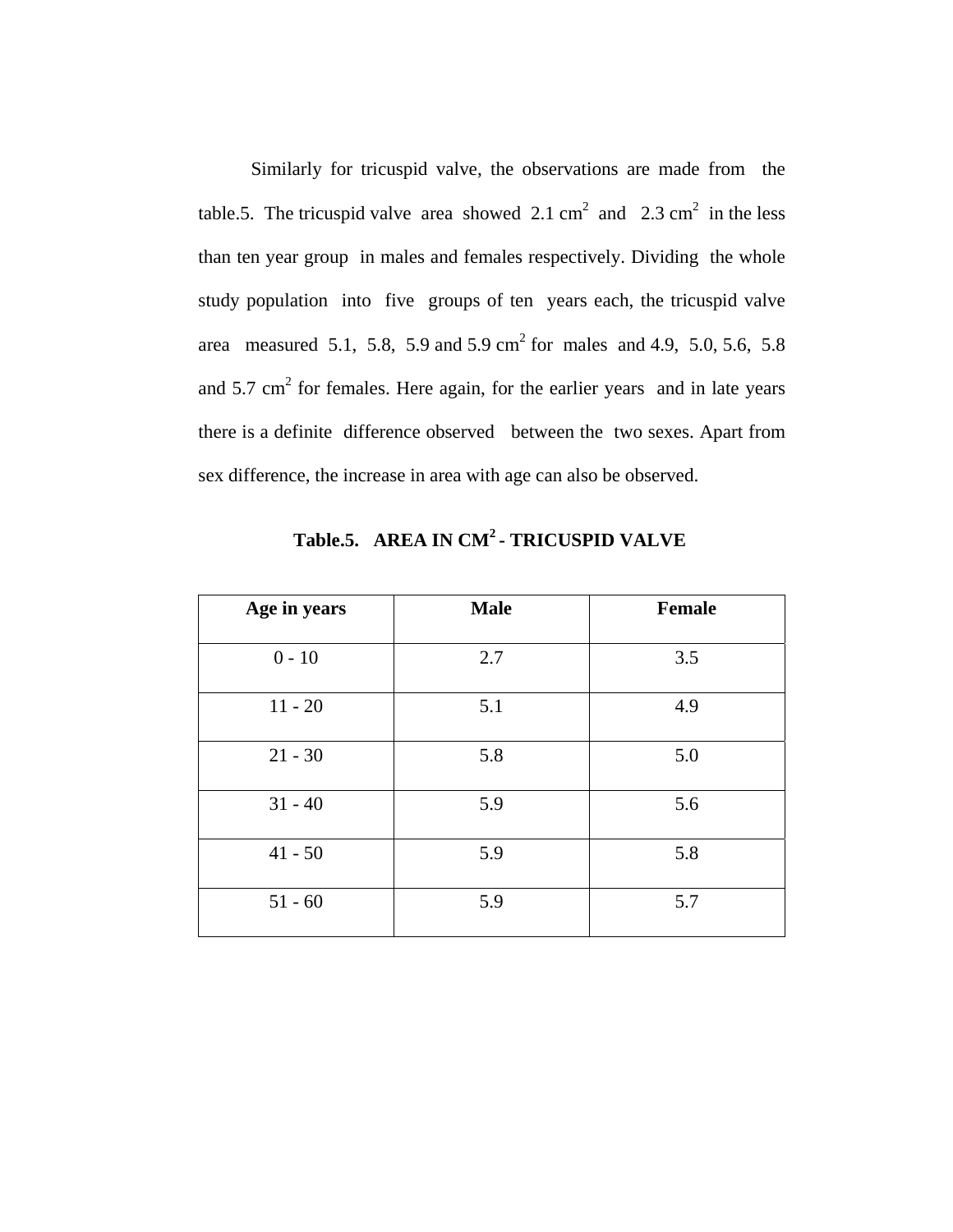Similarly for tricuspid valve, the observations are made from the table.5. The tricuspid valve area showed 2.1 $cm^2$ and 2.3 $cm^2$ in the less than ten year group in males and females respectively. Dividing the whole study population into five groups of ten years each, the tricuspid valve area measured 5.1, 5.8, 5.9 and 5.9 $cm^2$ for males and 4.9, 5.0, 5.6, 5.8 and 5.7 $cm^2$ for females. Here again, for the earlier years and in late years there is a definite difference observed between the two sexes. Apart from sex difference, the increase in area with age can also be observed.

**Table.5. AREA IN $CM^2$ - TRICUSPID VALVE**

| Age in years | Male | Female |
|---|---|---|
| 0 - 10 | 2.7 | 3.5 |
| 11 - 20 | 5.1 | 4.9 |
| 21 - 30 | 5.8 | 5.0 |
| 31 - 40 | 5.9 | 5.6 |
| 41 - 50 | 5.9 | 5.8 |
| 51 - 60 | 5.9 | 5.7 |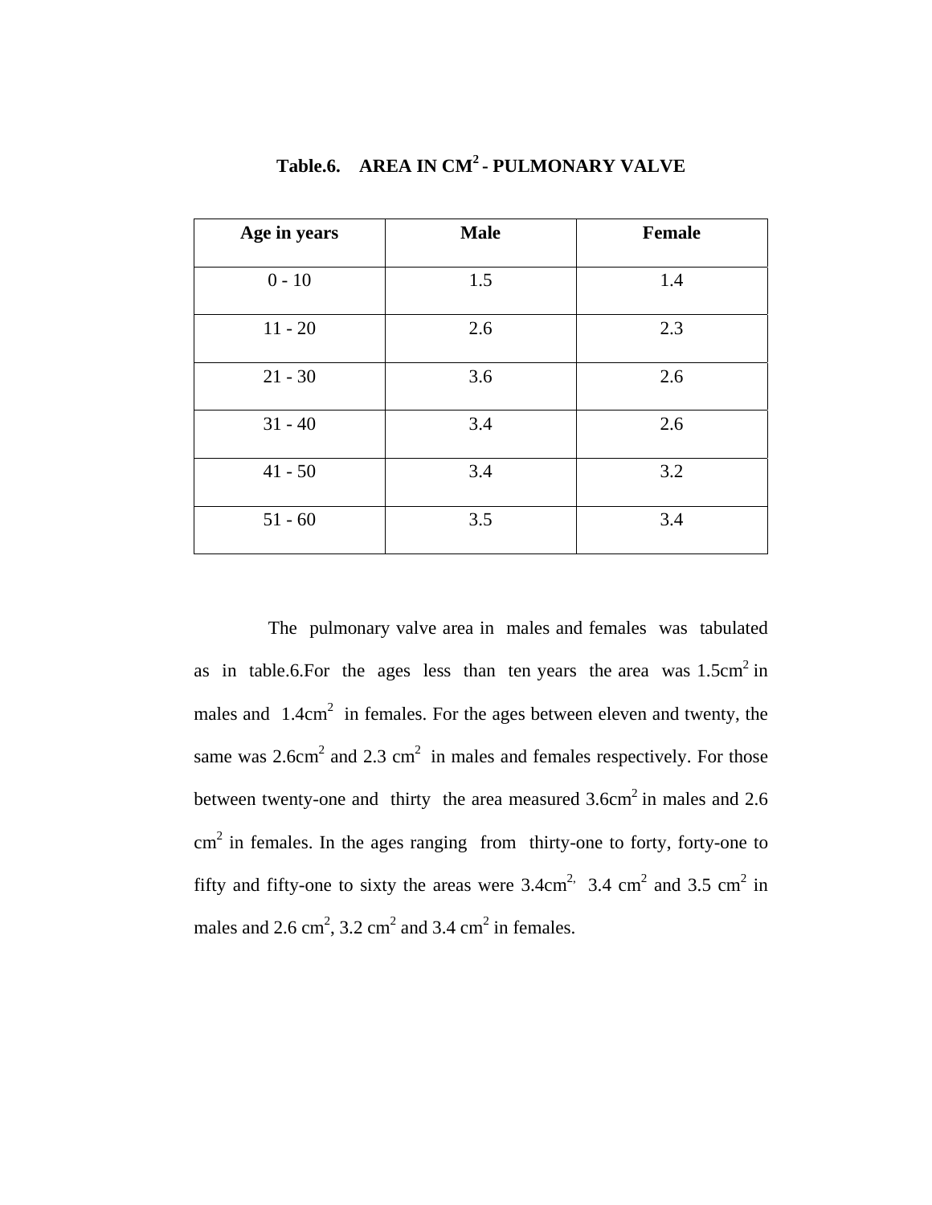**Table.6. AREA IN $CM^2$ - PULMONARY VALVE**

| Age in years | Male | Female |
| --- | --- | --- |
| 0 - 10 | 1.5 | 1.4 |
| 11 - 20 | 2.6 | 2.3 |
| 21 - 30 | 3.6 | 2.6 |
| 31 - 40 | 3.4 | 2.6 |
| 41 - 50 | 3.4 | 3.2 |
| 51 - 60 | 3.5 | 3.4 |

The pulmonary valve area in males and females was tabulated as in table.6.For the ages less than ten years the area was $1.5cm^2$ in males and $1.4cm^2$ in females. For the ages between eleven and twenty, the same was $2.6cm^2$ and $2.3\ cm^2$ in males and females respectively. For those between twenty-one and thirty the area measured $3.6cm^2$ in males and $2.6\ cm^2$ in females. In the ages ranging from thirty-one to forty, forty-one to fifty and fifty-one to sixty the areas were $3.4cm^2$, $3.4\ cm^2$ and $3.5\ cm^2$ in males and $2.6\ cm^2$, $3.2\ cm^2$ and $3.4\ cm^2$ in females.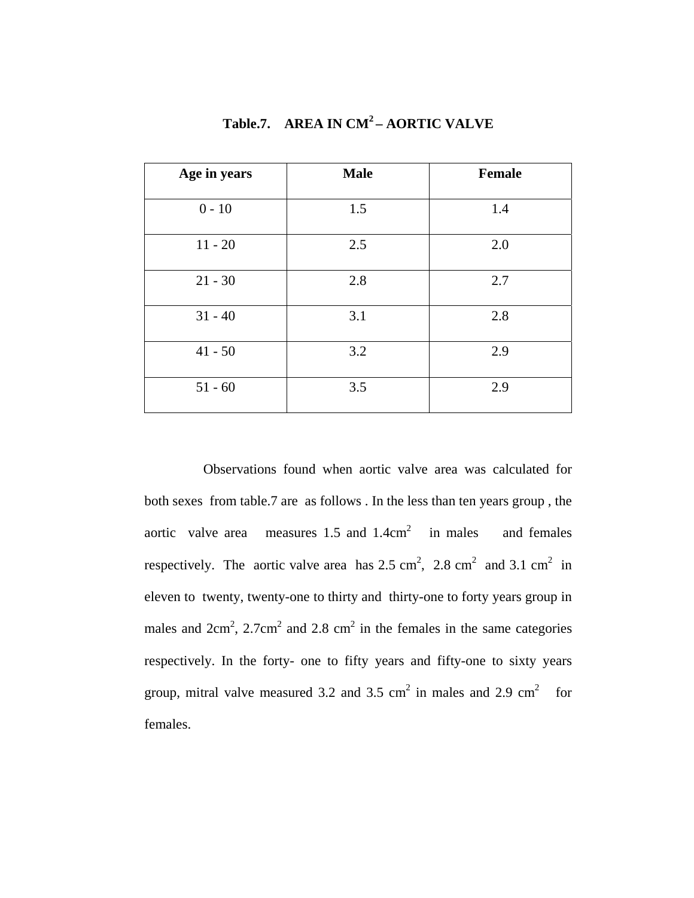**Table.7. AREA IN $CM^2$ – AORTIC VALVE**

| Age in years | Male | Female |
|---|---|---|
| 0 - 10 | 1.5 | 1.4 |
| 11 - 20 | 2.5 | 2.0 |
| 21 - 30 | 2.8 | 2.7 |
| 31 - 40 | 3.1 | 2.8 |
| 41 - 50 | 3.2 | 2.9 |
| 51 - 60 | 3.5 | 2.9 |

Observations found when aortic valve area was calculated for both sexes from table.7 are as follows . In the less than ten years group , the aortic valve area measures 1.5 and 1.4$cm^2$ in males and females respectively. The aortic valve area has 2.5 $cm^2$, 2.8 $cm^2$ and 3.1 $cm^2$ in eleven to twenty, twenty-one to thirty and thirty-one to forty years group in males and 2$cm^2$, 2.7$cm^2$ and 2.8 $cm^2$ in the females in the same categories respectively. In the forty- one to fifty years and fifty-one to sixty years group, mitral valve measured 3.2 and 3.5 $cm^2$ in males and 2.9 $cm^2$ for females.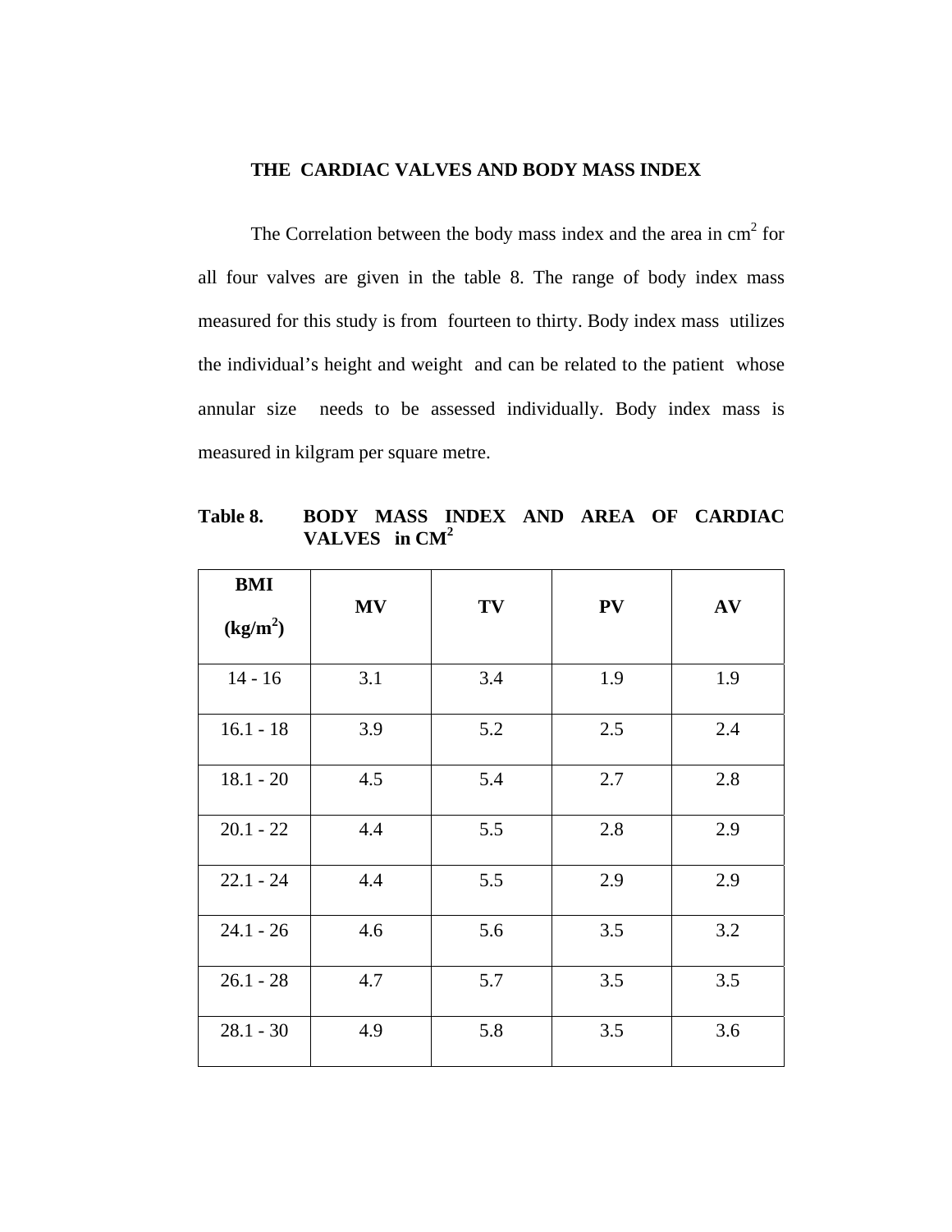## THE CARDIAC VALVES AND BODY MASS INDEX

The Correlation between the body mass index and the area in $cm^2$ for all four valves are given in the table 8. The range of body index mass measured for this study is from fourteen to thirty. Body index mass utilizes the individual's height and weight and can be related to the patient whose annular size needs to be assessed individually. Body index mass is measured in kilgram per square metre.

**Table 8. BODY MASS INDEX AND AREA OF CARDIAC VALVES in $CM^2$**

| BMI ($kg/m^2$) | MV | TV | PV | AV |
|---|---|---|---|---|
| 14 - 16 | 3.1 | 3.4 | 1.9 | 1.9 |
| 16.1 - 18 | 3.9 | 5.2 | 2.5 | 2.4 |
| 18.1 - 20 | 4.5 | 5.4 | 2.7 | 2.8 |
| 20.1 - 22 | 4.4 | 5.5 | 2.8 | 2.9 |
| 22.1 - 24 | 4.4 | 5.5 | 2.9 | 2.9 |
| 24.1 - 26 | 4.6 | 5.6 | 3.5 | 3.2 |
| 26.1 - 28 | 4.7 | 5.7 | 3.5 | 3.5 |
| 28.1 - 30 | 4.9 | 5.8 | 3.5 | 3.6 |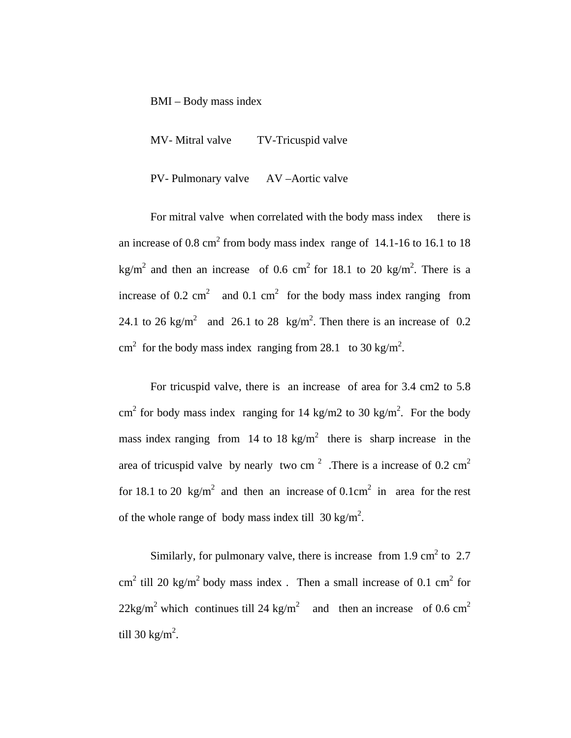BMI – Body mass index

MV- Mitral valve    TV-Tricuspid valve

PV- Pulmonary valve    AV –Aortic valve

For mitral valve when correlated with the body mass index there is an increase of 0.8 $cm^2$ from body mass index range of 14.1-16 to 16.1 to 18 $kg/m^2$ and then an increase of 0.6 $cm^2$ for 18.1 to 20 $kg/m^2$. There is a increase of 0.2 $cm^2$ and 0.1 $cm^2$ for the body mass index ranging from 24.1 to 26 $kg/m^2$ and 26.1 to 28 $kg/m^2$. Then there is an increase of 0.2 $cm^2$ for the body mass index ranging from 28.1 to 30 $kg/m^2$.

For tricuspid valve, there is an increase of area for 3.4 cm2 to 5.8 $cm^2$ for body mass index ranging for 14 kg/m2 to 30 $kg/m^2$. For the body mass index ranging from 14 to 18 $kg/m^2$ there is sharp increase in the area of tricuspid valve by nearly two $cm^2$. There is a increase of 0.2 $cm^2$ for 18.1 to 20 $kg/m^2$ and then an increase of 0.1$cm^2$ in area for the rest of the whole range of body mass index till 30 $kg/m^2$.

Similarly, for pulmonary valve, there is increase from 1.9 $cm^2$ to 2.7 $cm^2$ till 20 $kg/m^2$ body mass index . Then a small increase of 0.1 $cm^2$ for 22$kg/m^2$ which continues till 24 $kg/m^2$ and then an increase of 0.6 $cm^2$ till 30 $kg/m^2$.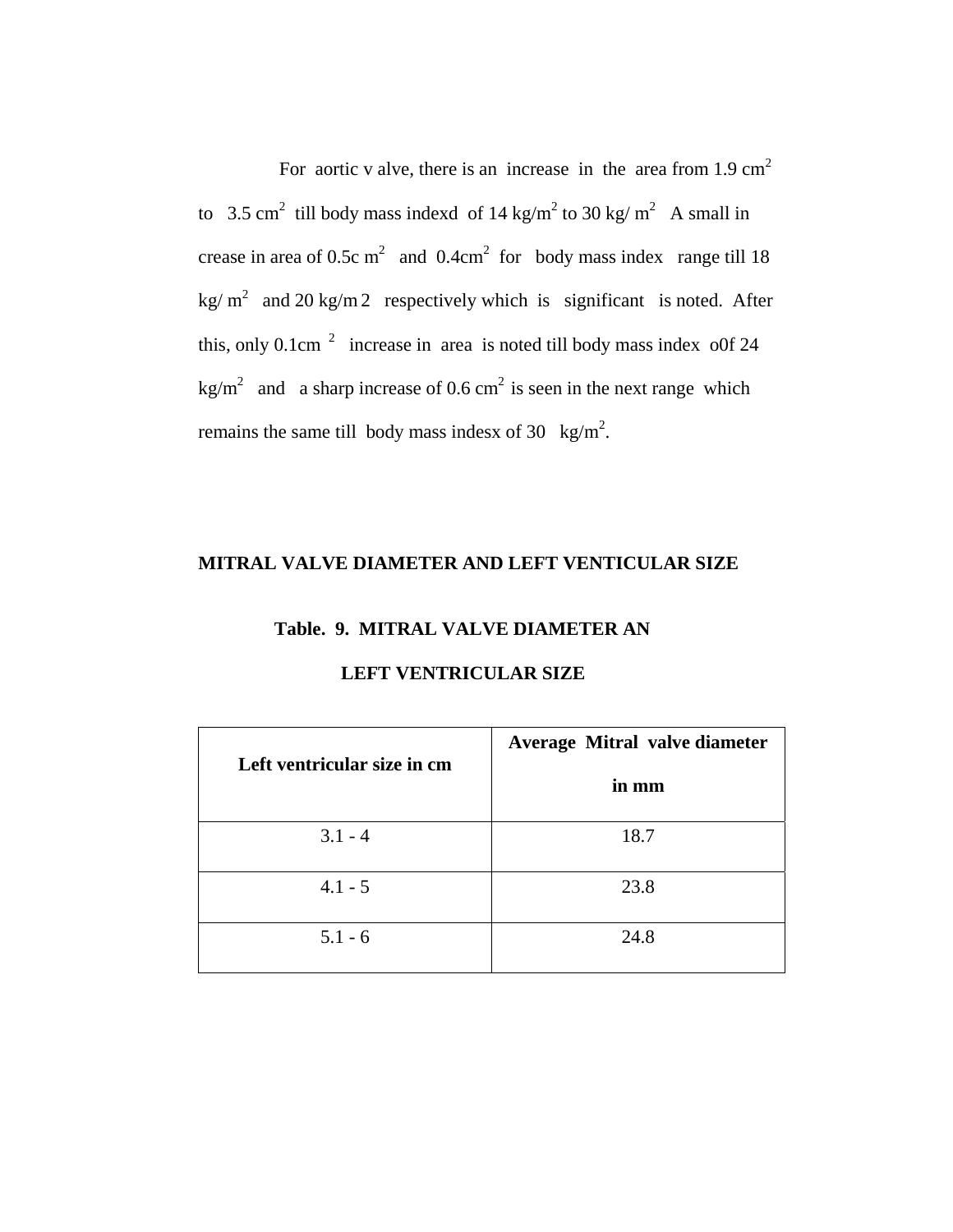For aortic v alve, there is an increase in the area from 1.9 $cm^2$ to 3.5 $cm^2$ till body mass indexd of 14 $kg/m^2$ to 30 $kg/m^2$ A small in crease in area of 0.5c $m^2$ and 0.4$cm^2$ for body mass index range till 18 $kg/m^2$ and 20 kg/m 2 respectively which is significant is noted. After this, only 0.1$cm^2$ increase in area is noted till body mass index o0f 24 $kg/m^2$ and a sharp increase of 0.6 $cm^2$ is seen in the next range which remains the same till body mass indesx of 30 $kg/m^2$.

## MITRAL VALVE DIAMETER AND LEFT VENTICULAR SIZE

**Table. 9. MITRAL VALVE DIAMETER AN LEFT VENTRICULAR SIZE**

| Left ventricular size in cm | Average Mitral valve diameter in mm |
|---|---|
| 3.1 - 4 | 18.7 |
| 4.1 - 5 | 23.8 |
| 5.1 - 6 | 24.8 |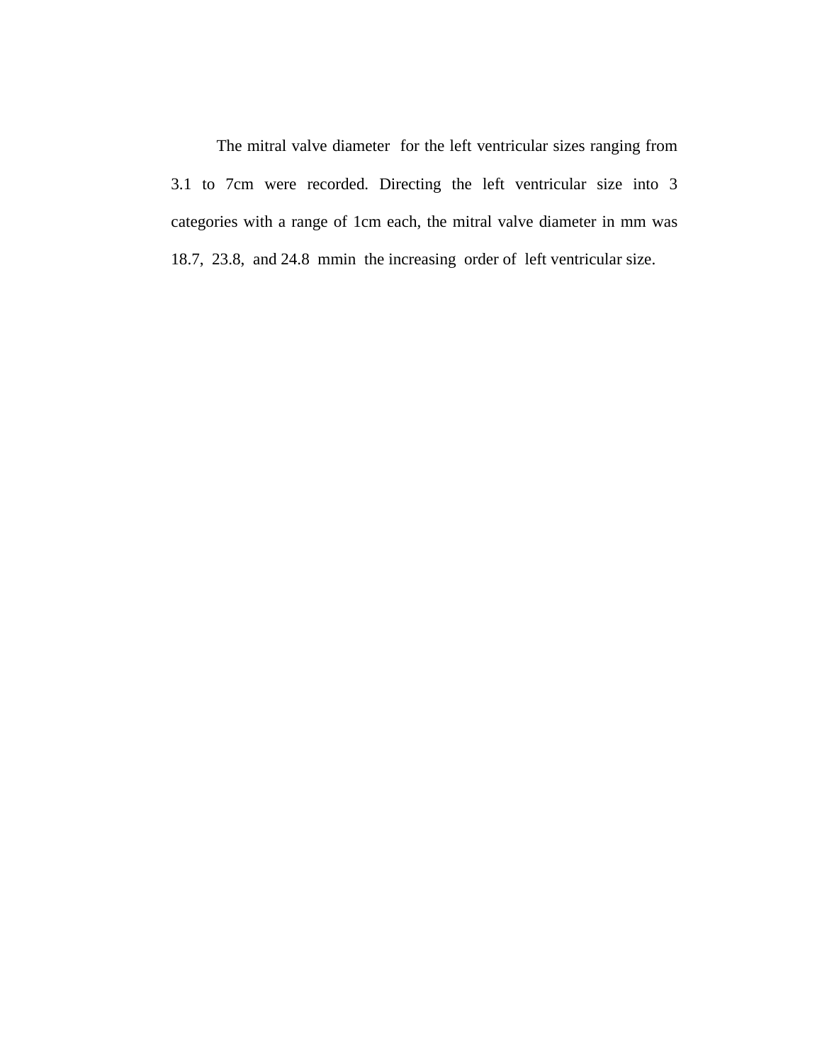The mitral valve diameter for the left ventricular sizes ranging from 3.1 to 7cm were recorded. Directing the left ventricular size into 3 categories with a range of 1cm each, the mitral valve diameter in mm was 18.7, 23.8, and 24.8 mmin the increasing order of left ventricular size.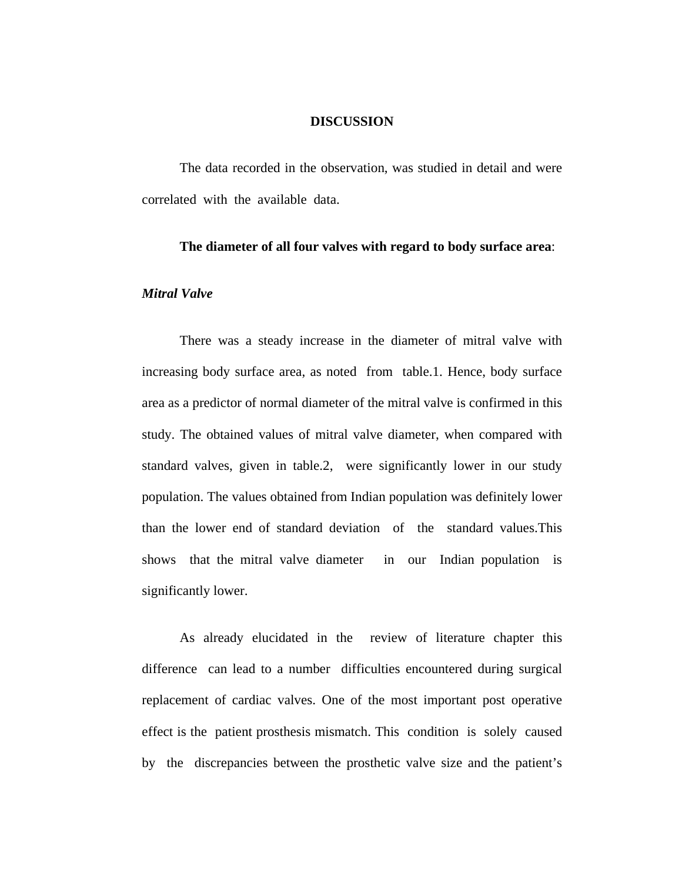# DISCUSSION

The data recorded in the observation, was studied in detail and were correlated with the available data.

**The diameter of all four valves with regard to body surface area**:

***Mitral Valve***

There was a steady increase in the diameter of mitral valve with increasing body surface area, as noted from table.1. Hence, body surface area as a predictor of normal diameter of the mitral valve is confirmed in this study. The obtained values of mitral valve diameter, when compared with standard valves, given in table.2, were significantly lower in our study population. The values obtained from Indian population was definitely lower than the lower end of standard deviation of the standard values.This shows that the mitral valve diameter in our Indian population is significantly lower.

As already elucidated in the review of literature chapter this difference can lead to a number difficulties encountered during surgical replacement of cardiac valves. One of the most important post operative effect is the patient prosthesis mismatch. This condition is solely caused by the discrepancies between the prosthetic valve size and the patient's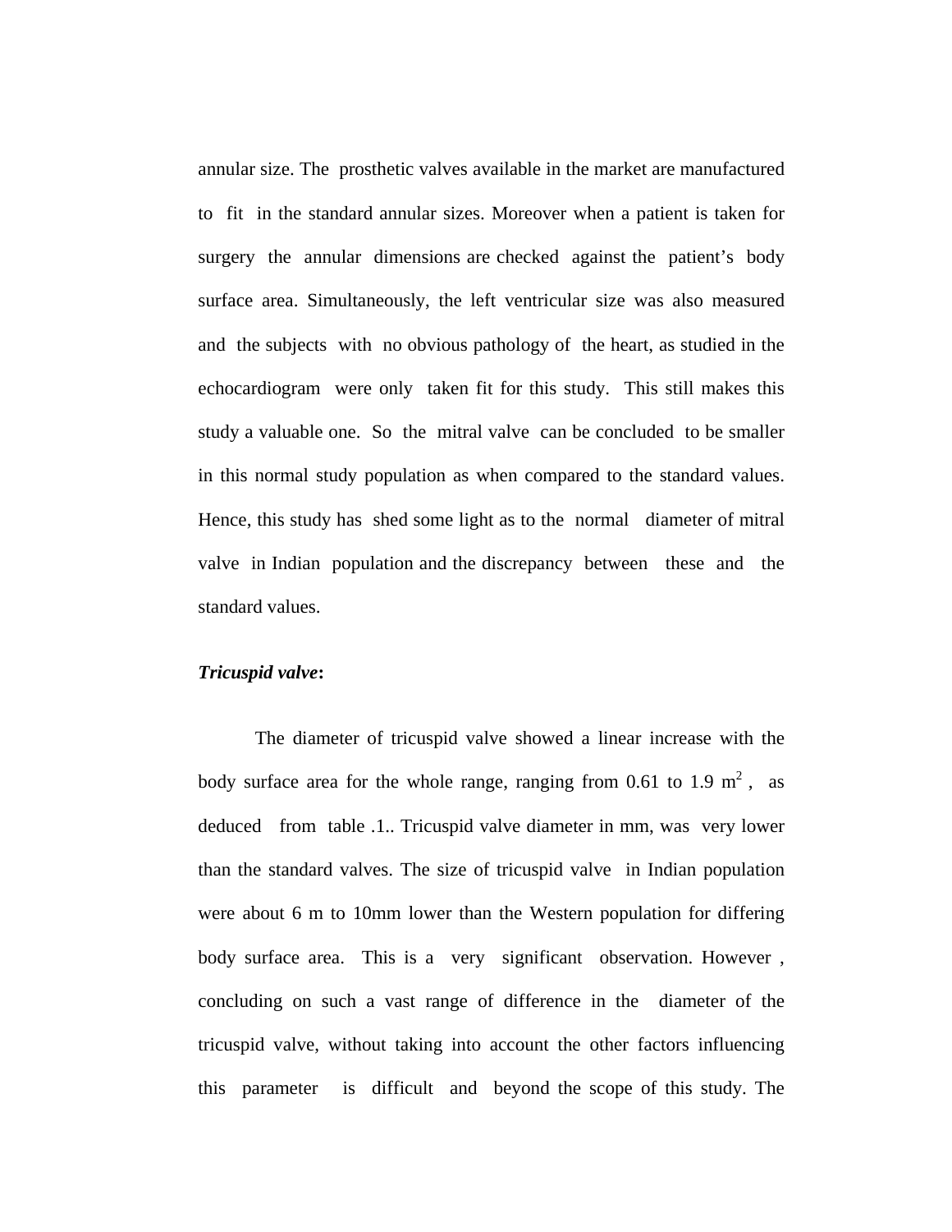annular size. The prosthetic valves available in the market are manufactured to fit in the standard annular sizes. Moreover when a patient is taken for surgery the annular dimensions are checked against the patient's body surface area. Simultaneously, the left ventricular size was also measured and the subjects with no obvious pathology of the heart, as studied in the echocardiogram were only taken fit for this study. This still makes this study a valuable one. So the mitral valve can be concluded to be smaller in this normal study population as when compared to the standard values. Hence, this study has shed some light as to the normal diameter of mitral valve in Indian population and the discrepancy between these and the standard values.

***Tricuspid valve*:**

The diameter of tricuspid valve showed a linear increase with the body surface area for the whole range, ranging from 0.61 to 1.9 $m^2$ , as deduced from table .1.. Tricuspid valve diameter in mm, was very lower than the standard valves. The size of tricuspid valve in Indian population were about 6 m to 10mm lower than the Western population for differing body surface area. This is a very significant observation. However , concluding on such a vast range of difference in the diameter of the tricuspid valve, without taking into account the other factors influencing this parameter is difficult and beyond the scope of this study. The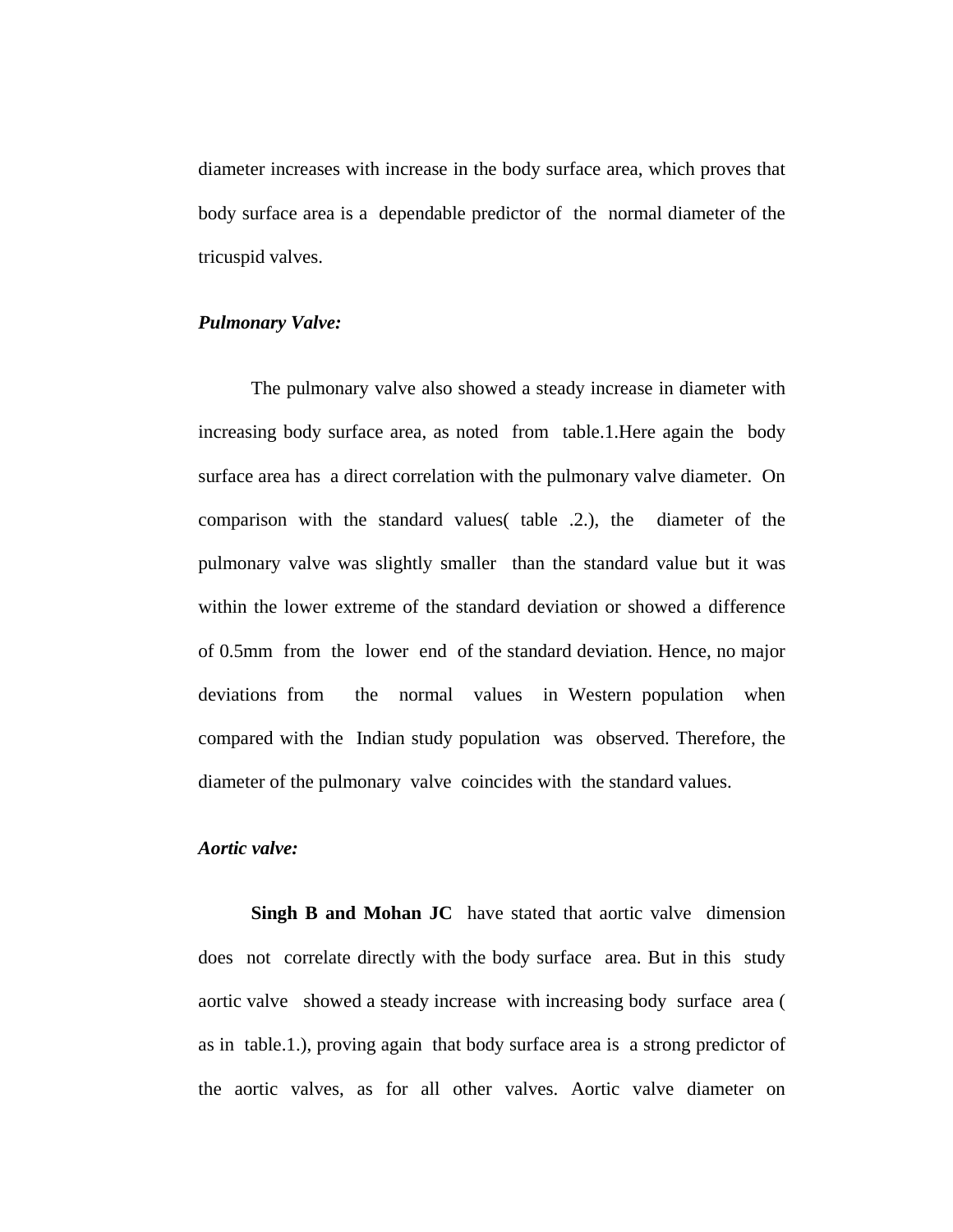diameter increases with increase in the body surface area, which proves that body surface area is a dependable predictor of the normal diameter of the tricuspid valves.

***Pulmonary Valve:***

The pulmonary valve also showed a steady increase in diameter with increasing body surface area, as noted from table.1.Here again the body surface area has a direct correlation with the pulmonary valve diameter. On comparison with the standard values( table .2.), the diameter of the pulmonary valve was slightly smaller than the standard value but it was within the lower extreme of the standard deviation or showed a difference of 0.5mm from the lower end of the standard deviation. Hence, no major deviations from the normal values in Western population when compared with the Indian study population was observed. Therefore, the diameter of the pulmonary valve coincides with the standard values.

***Aortic valve:***

**Singh B and Mohan JC** have stated that aortic valve dimension does not correlate directly with the body surface area. But in this study aortic valve showed a steady increase with increasing body surface area ( as in table.1.), proving again that body surface area is a strong predictor of the aortic valves, as for all other valves. Aortic valve diameter on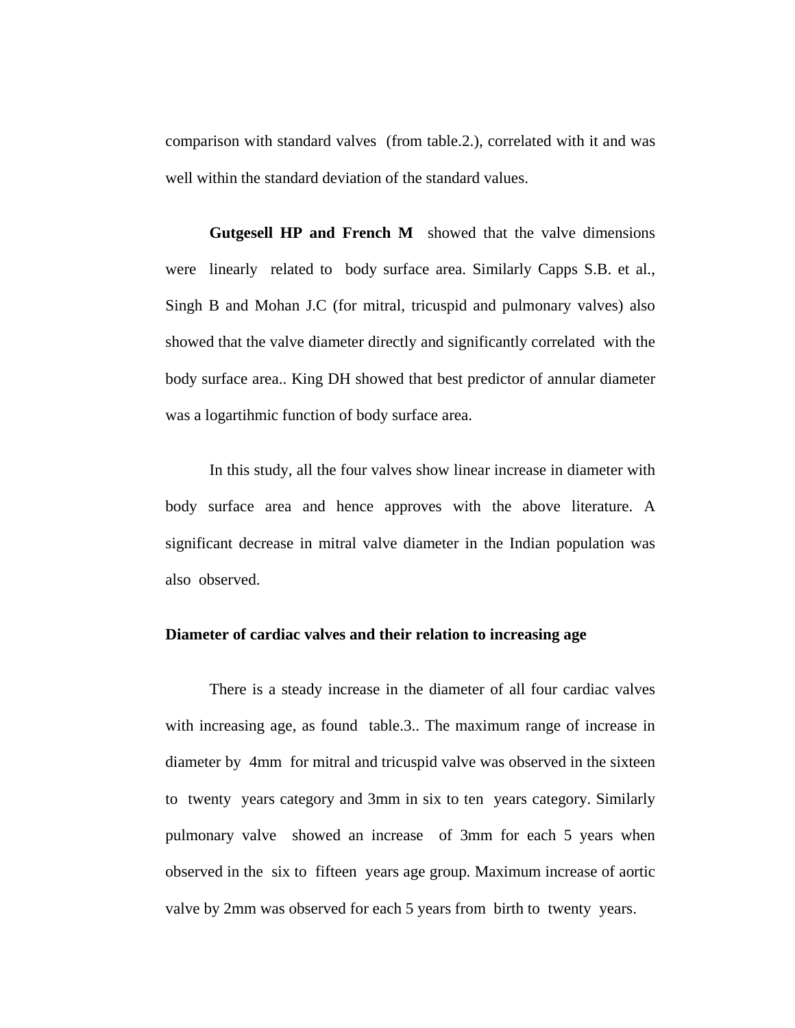comparison with standard valves (from table.2.), correlated with it and was well within the standard deviation of the standard values.

**Gutgesell HP and French M** showed that the valve dimensions were linearly related to body surface area. Similarly Capps S.B. et al., Singh B and Mohan J.C (for mitral, tricuspid and pulmonary valves) also showed that the valve diameter directly and significantly correlated with the body surface area.. King DH showed that best predictor of annular diameter was a logartihmic function of body surface area.

In this study, all the four valves show linear increase in diameter with body surface area and hence approves with the above literature. A significant decrease in mitral valve diameter in the Indian population was also observed.

**Diameter of cardiac valves and their relation to increasing age**

There is a steady increase in the diameter of all four cardiac valves with increasing age, as found table.3.. The maximum range of increase in diameter by 4mm for mitral and tricuspid valve was observed in the sixteen to twenty years category and 3mm in six to ten years category. Similarly pulmonary valve showed an increase of 3mm for each 5 years when observed in the six to fifteen years age group. Maximum increase of aortic valve by 2mm was observed for each 5 years from birth to twenty years.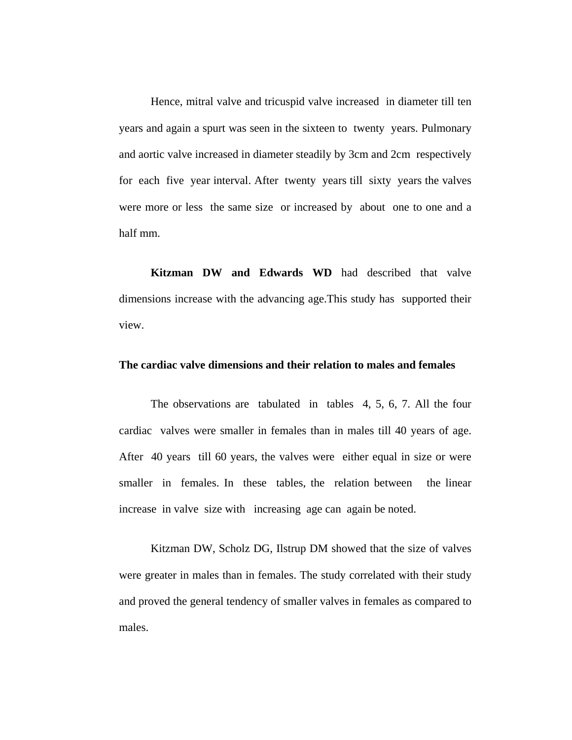Hence, mitral valve and tricuspid valve increased in diameter till ten years and again a spurt was seen in the sixteen to twenty years. Pulmonary and aortic valve increased in diameter steadily by 3cm and 2cm respectively for each five year interval. After twenty years till sixty years the valves were more or less the same size or increased by about one to one and a half mm.

**Kitzman DW and Edwards WD** had described that valve dimensions increase with the advancing age.This study has supported their view.

**The cardiac valve dimensions and their relation to males and females**

The observations are tabulated in tables 4, 5, 6, 7. All the four cardiac valves were smaller in females than in males till 40 years of age. After 40 years till 60 years, the valves were either equal in size or were smaller in females. In these tables, the relation between the linear increase in valve size with increasing age can again be noted.

Kitzman DW, Scholz DG, Ilstrup DM showed that the size of valves were greater in males than in females. The study correlated with their study and proved the general tendency of smaller valves in females as compared to males.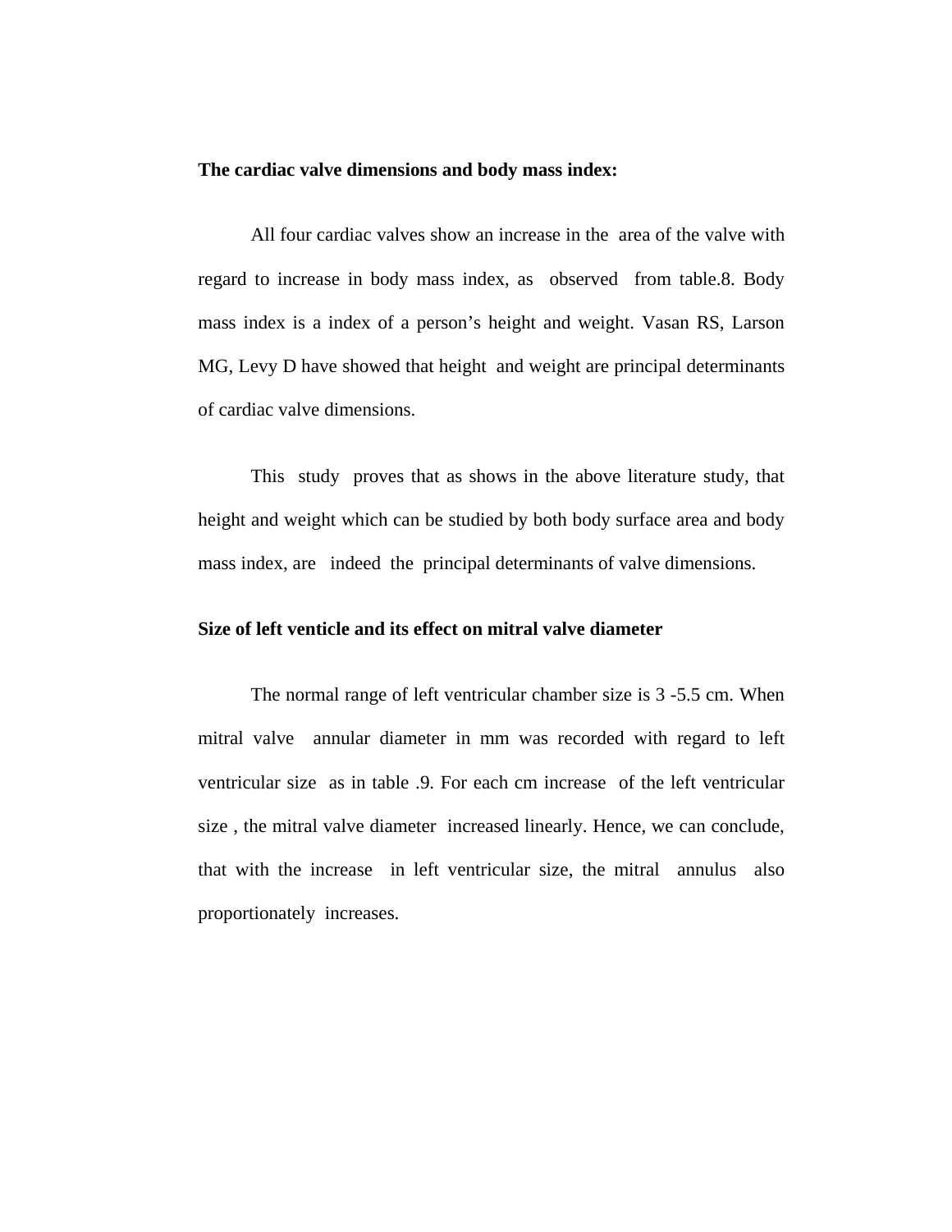**The cardiac valve dimensions and body mass index:**

All four cardiac valves show an increase in the area of the valve with regard to increase in body mass index, as observed from table.8. Body mass index is a index of a person's height and weight. Vasan RS, Larson MG, Levy D have showed that height and weight are principal determinants of cardiac valve dimensions.

This study proves that as shows in the above literature study, that height and weight which can be studied by both body surface area and body mass index, are indeed the principal determinants of valve dimensions.

**Size of left venticle and its effect on mitral valve diameter**

The normal range of left ventricular chamber size is 3 -5.5 cm. When mitral valve annular diameter in mm was recorded with regard to left ventricular size as in table .9. For each cm increase of the left ventricular size , the mitral valve diameter increased linearly. Hence, we can conclude, that with the increase in left ventricular size, the mitral annulus also proportionately increases.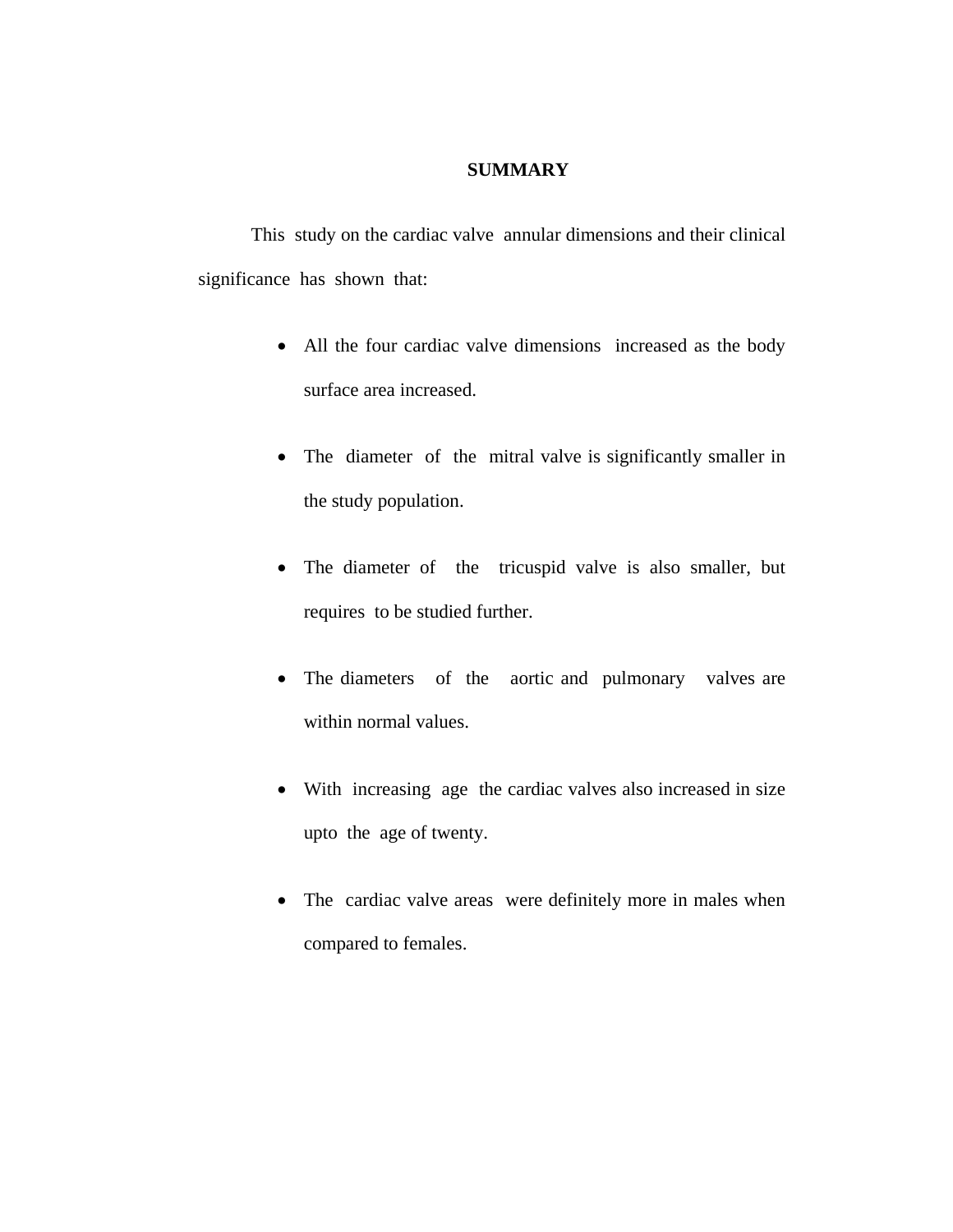# SUMMARY

This study on the cardiac valve annular dimensions and their clinical significance has shown that:

- All the four cardiac valve dimensions increased as the body surface area increased.
- The diameter of the mitral valve is significantly smaller in the study population.
- The diameter of the tricuspid valve is also smaller, but requires to be studied further.
- The diameters of the aortic and pulmonary valves are within normal values.
- With increasing age the cardiac valves also increased in size upto the age of twenty.
- The cardiac valve areas were definitely more in males when compared to females.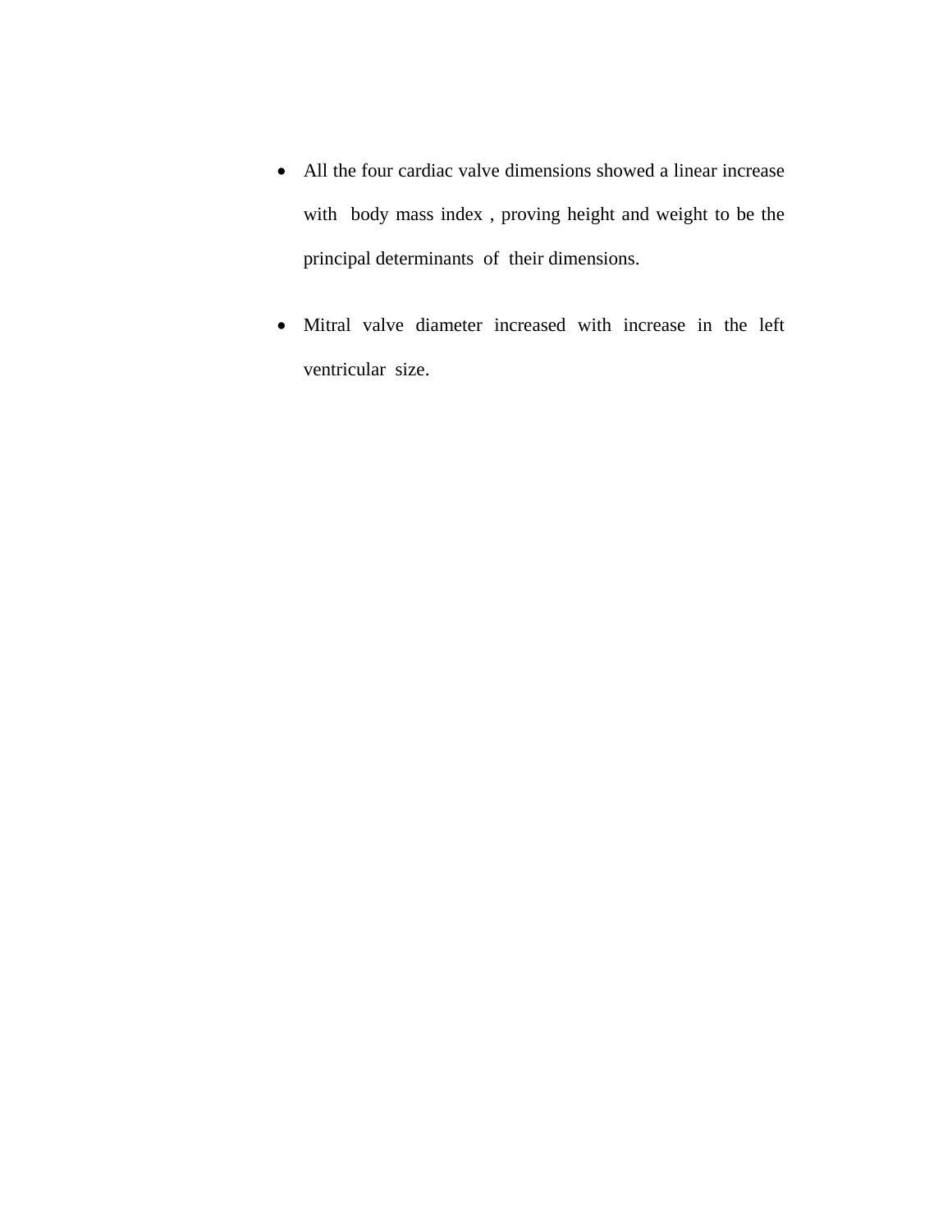- All the four cardiac valve dimensions showed a linear increase with body mass index , proving height and weight to be the principal determinants of their dimensions.

- Mitral valve diameter increased with increase in the left ventricular size.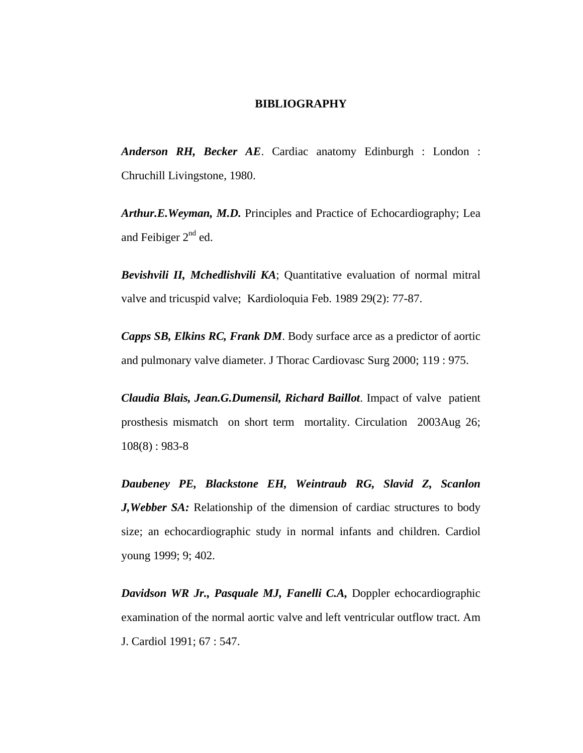# BIBLIOGRAPHY

***Anderson RH, Becker AE***. Cardiac anatomy Edinburgh : London : Chruchill Livingstone, 1980.

***Arthur.E.Weyman, M.D.*** Principles and Practice of Echocardiography; Lea and Feibiger 2nd ed.

***Bevishvili II, Mchedlishvili KA***; Quantitative evaluation of normal mitral valve and tricuspid valve; Kardioloquia Feb. 1989 29(2): 77-87.

***Capps SB, Elkins RC, Frank DM***. Body surface arce as a predictor of aortic and pulmonary valve diameter. J Thorac Cardiovasc Surg 2000; 119 : 975.

***Claudia Blais, Jean.G.Dumensil, Richard Baillot***. Impact of valve patient prosthesis mismatch on short term mortality. Circulation 2003Aug 26; 108(8) : 983-8

***Daubeney PE, Blackstone EH, Weintraub RG, Slavid Z, Scanlon J,Webber SA:*** Relationship of the dimension of cardiac structures to body size; an echocardiographic study in normal infants and children. Cardiol young 1999; 9; 402.

***Davidson WR Jr., Pasquale MJ, Fanelli C.A,*** Doppler echocardiographic examination of the normal aortic valve and left ventricular outflow tract. Am J. Cardiol 1991; 67 : 547.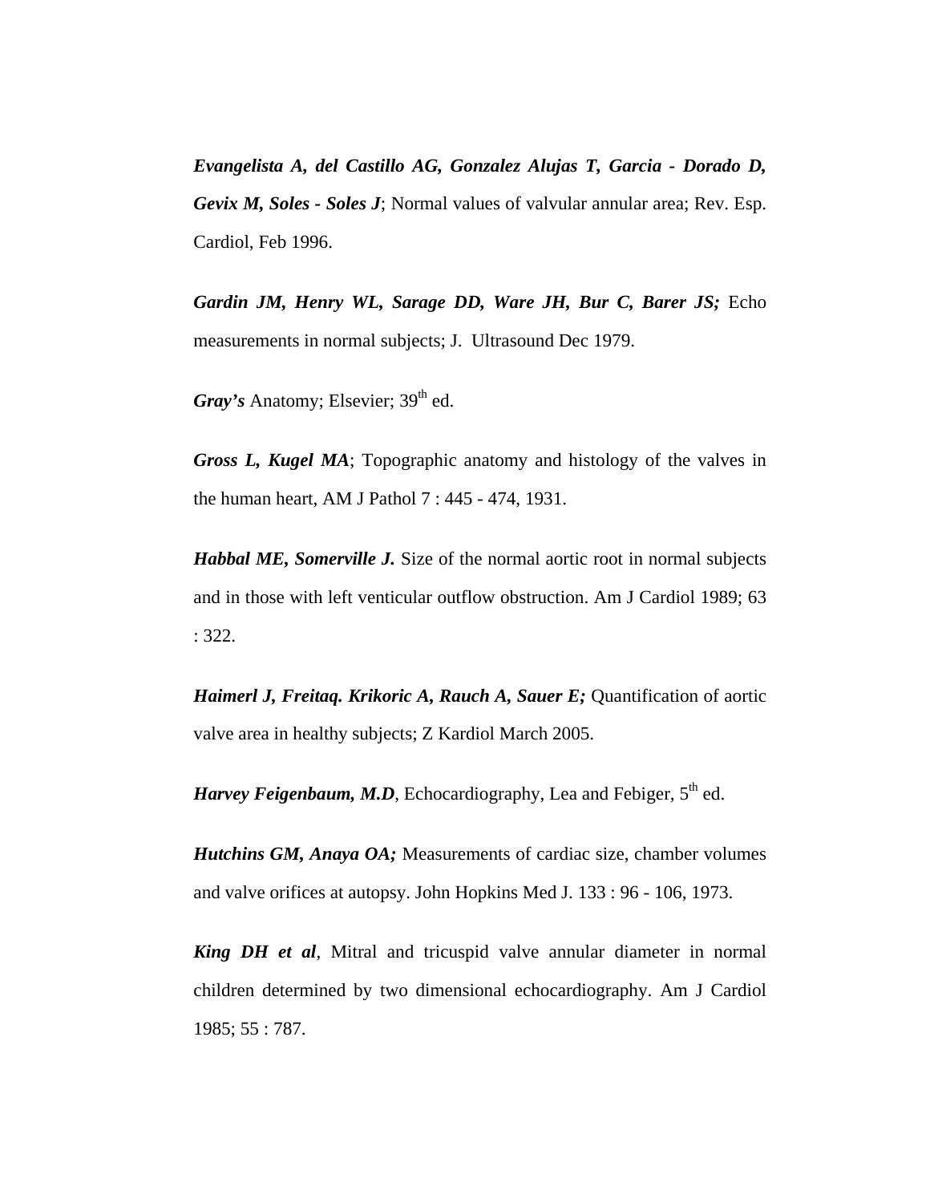***Evangelista A, del Castillo AG, Gonzalez Alujas T, Garcia - Dorado D, Gevix M, Soles - Soles J***; Normal values of valvular annular area; Rev. Esp. Cardiol, Feb 1996.

***Gardin JM, Henry WL, Sarage DD, Ware JH, Bur C, Barer JS;*** Echo measurements in normal subjects; J. Ultrasound Dec 1979.

***Gray's*** Anatomy; Elsevier; 39th ed.

***Gross L, Kugel MA***; Topographic anatomy and histology of the valves in the human heart, AM J Pathol 7 : 445 - 474, 1931.

***Habbal ME, Somerville J.*** Size of the normal aortic root in normal subjects and in those with left venticular outflow obstruction. Am J Cardiol 1989; 63 : 322.

***Haimerl J, Freitaq. Krikoric A, Rauch A, Sauer E;*** Quantification of aortic valve area in healthy subjects; Z Kardiol March 2005.

***Harvey Feigenbaum, M.D***, Echocardiography, Lea and Febiger, 5th ed.

***Hutchins GM, Anaya OA;*** Measurements of cardiac size, chamber volumes and valve orifices at autopsy. John Hopkins Med J. 133 : 96 - 106, 1973.

***King DH et al***, Mitral and tricuspid valve annular diameter in normal children determined by two dimensional echocardiography. Am J Cardiol 1985; 55 : 787.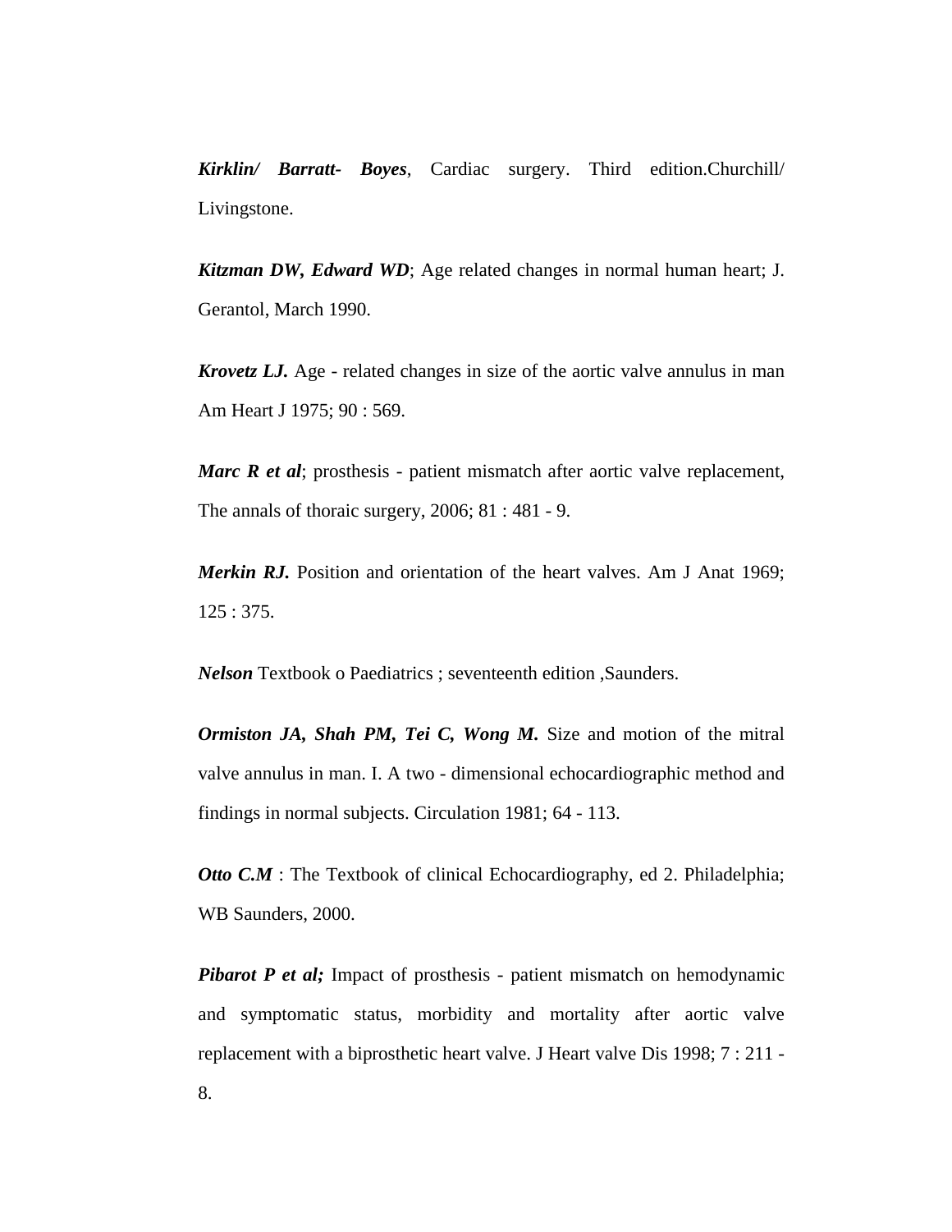***Kirklin/ Barratt- Boyes***, Cardiac surgery. Third edition.Churchill/ Livingstone.

***Kitzman DW, Edward WD***; Age related changes in normal human heart; J. Gerantol, March 1990.

***Krovetz LJ.*** Age - related changes in size of the aortic valve annulus in man Am Heart J 1975; 90 : 569.

***Marc R et al***; prosthesis - patient mismatch after aortic valve replacement, The annals of thoraic surgery, 2006; 81 : 481 - 9.

***Merkin RJ.*** Position and orientation of the heart valves. Am J Anat 1969; 125 : 375.

***Nelson*** Textbook o Paediatrics ; seventeenth edition ,Saunders.

***Ormiston JA, Shah PM, Tei C, Wong M.*** Size and motion of the mitral valve annulus in man. I. A two - dimensional echocardiographic method and findings in normal subjects. Circulation 1981; 64 - 113.

***Otto C.M*** : The Textbook of clinical Echocardiography, ed 2. Philadelphia; WB Saunders, 2000.

***Pibarot P et al;*** Impact of prosthesis - patient mismatch on hemodynamic and symptomatic status, morbidity and mortality after aortic valve replacement with a biprosthetic heart valve. J Heart valve Dis 1998; 7 : 211 - 8.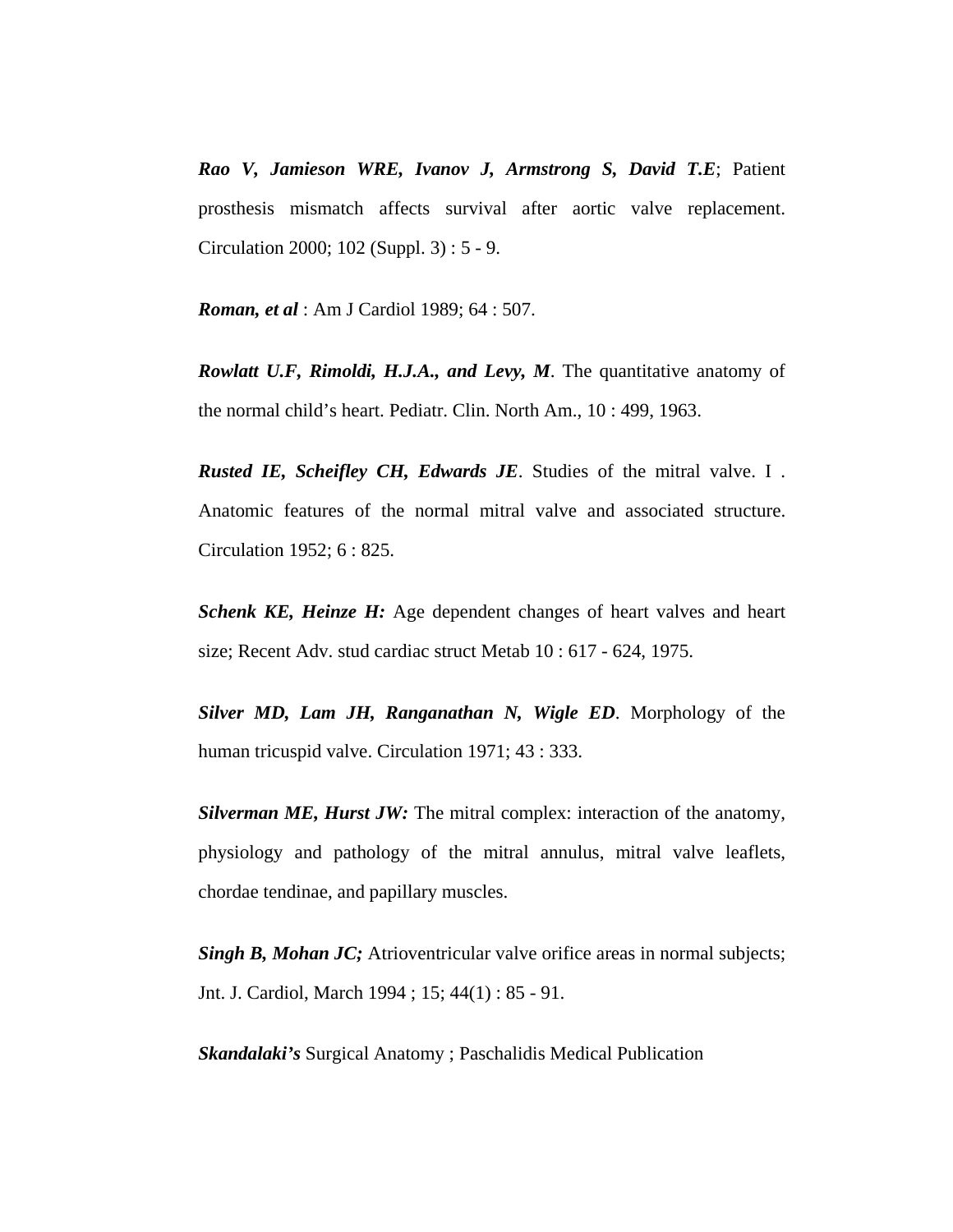***Rao V, Jamieson WRE, Ivanov J, Armstrong S, David T.E***; Patient prosthesis mismatch affects survival after aortic valve replacement. Circulation 2000; 102 (Suppl. 3) : 5 - 9.

***Roman, et al*** : Am J Cardiol 1989; 64 : 507.

***Rowlatt U.F, Rimoldi, H.J.A., and Levy, M***. The quantitative anatomy of the normal child's heart. Pediatr. Clin. North Am., 10 : 499, 1963.

***Rusted IE, Scheifley CH, Edwards JE***. Studies of the mitral valve. I . Anatomic features of the normal mitral valve and associated structure. Circulation 1952; 6 : 825.

***Schenk KE, Heinze H:*** Age dependent changes of heart valves and heart size; Recent Adv. stud cardiac struct Metab 10 : 617 - 624, 1975.

***Silver MD, Lam JH, Ranganathan N, Wigle ED***. Morphology of the human tricuspid valve. Circulation 1971; 43 : 333.

***Silverman ME, Hurst JW:*** The mitral complex: interaction of the anatomy, physiology and pathology of the mitral annulus, mitral valve leaflets, chordae tendinae, and papillary muscles.

***Singh B, Mohan JC;*** Atrioventricular valve orifice areas in normal subjects; Jnt. J. Cardiol, March 1994 ; 15; 44(1) : 85 - 91.

***Skandalaki's*** Surgical Anatomy ; Paschalidis Medical Publication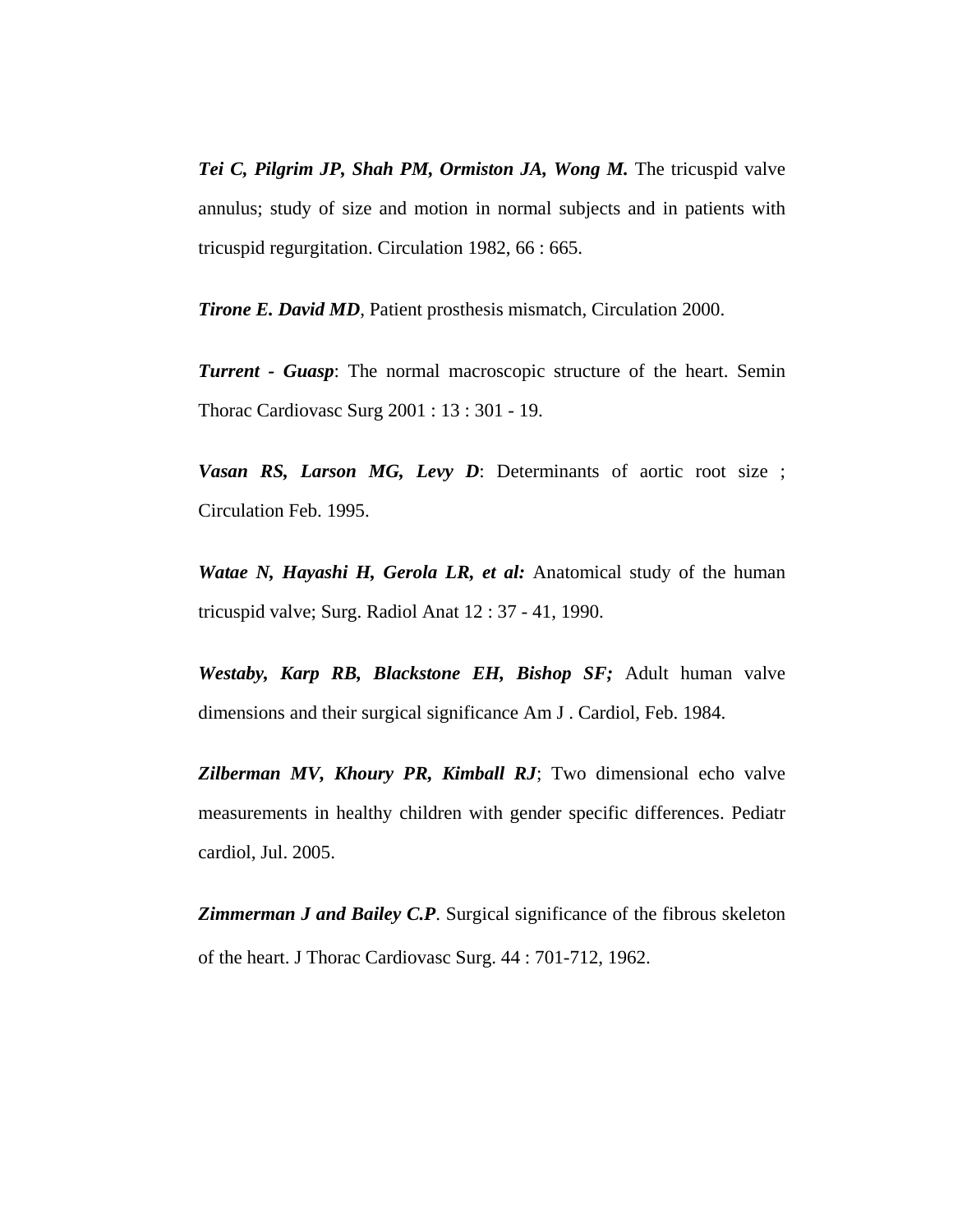***Tei C, Pilgrim JP, Shah PM, Ormiston JA, Wong M.*** The tricuspid valve annulus; study of size and motion in normal subjects and in patients with tricuspid regurgitation. Circulation 1982, 66 : 665.

***Tirone E. David MD***, Patient prosthesis mismatch, Circulation 2000.

***Turrent - Guasp***: The normal macroscopic structure of the heart. Semin Thorac Cardiovasc Surg 2001 : 13 : 301 - 19.

***Vasan RS, Larson MG, Levy D***: Determinants of aortic root size ; Circulation Feb. 1995.

***Watae N, Hayashi H, Gerola LR, et al:*** Anatomical study of the human tricuspid valve; Surg. Radiol Anat 12 : 37 - 41, 1990.

***Westaby, Karp RB, Blackstone EH, Bishop SF;*** Adult human valve dimensions and their surgical significance Am J . Cardiol, Feb. 1984.

***Zilberman MV, Khoury PR, Kimball RJ***; Two dimensional echo valve measurements in healthy children with gender specific differences. Pediatr cardiol, Jul. 2005.

***Zimmerman J and Bailey C.P***. Surgical significance of the fibrous skeleton of the heart. J Thorac Cardiovasc Surg. 44 : 701-712, 1962.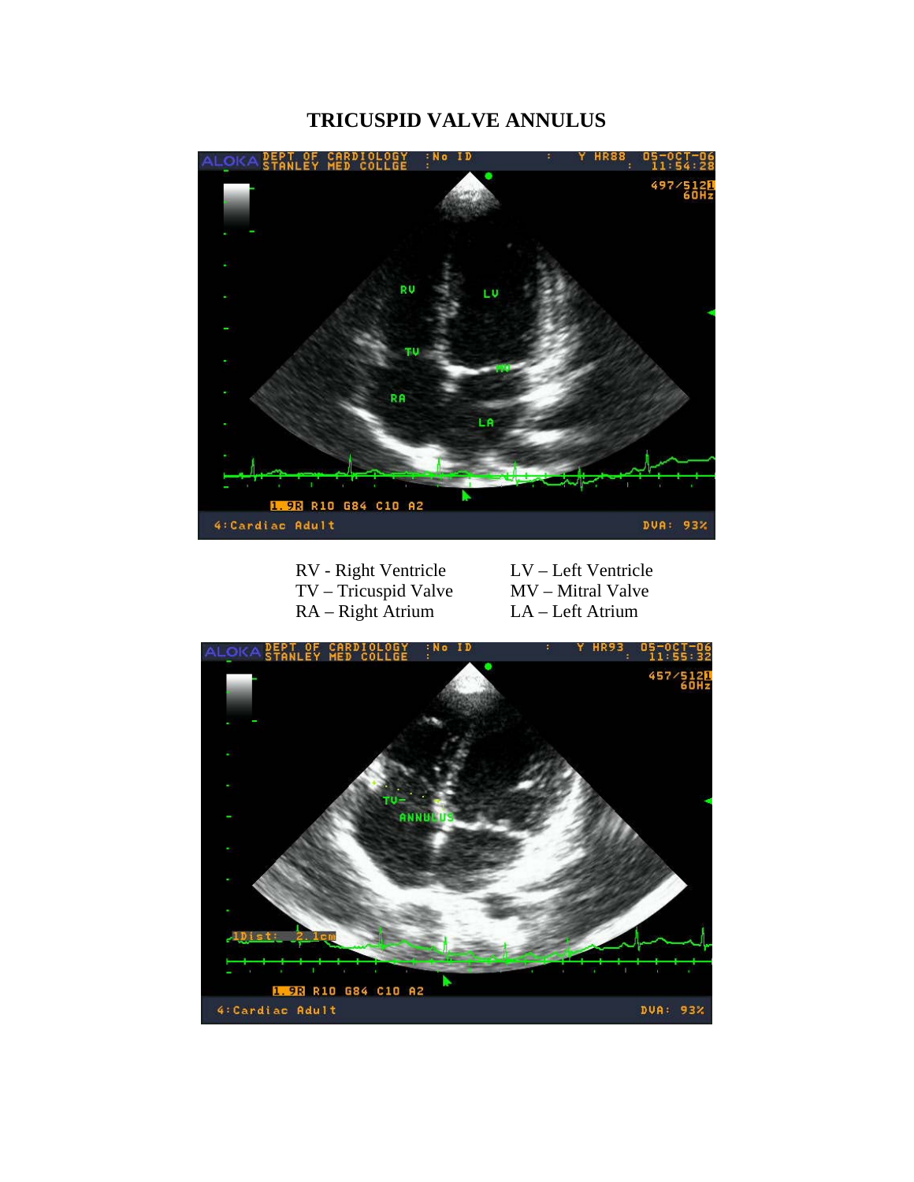# TRICUSPID VALVE ANNULUS

| | |
|---|---|
| RV - Right Ventricle | LV – Left Ventricle |
| TV – Tricuspid Valve | MV – Mitral Valve |
| RA – Right Atrium | LA – Left Atrium |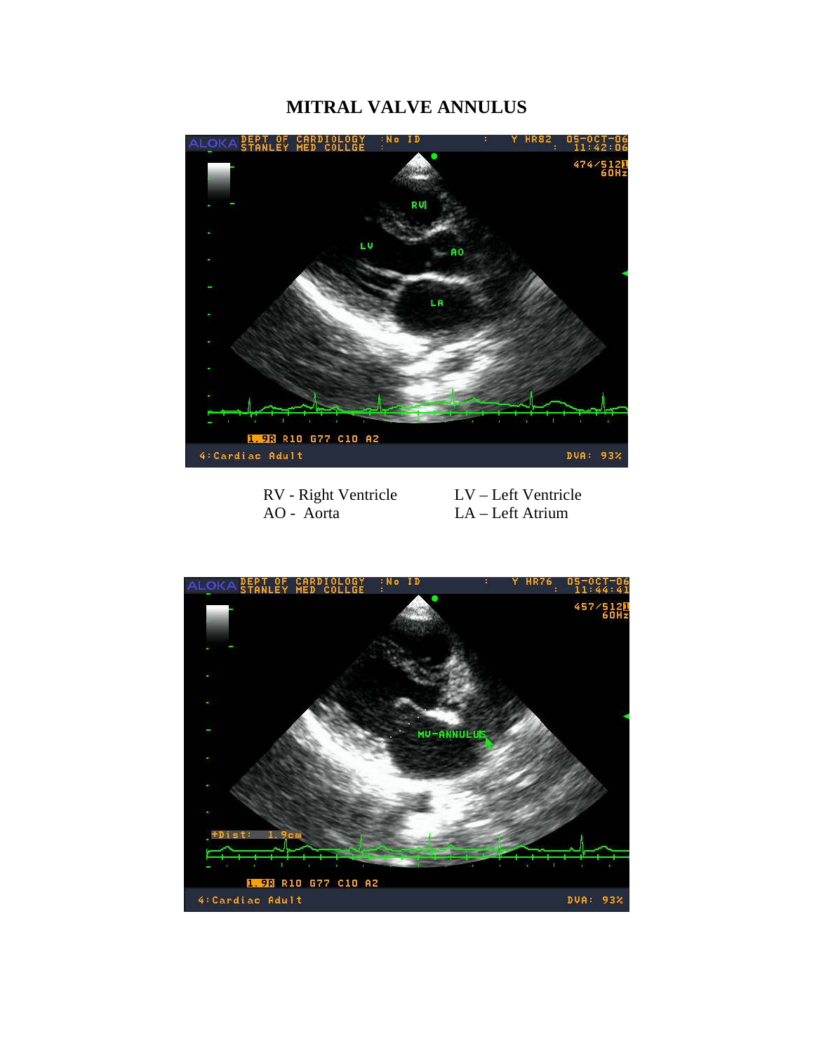# MITRAL VALVE ANNULUS

RV - Right Ventricle        LV – Left Ventricle
AO - Aorta        LA – Left Atrium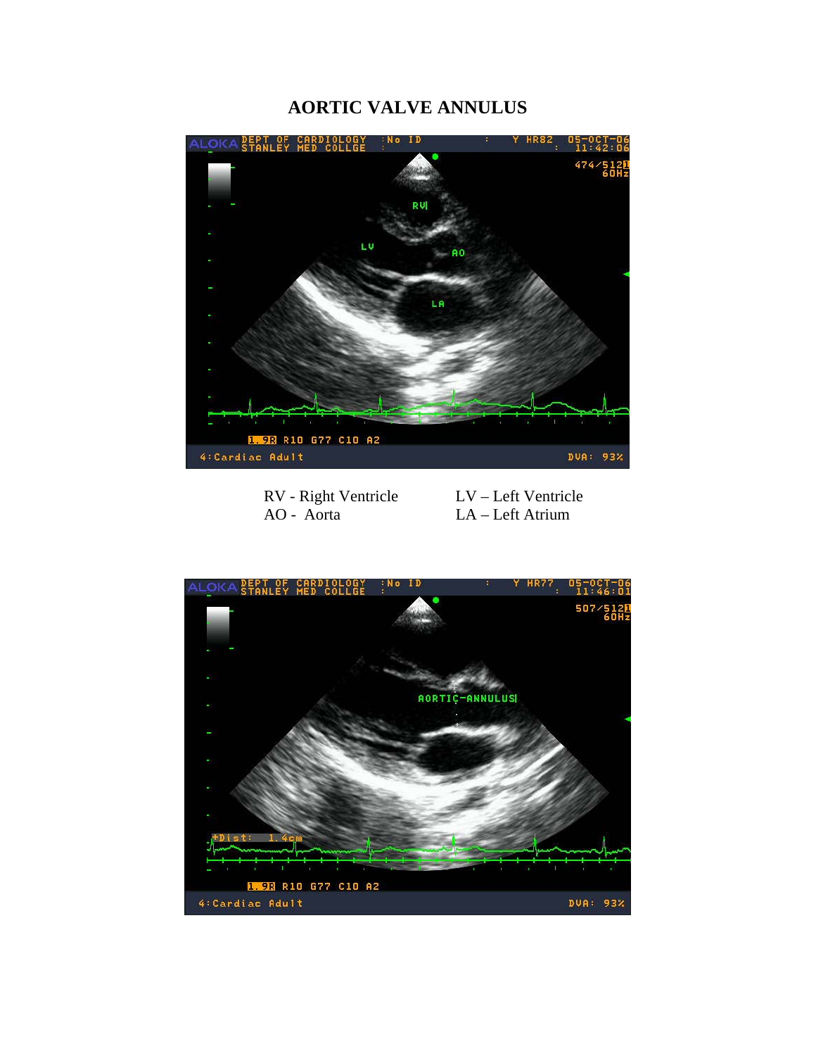# AORTIC VALVE ANNULUS

RV - Right Ventricle
AO - Aorta

LV – Left Ventricle
LA – Left Atrium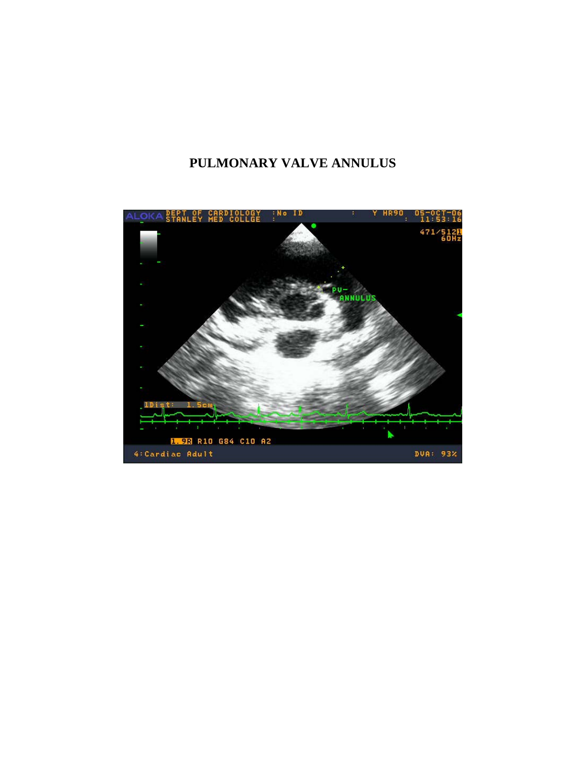**PULMONARY VALVE ANNULUS**